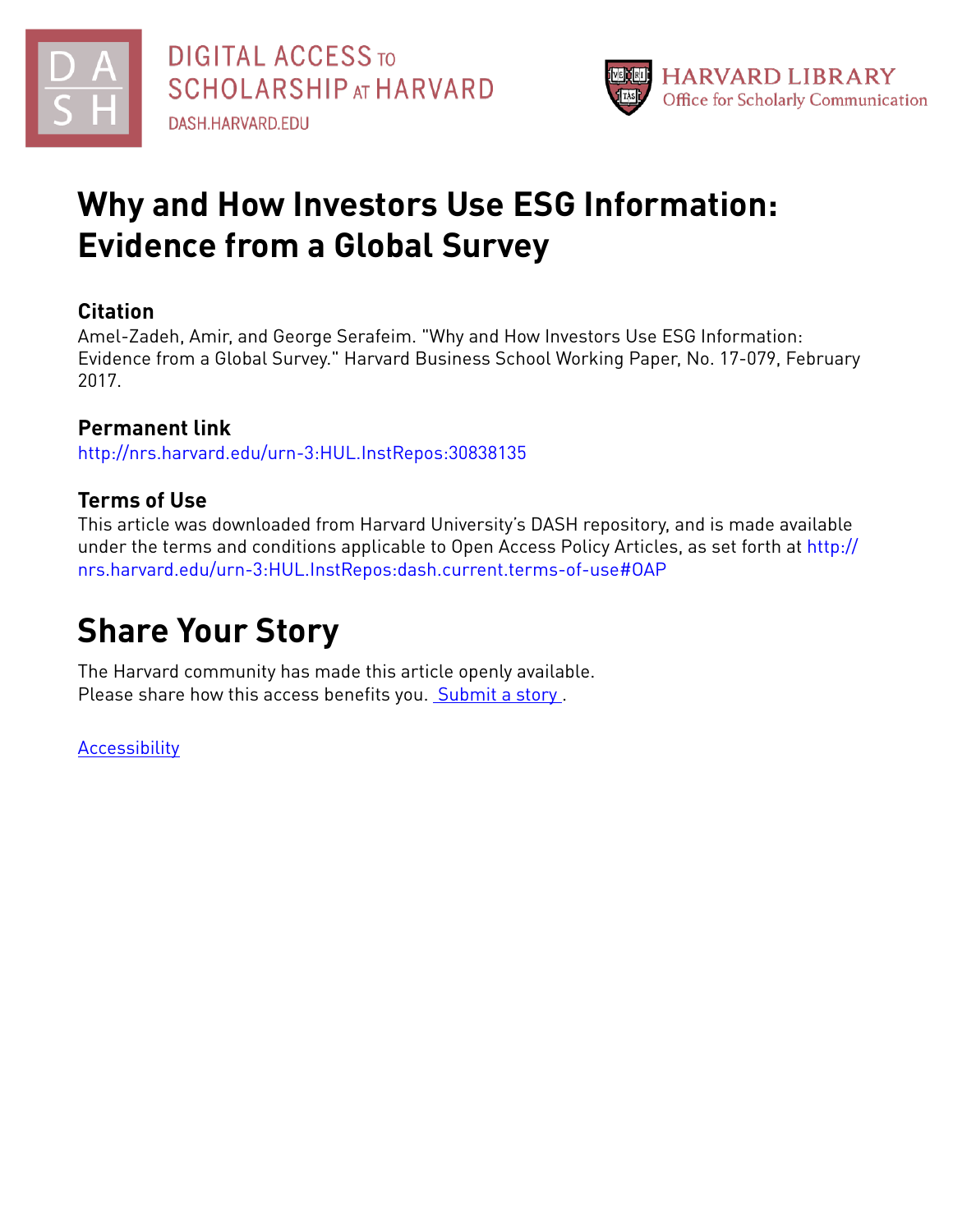DIGITAL ACCESS TO SCHOLARSHIP AT HARVARD

DASH.HARVARD.EDU

HARVARD LIBRARY
Office for Scholarly Communication

# Why and How Investors Use ESG Information: Evidence from a Global Survey

## Citation

Amel-Zadeh, Amir, and George Serafeim. "Why and How Investors Use ESG Information: Evidence from a Global Survey." Harvard Business School Working Paper, No. 17-079, February 2017.

## Permanent link

http://nrs.harvard.edu/urn-3:HUL.InstRepos:30838135

## Terms of Use

This article was downloaded from Harvard University's DASH repository, and is made available under the terms and conditions applicable to Open Access Policy Articles, as set forth at http://nrs.harvard.edu/urn-3:HUL.InstRepos:dash.current.terms-of-use#OAP

# Share Your Story

The Harvard community has made this article openly available.
Please share how this access benefits you. Submit a story .

Accessibility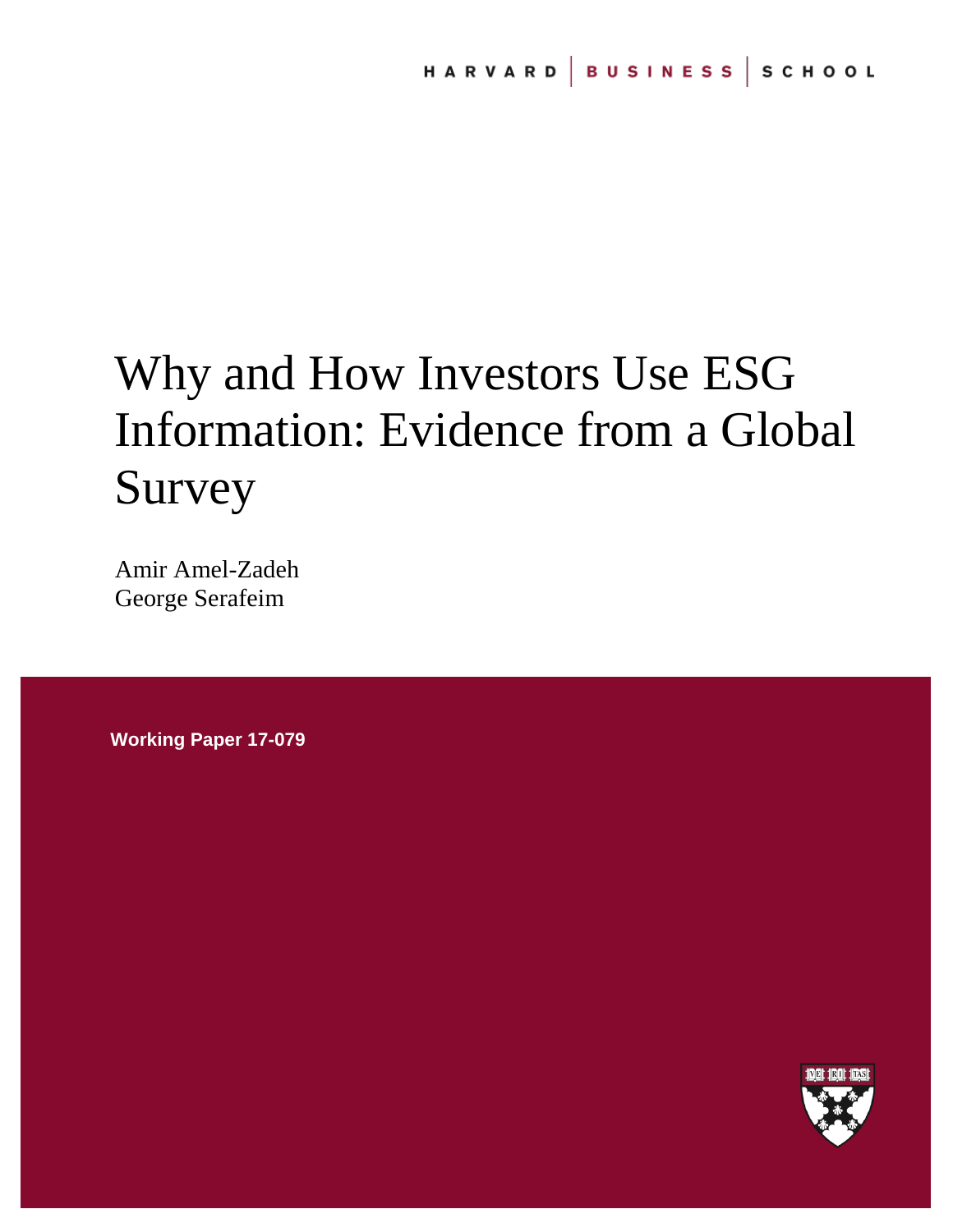# Why and How Investors Use ESG Information: Evidence from a Global Survey

Amir Amel-Zadeh
George Serafeim

**Working Paper 17-079**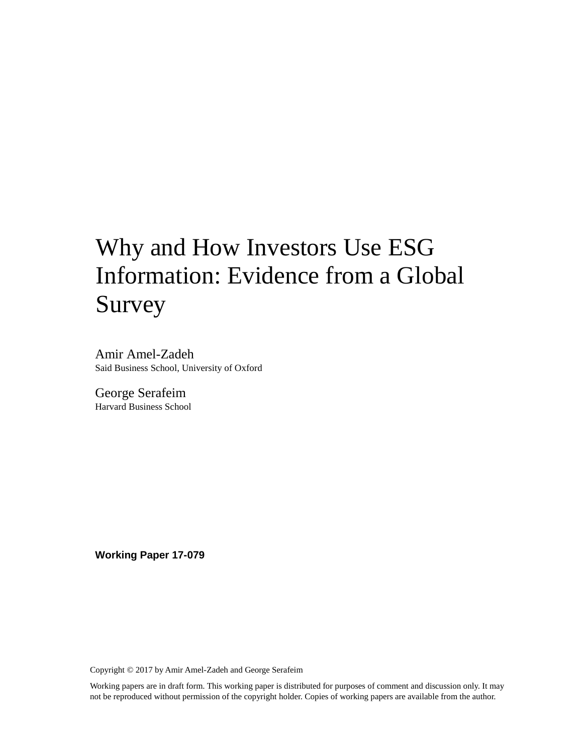# Why and How Investors Use ESG Information: Evidence from a Global Survey

Amir Amel-Zadeh
Said Business School, University of Oxford

George Serafeim
Harvard Business School

**Working Paper 17-079**

Copyright © 2017 by Amir Amel-Zadeh and George Serafeim

Working papers are in draft form. This working paper is distributed for purposes of comment and discussion only. It may not be reproduced without permission of the copyright holder. Copies of working papers are available from the author.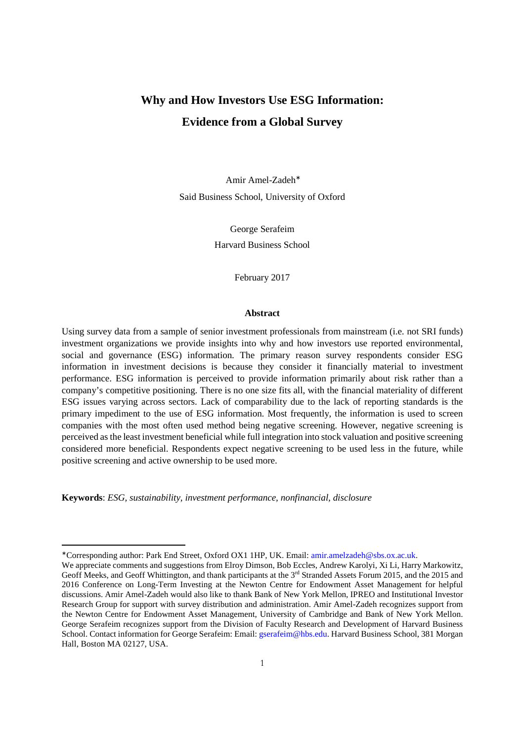# Why and How Investors Use ESG Information: Evidence from a Global Survey

Amir Amel-Zadeh*

Said Business School, University of Oxford

George Serafeim

Harvard Business School

February 2017

### Abstract

Using survey data from a sample of senior investment professionals from mainstream (i.e. not SRI funds) investment organizations we provide insights into why and how investors use reported environmental, social and governance (ESG) information. The primary reason survey respondents consider ESG information in investment decisions is because they consider it financially material to investment performance. ESG information is perceived to provide information primarily about risk rather than a company's competitive positioning. There is no one size fits all, with the financial materiality of different ESG issues varying across sectors. Lack of comparability due to the lack of reporting standards is the primary impediment to the use of ESG information. Most frequently, the information is used to screen companies with the most often used method being negative screening. However, negative screening is perceived as the least investment beneficial while full integration into stock valuation and positive screening considered more beneficial. Respondents expect negative screening to be used less in the future, while positive screening and active ownership to be used more.

**Keywords**: *ESG, sustainability, investment performance, nonfinancial, disclosure*

---

*Corresponding author: Park End Street, Oxford OX1 1HP, UK. Email: amir.amelzadeh@sbs.ox.ac.uk.

We appreciate comments and suggestions from Elroy Dimson, Bob Eccles, Andrew Karolyi, Xi Li, Harry Markowitz, Geoff Meeks, and Geoff Whittington, and thank participants at the 3rd Stranded Assets Forum 2015, and the 2015 and 2016 Conference on Long-Term Investing at the Newton Centre for Endowment Asset Management for helpful discussions. Amir Amel-Zadeh would also like to thank Bank of New York Mellon, IPREO and Institutional Investor Research Group for support with survey distribution and administration. Amir Amel-Zadeh recognizes support from the Newton Centre for Endowment Asset Management, University of Cambridge and Bank of New York Mellon. George Serafeim recognizes support from the Division of Faculty Research and Development of Harvard Business School. Contact information for George Serafeim: Email: gserafeim@hbs.edu. Harvard Business School, 381 Morgan Hall, Boston MA 02127, USA.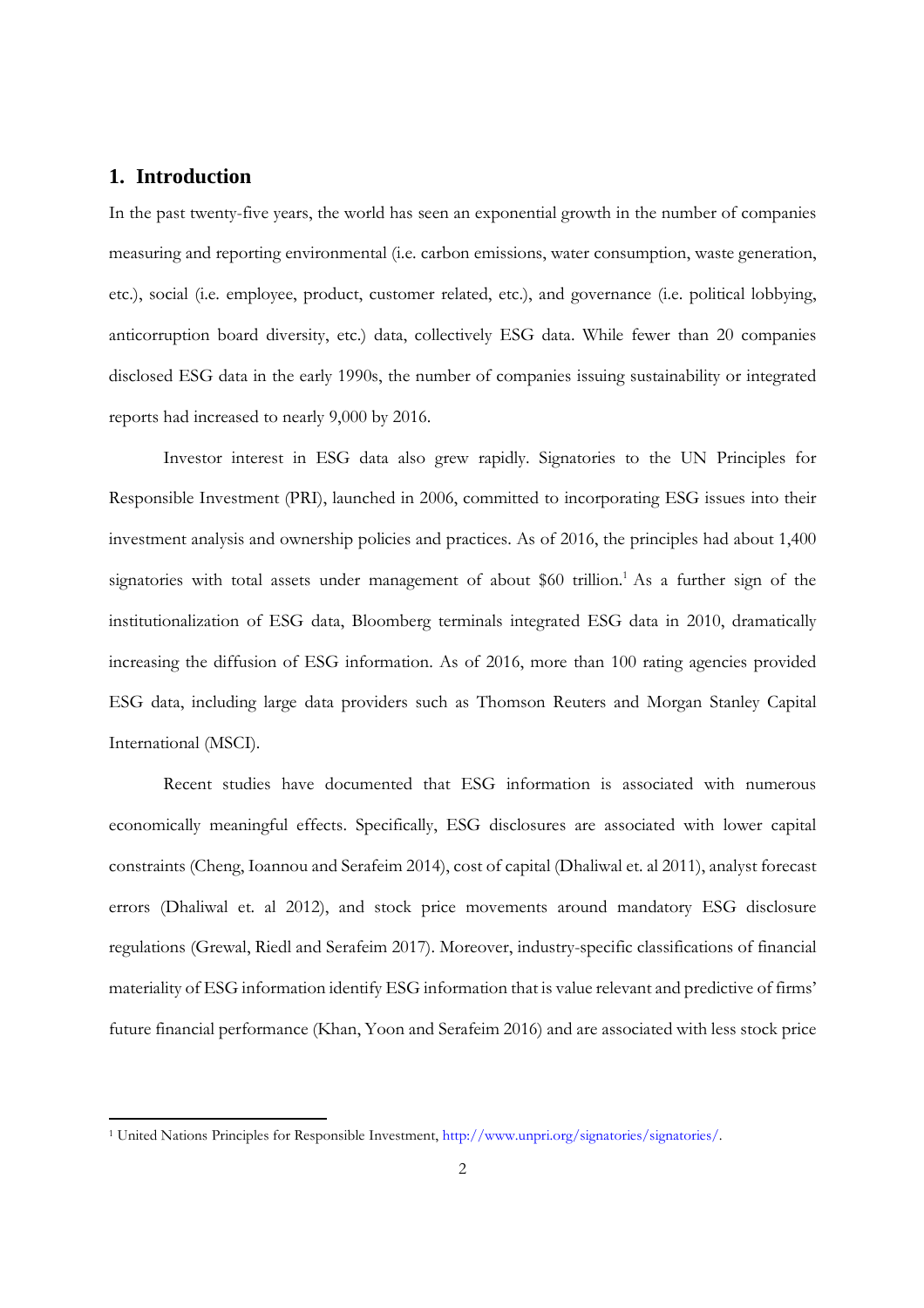## 1. Introduction

In the past twenty-five years, the world has seen an exponential growth in the number of companies measuring and reporting environmental (i.e. carbon emissions, water consumption, waste generation, etc.), social (i.e. employee, product, customer related, etc.), and governance (i.e. political lobbying, anticorruption board diversity, etc.) data, collectively ESG data. While fewer than 20 companies disclosed ESG data in the early 1990s, the number of companies issuing sustainability or integrated reports had increased to nearly 9,000 by 2016.

Investor interest in ESG data also grew rapidly. Signatories to the UN Principles for Responsible Investment (PRI), launched in 2006, committed to incorporating ESG issues into their investment analysis and ownership policies and practices. As of 2016, the principles had about 1,400 signatories with total assets under management of about $60 trillion.[1] As a further sign of the institutionalization of ESG data, Bloomberg terminals integrated ESG data in 2010, dramatically increasing the diffusion of ESG information. As of 2016, more than 100 rating agencies provided ESG data, including large data providers such as Thomson Reuters and Morgan Stanley Capital International (MSCI).

Recent studies have documented that ESG information is associated with numerous economically meaningful effects. Specifically, ESG disclosures are associated with lower capital constraints (Cheng, Ioannou and Serafeim 2014), cost of capital (Dhaliwal et. al 2011), analyst forecast errors (Dhaliwal et. al 2012), and stock price movements around mandatory ESG disclosure regulations (Grewal, Riedl and Serafeim 2017). Moreover, industry-specific classifications of financial materiality of ESG information identify ESG information that is value relevant and predictive of firms' future financial performance (Khan, Yoon and Serafeim 2016) and are associated with less stock price

---

[1] United Nations Principles for Responsible Investment, http://www.unpri.org/signatories/signatories/.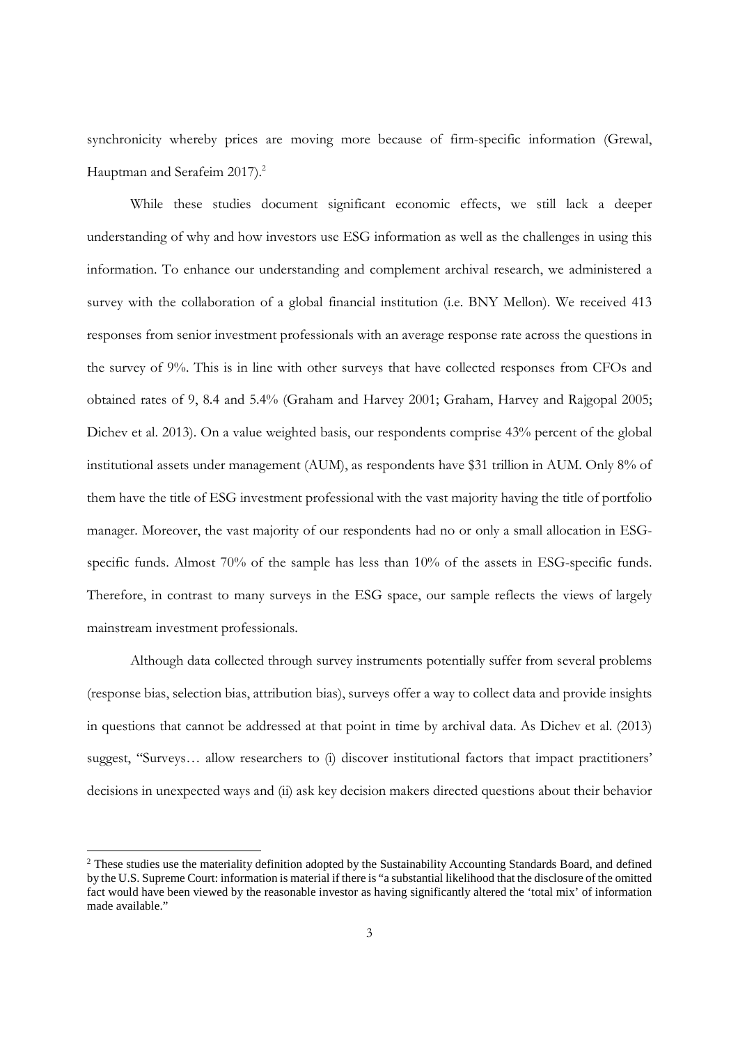synchronicity whereby prices are moving more because of firm-specific information (Grewal, Hauptman and Serafeim 2017).[2]

While these studies document significant economic effects, we still lack a deeper understanding of why and how investors use ESG information as well as the challenges in using this information. To enhance our understanding and complement archival research, we administered a survey with the collaboration of a global financial institution (i.e. BNY Mellon). We received 413 responses from senior investment professionals with an average response rate across the questions in the survey of 9%. This is in line with other surveys that have collected responses from CFOs and obtained rates of 9, 8.4 and 5.4% (Graham and Harvey 2001; Graham, Harvey and Rajgopal 2005; Dichev et al. 2013). On a value weighted basis, our respondents comprise 43% percent of the global institutional assets under management (AUM), as respondents have $31 trillion in AUM. Only 8% of them have the title of ESG investment professional with the vast majority having the title of portfolio manager. Moreover, the vast majority of our respondents had no or only a small allocation in ESG-specific funds. Almost 70% of the sample has less than 10% of the assets in ESG-specific funds. Therefore, in contrast to many surveys in the ESG space, our sample reflects the views of largely mainstream investment professionals.

Although data collected through survey instruments potentially suffer from several problems (response bias, selection bias, attribution bias), surveys offer a way to collect data and provide insights in questions that cannot be addressed at that point in time by archival data. As Dichev et al. (2013) suggest, "Surveys… allow researchers to (i) discover institutional factors that impact practitioners' decisions in unexpected ways and (ii) ask key decision makers directed questions about their behavior

---

[2] These studies use the materiality definition adopted by the Sustainability Accounting Standards Board, and defined by the U.S. Supreme Court: information is material if there is "a substantial likelihood that the disclosure of the omitted fact would have been viewed by the reasonable investor as having significantly altered the 'total mix' of information made available."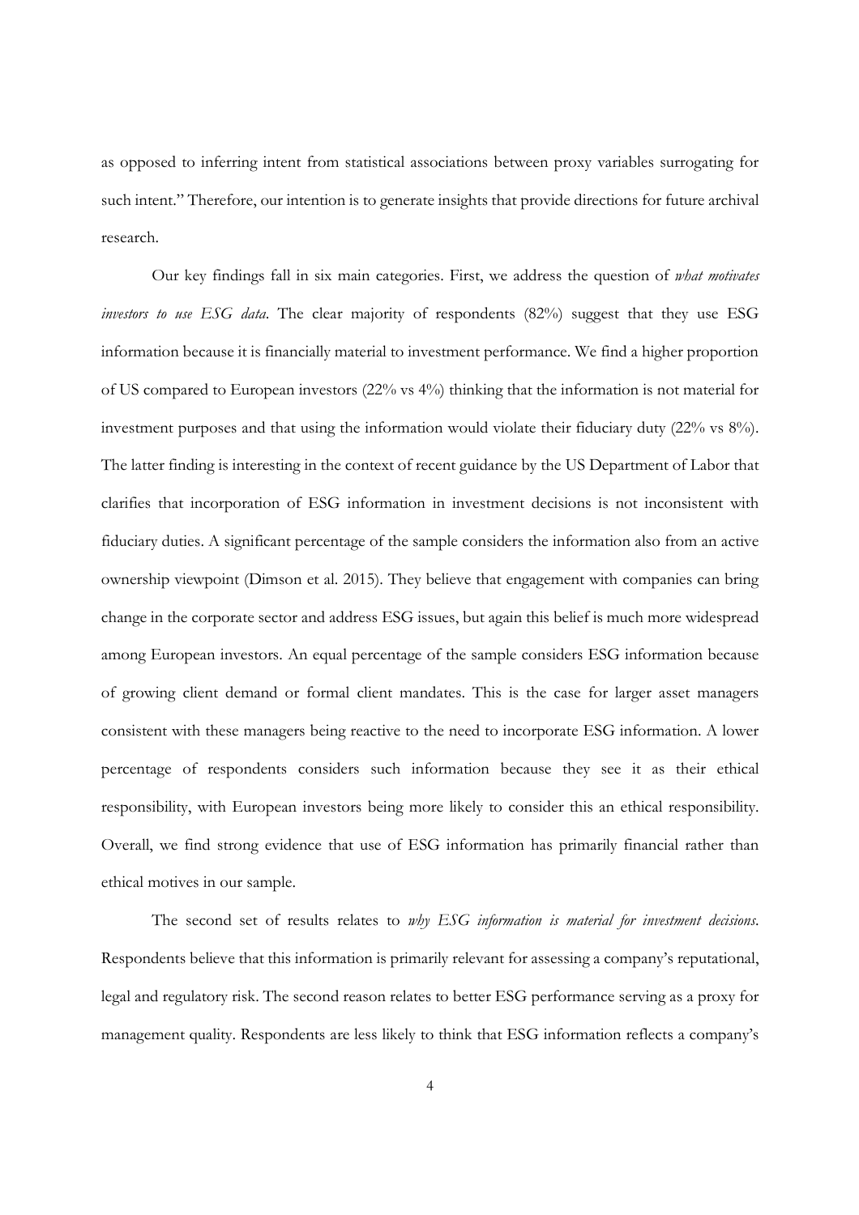as opposed to inferring intent from statistical associations between proxy variables surrogating for such intent." Therefore, our intention is to generate insights that provide directions for future archival research.

Our key findings fall in six main categories. First, we address the question of *what motivates investors to use ESG data*. The clear majority of respondents (82%) suggest that they use ESG information because it is financially material to investment performance. We find a higher proportion of US compared to European investors (22% vs 4%) thinking that the information is not material for investment purposes and that using the information would violate their fiduciary duty (22% vs 8%). The latter finding is interesting in the context of recent guidance by the US Department of Labor that clarifies that incorporation of ESG information in investment decisions is not inconsistent with fiduciary duties. A significant percentage of the sample considers the information also from an active ownership viewpoint (Dimson et al. 2015). They believe that engagement with companies can bring change in the corporate sector and address ESG issues, but again this belief is much more widespread among European investors. An equal percentage of the sample considers ESG information because of growing client demand or formal client mandates. This is the case for larger asset managers consistent with these managers being reactive to the need to incorporate ESG information. A lower percentage of respondents considers such information because they see it as their ethical responsibility, with European investors being more likely to consider this an ethical responsibility. Overall, we find strong evidence that use of ESG information has primarily financial rather than ethical motives in our sample.

The second set of results relates to *why ESG information is material for investment decisions*. Respondents believe that this information is primarily relevant for assessing a company's reputational, legal and regulatory risk. The second reason relates to better ESG performance serving as a proxy for management quality. Respondents are less likely to think that ESG information reflects a company's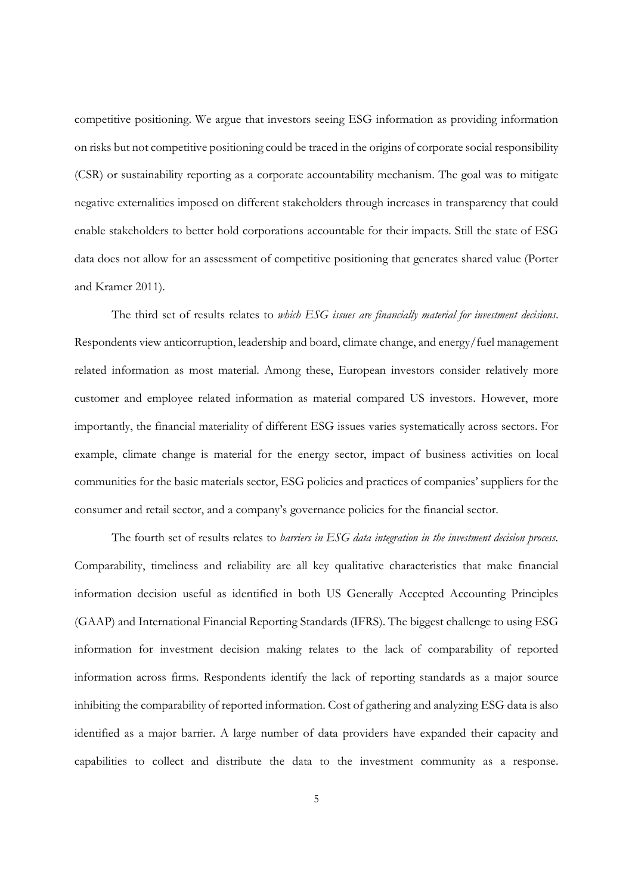competitive positioning. We argue that investors seeing ESG information as providing information on risks but not competitive positioning could be traced in the origins of corporate social responsibility (CSR) or sustainability reporting as a corporate accountability mechanism. The goal was to mitigate negative externalities imposed on different stakeholders through increases in transparency that could enable stakeholders to better hold corporations accountable for their impacts. Still the state of ESG data does not allow for an assessment of competitive positioning that generates shared value (Porter and Kramer 2011).

The third set of results relates to *which ESG issues are financially material for investment decisions*. Respondents view anticorruption, leadership and board, climate change, and energy/fuel management related information as most material. Among these, European investors consider relatively more customer and employee related information as material compared US investors. However, more importantly, the financial materiality of different ESG issues varies systematically across sectors. For example, climate change is material for the energy sector, impact of business activities on local communities for the basic materials sector, ESG policies and practices of companies' suppliers for the consumer and retail sector, and a company's governance policies for the financial sector.

The fourth set of results relates to *barriers in ESG data integration in the investment decision process*. Comparability, timeliness and reliability are all key qualitative characteristics that make financial information decision useful as identified in both US Generally Accepted Accounting Principles (GAAP) and International Financial Reporting Standards (IFRS). The biggest challenge to using ESG information for investment decision making relates to the lack of comparability of reported information across firms. Respondents identify the lack of reporting standards as a major source inhibiting the comparability of reported information. Cost of gathering and analyzing ESG data is also identified as a major barrier. A large number of data providers have expanded their capacity and capabilities to collect and distribute the data to the investment community as a response.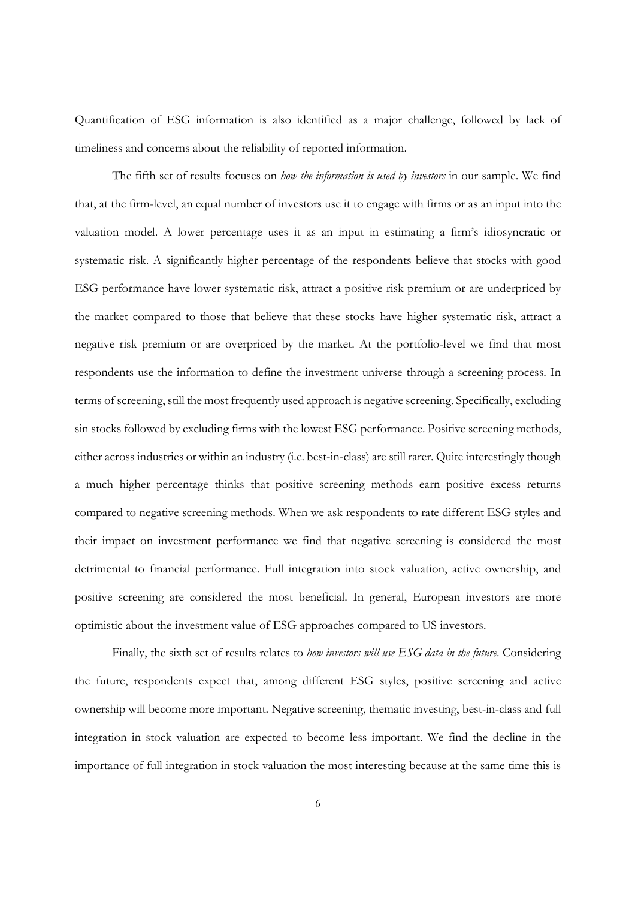Quantification of ESG information is also identified as a major challenge, followed by lack of timeliness and concerns about the reliability of reported information.

The fifth set of results focuses on *how the information is used by investors* in our sample. We find that, at the firm-level, an equal number of investors use it to engage with firms or as an input into the valuation model. A lower percentage uses it as an input in estimating a firm's idiosyncratic or systematic risk. A significantly higher percentage of the respondents believe that stocks with good ESG performance have lower systematic risk, attract a positive risk premium or are underpriced by the market compared to those that believe that these stocks have higher systematic risk, attract a negative risk premium or are overpriced by the market. At the portfolio-level we find that most respondents use the information to define the investment universe through a screening process. In terms of screening, still the most frequently used approach is negative screening. Specifically, excluding sin stocks followed by excluding firms with the lowest ESG performance. Positive screening methods, either across industries or within an industry (i.e. best-in-class) are still rarer. Quite interestingly though a much higher percentage thinks that positive screening methods earn positive excess returns compared to negative screening methods. When we ask respondents to rate different ESG styles and their impact on investment performance we find that negative screening is considered the most detrimental to financial performance. Full integration into stock valuation, active ownership, and positive screening are considered the most beneficial. In general, European investors are more optimistic about the investment value of ESG approaches compared to US investors.

Finally, the sixth set of results relates to *how investors will use ESG data in the future*. Considering the future, respondents expect that, among different ESG styles, positive screening and active ownership will become more important. Negative screening, thematic investing, best-in-class and full integration in stock valuation are expected to become less important. We find the decline in the importance of full integration in stock valuation the most interesting because at the same time this is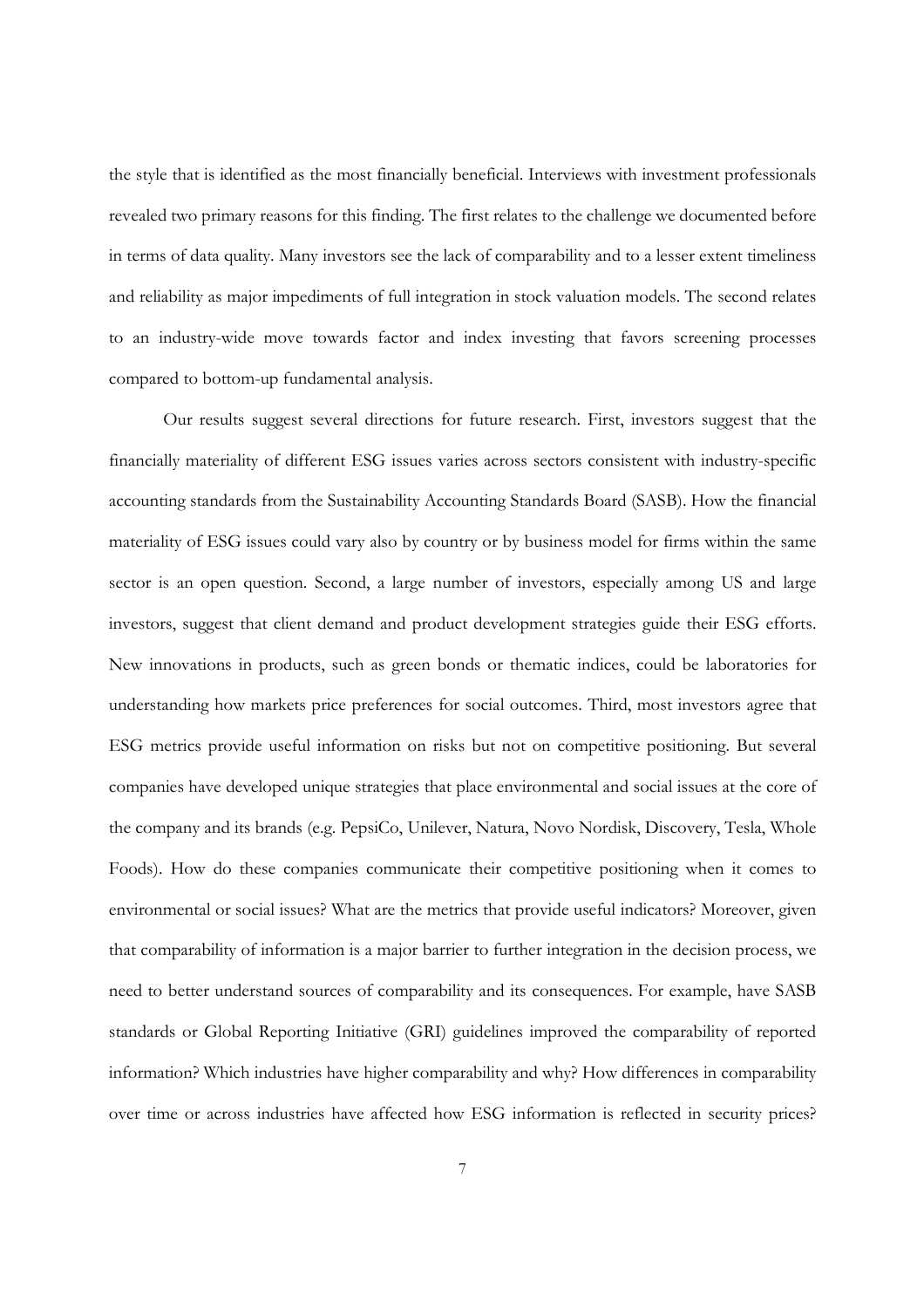the style that is identified as the most financially beneficial. Interviews with investment professionals revealed two primary reasons for this finding. The first relates to the challenge we documented before in terms of data quality. Many investors see the lack of comparability and to a lesser extent timeliness and reliability as major impediments of full integration in stock valuation models. The second relates to an industry-wide move towards factor and index investing that favors screening processes compared to bottom-up fundamental analysis.

Our results suggest several directions for future research. First, investors suggest that the financially materiality of different ESG issues varies across sectors consistent with industry-specific accounting standards from the Sustainability Accounting Standards Board (SASB). How the financial materiality of ESG issues could vary also by country or by business model for firms within the same sector is an open question. Second, a large number of investors, especially among US and large investors, suggest that client demand and product development strategies guide their ESG efforts. New innovations in products, such as green bonds or thematic indices, could be laboratories for understanding how markets price preferences for social outcomes. Third, most investors agree that ESG metrics provide useful information on risks but not on competitive positioning. But several companies have developed unique strategies that place environmental and social issues at the core of the company and its brands (e.g. PepsiCo, Unilever, Natura, Novo Nordisk, Discovery, Tesla, Whole Foods). How do these companies communicate their competitive positioning when it comes to environmental or social issues? What are the metrics that provide useful indicators? Moreover, given that comparability of information is a major barrier to further integration in the decision process, we need to better understand sources of comparability and its consequences. For example, have SASB standards or Global Reporting Initiative (GRI) guidelines improved the comparability of reported information? Which industries have higher comparability and why? How differences in comparability over time or across industries have affected how ESG information is reflected in security prices?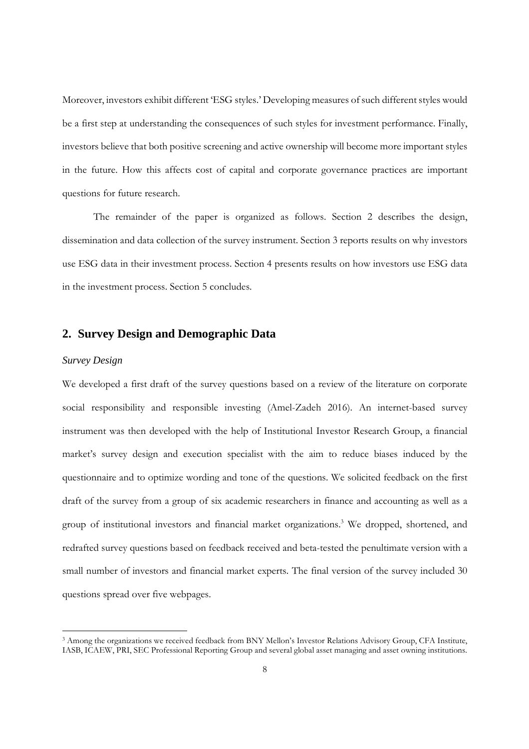Moreover, investors exhibit different 'ESG styles.' Developing measures of such different styles would be a first step at understanding the consequences of such styles for investment performance. Finally, investors believe that both positive screening and active ownership will become more important styles in the future. How this affects cost of capital and corporate governance practices are important questions for future research.

The remainder of the paper is organized as follows. Section 2 describes the design, dissemination and data collection of the survey instrument. Section 3 reports results on why investors use ESG data in their investment process. Section 4 presents results on how investors use ESG data in the investment process. Section 5 concludes.

## 2. Survey Design and Demographic Data

### *Survey Design*

We developed a first draft of the survey questions based on a review of the literature on corporate social responsibility and responsible investing (Amel-Zadeh 2016). An internet-based survey instrument was then developed with the help of Institutional Investor Research Group, a financial market's survey design and execution specialist with the aim to reduce biases induced by the questionnaire and to optimize wording and tone of the questions. We solicited feedback on the first draft of the survey from a group of six academic researchers in finance and accounting as well as a group of institutional investors and financial market organizations.[3] We dropped, shortened, and redrafted survey questions based on feedback received and beta-tested the penultimate version with a small number of investors and financial market experts. The final version of the survey included 30 questions spread over five webpages.

[3] Among the organizations we received feedback from BNY Mellon's Investor Relations Advisory Group, CFA Institute, IASB, ICAEW, PRI, SEC Professional Reporting Group and several global asset managing and asset owning institutions.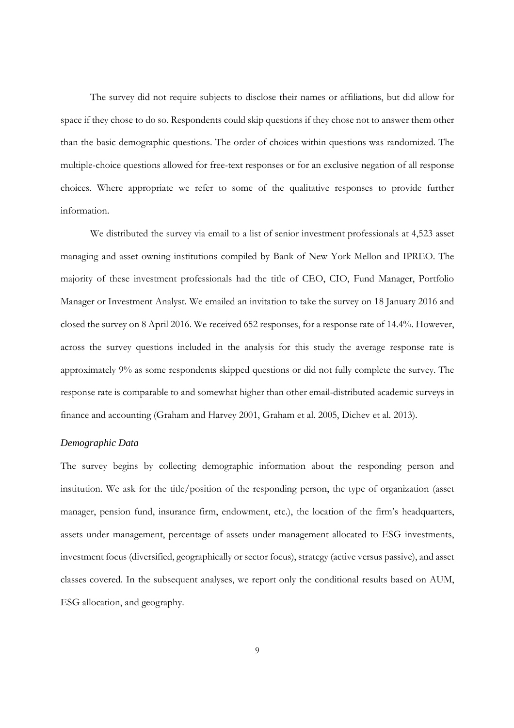The survey did not require subjects to disclose their names or affiliations, but did allow for space if they chose to do so. Respondents could skip questions if they chose not to answer them other than the basic demographic questions. The order of choices within questions was randomized. The multiple-choice questions allowed for free-text responses or for an exclusive negation of all response choices. Where appropriate we refer to some of the qualitative responses to provide further information.

We distributed the survey via email to a list of senior investment professionals at 4,523 asset managing and asset owning institutions compiled by Bank of New York Mellon and IPREO. The majority of these investment professionals had the title of CEO, CIO, Fund Manager, Portfolio Manager or Investment Analyst. We emailed an invitation to take the survey on 18 January 2016 and closed the survey on 8 April 2016. We received 652 responses, for a response rate of 14.4%. However, across the survey questions included in the analysis for this study the average response rate is approximately 9% as some respondents skipped questions or did not fully complete the survey. The response rate is comparable to and somewhat higher than other email-distributed academic surveys in finance and accounting (Graham and Harvey 2001, Graham et al. 2005, Dichev et al. 2013).

### *Demographic Data*

The survey begins by collecting demographic information about the responding person and institution. We ask for the title/position of the responding person, the type of organization (asset manager, pension fund, insurance firm, endowment, etc.), the location of the firm's headquarters, assets under management, percentage of assets under management allocated to ESG investments, investment focus (diversified, geographically or sector focus), strategy (active versus passive), and asset classes covered. In the subsequent analyses, we report only the conditional results based on AUM, ESG allocation, and geography.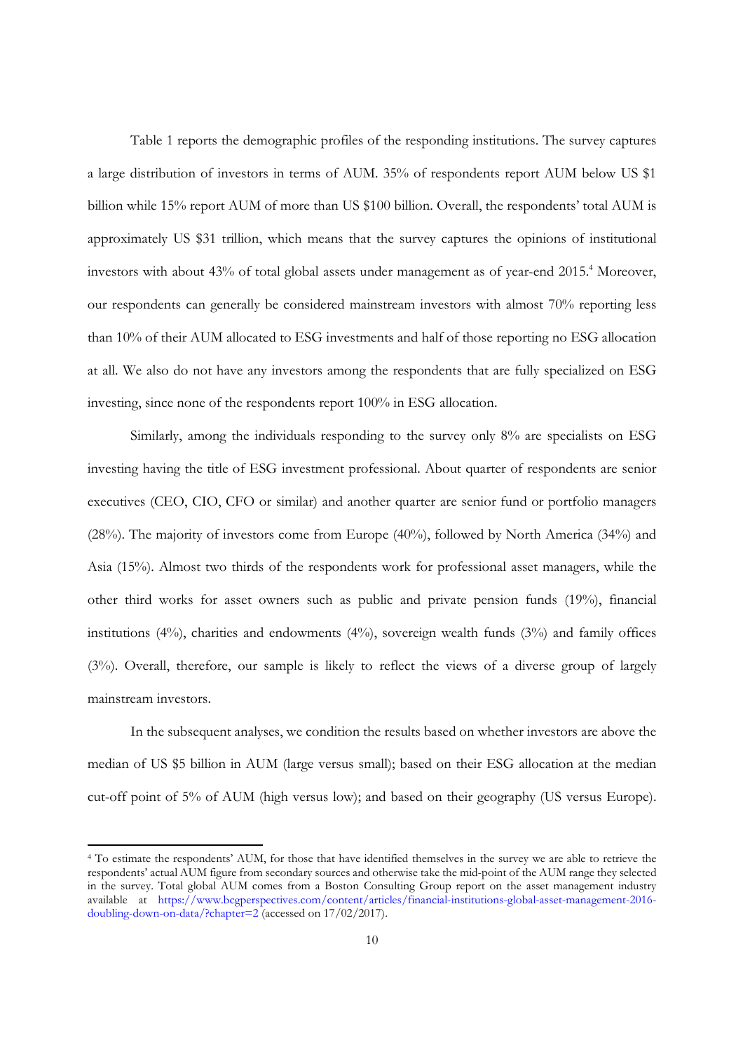Table 1 reports the demographic profiles of the responding institutions. The survey captures a large distribution of investors in terms of AUM. 35% of respondents report AUM below US $1 billion while 15% report AUM of more than US $100 billion. Overall, the respondents' total AUM is approximately US $31 trillion, which means that the survey captures the opinions of institutional investors with about 43% of total global assets under management as of year-end 2015.[4] Moreover, our respondents can generally be considered mainstream investors with almost 70% reporting less than 10% of their AUM allocated to ESG investments and half of those reporting no ESG allocation at all. We also do not have any investors among the respondents that are fully specialized on ESG investing, since none of the respondents report 100% in ESG allocation.

Similarly, among the individuals responding to the survey only 8% are specialists on ESG investing having the title of ESG investment professional. About quarter of respondents are senior executives (CEO, CIO, CFO or similar) and another quarter are senior fund or portfolio managers (28%). The majority of investors come from Europe (40%), followed by North America (34%) and Asia (15%). Almost two thirds of the respondents work for professional asset managers, while the other third works for asset owners such as public and private pension funds (19%), financial institutions (4%), charities and endowments (4%), sovereign wealth funds (3%) and family offices (3%). Overall, therefore, our sample is likely to reflect the views of a diverse group of largely mainstream investors.

In the subsequent analyses, we condition the results based on whether investors are above the median of US $5 billion in AUM (large versus small); based on their ESG allocation at the median cut-off point of 5% of AUM (high versus low); and based on their geography (US versus Europe).

[4] To estimate the respondents' AUM, for those that have identified themselves in the survey we are able to retrieve the respondents' actual AUM figure from secondary sources and otherwise take the mid-point of the AUM range they selected in the survey. Total global AUM comes from a Boston Consulting Group report on the asset management industry available at https://www.bcgperspectives.com/content/articles/financial-institutions-global-asset-management-2016-doubling-down-on-data/?chapter=2 (accessed on 17/02/2017).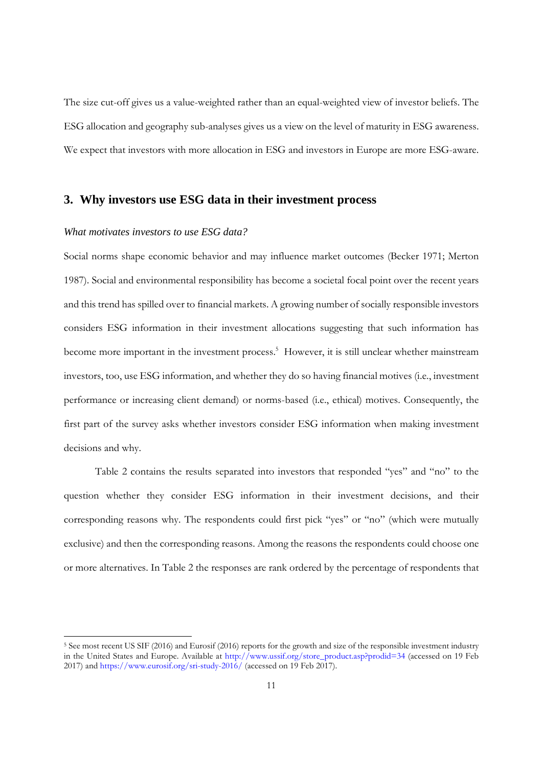The size cut-off gives us a value-weighted rather than an equal-weighted view of investor beliefs. The ESG allocation and geography sub-analyses gives us a view on the level of maturity in ESG awareness. We expect that investors with more allocation in ESG and investors in Europe are more ESG-aware.

## 3. Why investors use ESG data in their investment process

### *What motivates investors to use ESG data?*

Social norms shape economic behavior and may influence market outcomes (Becker 1971; Merton 1987). Social and environmental responsibility has become a societal focal point over the recent years and this trend has spilled over to financial markets. A growing number of socially responsible investors considers ESG information in their investment allocations suggesting that such information has become more important in the investment process.[5] However, it is still unclear whether mainstream investors, too, use ESG information, and whether they do so having financial motives (i.e., investment performance or increasing client demand) or norms-based (i.e., ethical) motives. Consequently, the first part of the survey asks whether investors consider ESG information when making investment decisions and why.

Table 2 contains the results separated into investors that responded "yes" and "no" to the question whether they consider ESG information in their investment decisions, and their corresponding reasons why. The respondents could first pick "yes" or "no" (which were mutually exclusive) and then the corresponding reasons. Among the reasons the respondents could choose one or more alternatives. In Table 2 the responses are rank ordered by the percentage of respondents that

[5] See most recent US SIF (2016) and Eurosif (2016) reports for the growth and size of the responsible investment industry in the United States and Europe. Available at http://www.ussif.org/store_product.asp?prodid=34 (accessed on 19 Feb 2017) and https://www.eurosif.org/sri-study-2016/ (accessed on 19 Feb 2017).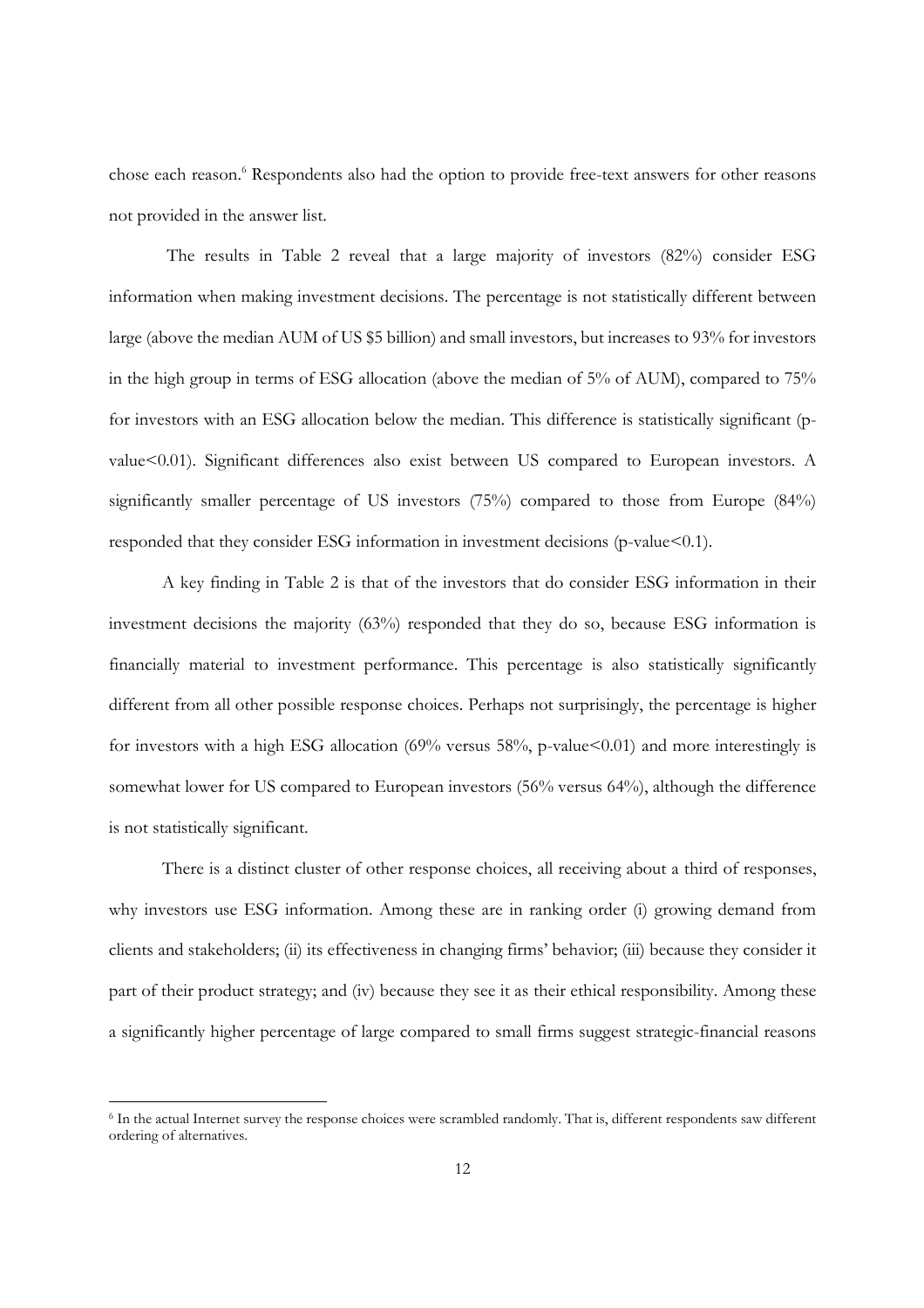chose each reason.[6] Respondents also had the option to provide free-text answers for other reasons not provided in the answer list.

The results in Table 2 reveal that a large majority of investors (82%) consider ESG information when making investment decisions. The percentage is not statistically different between large (above the median AUM of US $5 billion) and small investors, but increases to 93% for investors in the high group in terms of ESG allocation (above the median of 5% of AUM), compared to 75% for investors with an ESG allocation below the median. This difference is statistically significant (p-value<0.01). Significant differences also exist between US compared to European investors. A significantly smaller percentage of US investors (75%) compared to those from Europe (84%) responded that they consider ESG information in investment decisions (p-value<0.1).

A key finding in Table 2 is that of the investors that do consider ESG information in their investment decisions the majority (63%) responded that they do so, because ESG information is financially material to investment performance. This percentage is also statistically significantly different from all other possible response choices. Perhaps not surprisingly, the percentage is higher for investors with a high ESG allocation (69% versus 58%, p-value<0.01) and more interestingly is somewhat lower for US compared to European investors (56% versus 64%), although the difference is not statistically significant.

There is a distinct cluster of other response choices, all receiving about a third of responses, why investors use ESG information. Among these are in ranking order (i) growing demand from clients and stakeholders; (ii) its effectiveness in changing firms' behavior; (iii) because they consider it part of their product strategy; and (iv) because they see it as their ethical responsibility. Among these a significantly higher percentage of large compared to small firms suggest strategic-financial reasons

[6] In the actual Internet survey the response choices were scrambled randomly. That is, different respondents saw different ordering of alternatives.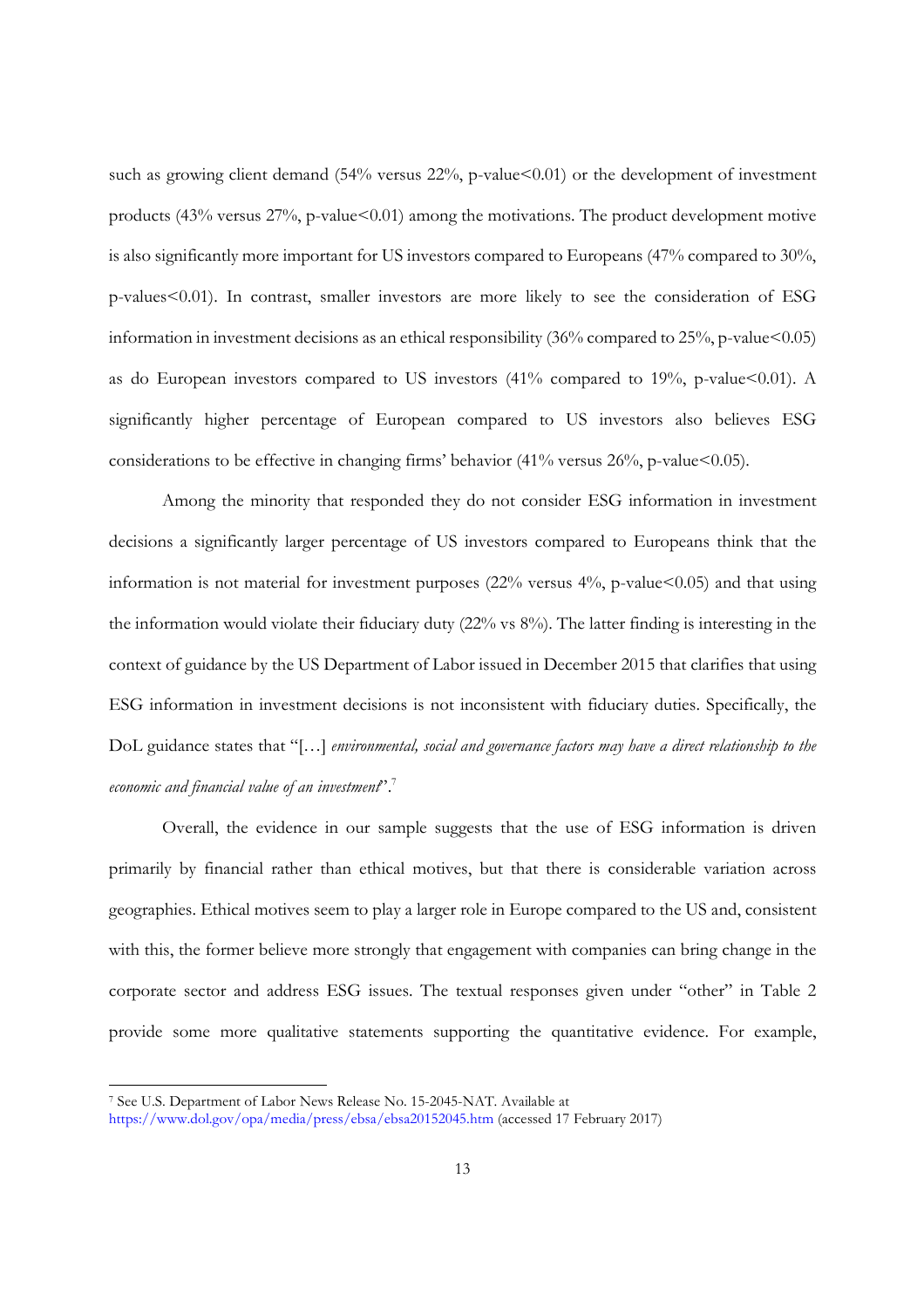such as growing client demand (54% versus 22%, p-value<0.01) or the development of investment products (43% versus 27%, p-value<0.01) among the motivations. The product development motive is also significantly more important for US investors compared to Europeans (47% compared to 30%, p-values<0.01). In contrast, smaller investors are more likely to see the consideration of ESG information in investment decisions as an ethical responsibility (36% compared to 25%, p-value<0.05) as do European investors compared to US investors (41% compared to 19%, p-value<0.01). A significantly higher percentage of European compared to US investors also believes ESG considerations to be effective in changing firms' behavior (41% versus 26%, p-value<0.05).

Among the minority that responded they do not consider ESG information in investment decisions a significantly larger percentage of US investors compared to Europeans think that the information is not material for investment purposes (22% versus 4%, p-value<0.05) and that using the information would violate their fiduciary duty (22% vs 8%). The latter finding is interesting in the context of guidance by the US Department of Labor issued in December 2015 that clarifies that using ESG information in investment decisions is not inconsistent with fiduciary duties. Specifically, the DoL guidance states that "[…] *environmental, social and governance factors may have a direct relationship to the economic and financial value of an investment*".[7]

Overall, the evidence in our sample suggests that the use of ESG information is driven primarily by financial rather than ethical motives, but that there is considerable variation across geographies. Ethical motives seem to play a larger role in Europe compared to the US and, consistent with this, the former believe more strongly that engagement with companies can bring change in the corporate sector and address ESG issues. The textual responses given under "other" in Table 2 provide some more qualitative statements supporting the quantitative evidence. For example,

---

[7] See U.S. Department of Labor News Release No. 15-2045-NAT. Available at https://www.dol.gov/opa/media/press/ebsa/ebsa20152045.htm (accessed 17 February 2017)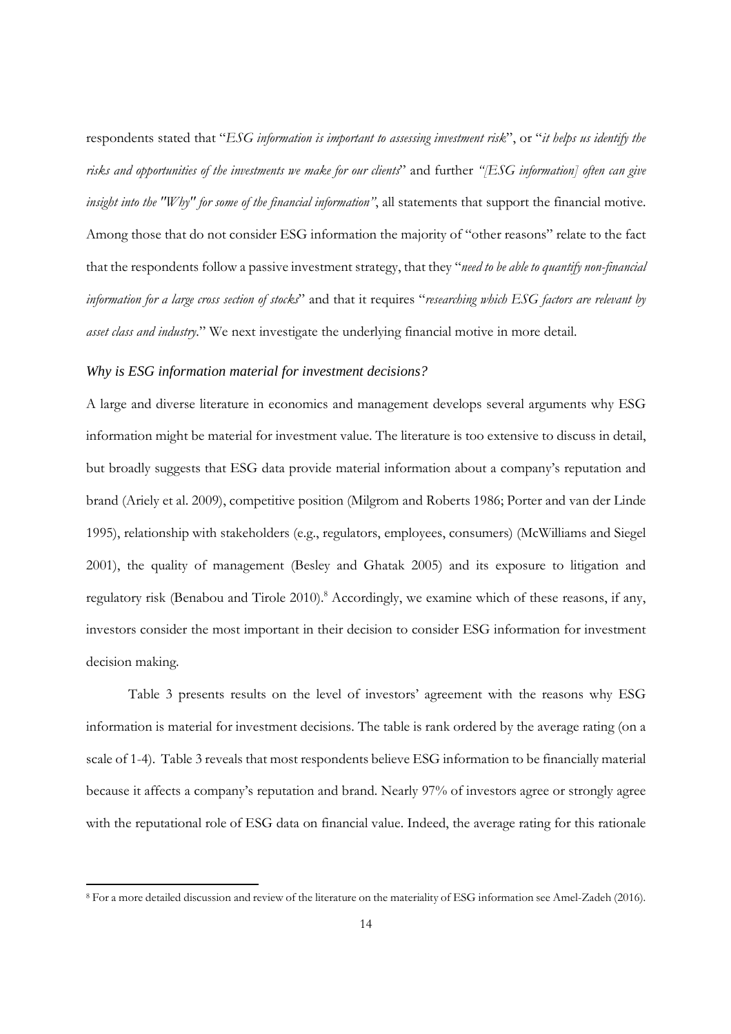respondents stated that "*ESG information is important to assessing investment risk*", or "*it helps us identify the risks and opportunities of the investments we make for our clients*" and further *"[ESG information] often can give insight into the "Why" for some of the financial information"*, all statements that support the financial motive. Among those that do not consider ESG information the majority of "other reasons" relate to the fact that the respondents follow a passive investment strategy, that they "*need to be able to quantify non-financial information for a large cross section of stocks*" and that it requires "*researching which ESG factors are relevant by asset class and industry*." We next investigate the underlying financial motive in more detail.

### *Why is ESG information material for investment decisions?*

A large and diverse literature in economics and management develops several arguments why ESG information might be material for investment value. The literature is too extensive to discuss in detail, but broadly suggests that ESG data provide material information about a company's reputation and brand (Ariely et al. 2009), competitive position (Milgrom and Roberts 1986; Porter and van der Linde 1995), relationship with stakeholders (e.g., regulators, employees, consumers) (McWilliams and Siegel 2001), the quality of management (Besley and Ghatak 2005) and its exposure to litigation and regulatory risk (Benabou and Tirole 2010).[8] Accordingly, we examine which of these reasons, if any, investors consider the most important in their decision to consider ESG information for investment decision making.

Table 3 presents results on the level of investors' agreement with the reasons why ESG information is material for investment decisions. The table is rank ordered by the average rating (on a scale of 1-4). Table 3 reveals that most respondents believe ESG information to be financially material because it affects a company's reputation and brand. Nearly 97% of investors agree or strongly agree with the reputational role of ESG data on financial value. Indeed, the average rating for this rationale

[8] For a more detailed discussion and review of the literature on the materiality of ESG information see Amel-Zadeh (2016).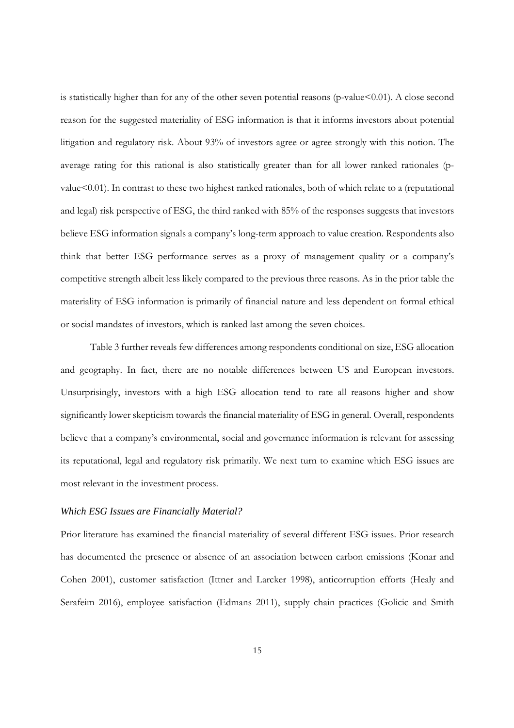is statistically higher than for any of the other seven potential reasons (p-value<0.01). A close second reason for the suggested materiality of ESG information is that it informs investors about potential litigation and regulatory risk. About 93% of investors agree or agree strongly with this notion. The average rating for this rational is also statistically greater than for all lower ranked rationales (p-value<0.01). In contrast to these two highest ranked rationales, both of which relate to a (reputational and legal) risk perspective of ESG, the third ranked with 85% of the responses suggests that investors believe ESG information signals a company's long-term approach to value creation. Respondents also think that better ESG performance serves as a proxy of management quality or a company's competitive strength albeit less likely compared to the previous three reasons. As in the prior table the materiality of ESG information is primarily of financial nature and less dependent on formal ethical or social mandates of investors, which is ranked last among the seven choices.

Table 3 further reveals few differences among respondents conditional on size, ESG allocation and geography. In fact, there are no notable differences between US and European investors. Unsurprisingly, investors with a high ESG allocation tend to rate all reasons higher and show significantly lower skepticism towards the financial materiality of ESG in general. Overall, respondents believe that a company's environmental, social and governance information is relevant for assessing its reputational, legal and regulatory risk primarily. We next turn to examine which ESG issues are most relevant in the investment process.

### *Which ESG Issues are Financially Material?*

Prior literature has examined the financial materiality of several different ESG issues. Prior research has documented the presence or absence of an association between carbon emissions (Konar and Cohen 2001), customer satisfaction (Ittner and Larcker 1998), anticorruption efforts (Healy and Serafeim 2016), employee satisfaction (Edmans 2011), supply chain practices (Golicic and Smith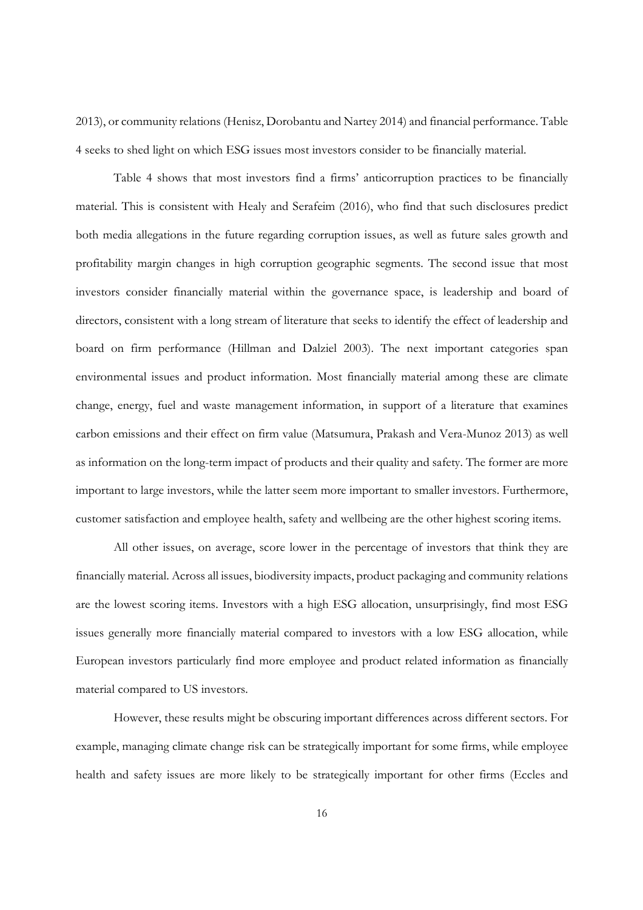2013), or community relations (Henisz, Dorobantu and Nartey 2014) and financial performance. Table 4 seeks to shed light on which ESG issues most investors consider to be financially material.

Table 4 shows that most investors find a firms' anticorruption practices to be financially material. This is consistent with Healy and Serafeim (2016), who find that such disclosures predict both media allegations in the future regarding corruption issues, as well as future sales growth and profitability margin changes in high corruption geographic segments. The second issue that most investors consider financially material within the governance space, is leadership and board of directors, consistent with a long stream of literature that seeks to identify the effect of leadership and board on firm performance (Hillman and Dalziel 2003). The next important categories span environmental issues and product information. Most financially material among these are climate change, energy, fuel and waste management information, in support of a literature that examines carbon emissions and their effect on firm value (Matsumura, Prakash and Vera-Munoz 2013) as well as information on the long-term impact of products and their quality and safety. The former are more important to large investors, while the latter seem more important to smaller investors. Furthermore, customer satisfaction and employee health, safety and wellbeing are the other highest scoring items.

All other issues, on average, score lower in the percentage of investors that think they are financially material. Across all issues, biodiversity impacts, product packaging and community relations are the lowest scoring items. Investors with a high ESG allocation, unsurprisingly, find most ESG issues generally more financially material compared to investors with a low ESG allocation, while European investors particularly find more employee and product related information as financially material compared to US investors.

However, these results might be obscuring important differences across different sectors. For example, managing climate change risk can be strategically important for some firms, while employee health and safety issues are more likely to be strategically important for other firms (Eccles and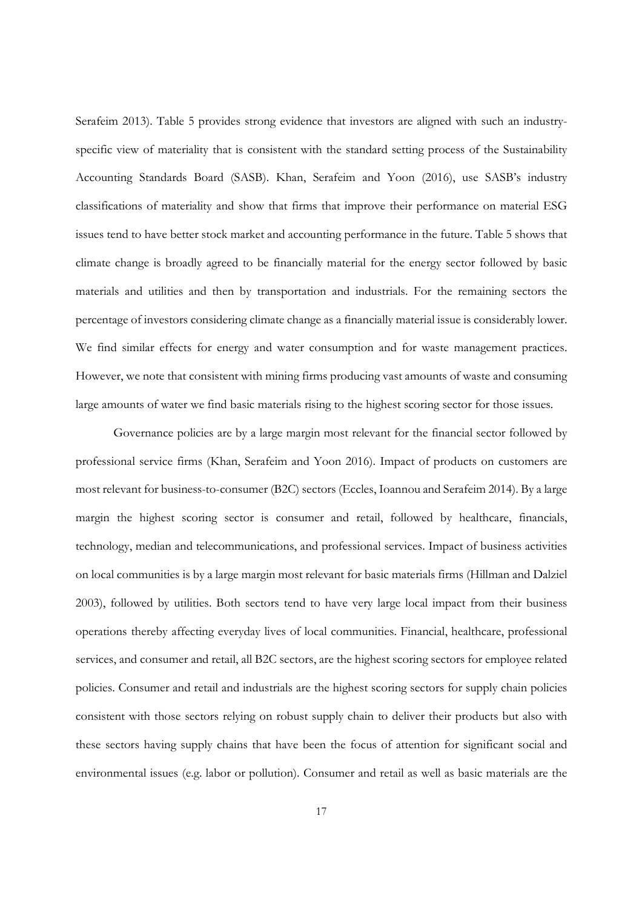Serafeim 2013). Table 5 provides strong evidence that investors are aligned with such an industry-specific view of materiality that is consistent with the standard setting process of the Sustainability Accounting Standards Board (SASB). Khan, Serafeim and Yoon (2016), use SASB's industry classifications of materiality and show that firms that improve their performance on material ESG issues tend to have better stock market and accounting performance in the future. Table 5 shows that climate change is broadly agreed to be financially material for the energy sector followed by basic materials and utilities and then by transportation and industrials. For the remaining sectors the percentage of investors considering climate change as a financially material issue is considerably lower. We find similar effects for energy and water consumption and for waste management practices. However, we note that consistent with mining firms producing vast amounts of waste and consuming large amounts of water we find basic materials rising to the highest scoring sector for those issues.

Governance policies are by a large margin most relevant for the financial sector followed by professional service firms (Khan, Serafeim and Yoon 2016). Impact of products on customers are most relevant for business-to-consumer (B2C) sectors (Eccles, Ioannou and Serafeim 2014). By a large margin the highest scoring sector is consumer and retail, followed by healthcare, financials, technology, median and telecommunications, and professional services. Impact of business activities on local communities is by a large margin most relevant for basic materials firms (Hillman and Dalziel 2003), followed by utilities. Both sectors tend to have very large local impact from their business operations thereby affecting everyday lives of local communities. Financial, healthcare, professional services, and consumer and retail, all B2C sectors, are the highest scoring sectors for employee related policies. Consumer and retail and industrials are the highest scoring sectors for supply chain policies consistent with those sectors relying on robust supply chain to deliver their products but also with these sectors having supply chains that have been the focus of attention for significant social and environmental issues (e.g. labor or pollution). Consumer and retail as well as basic materials are the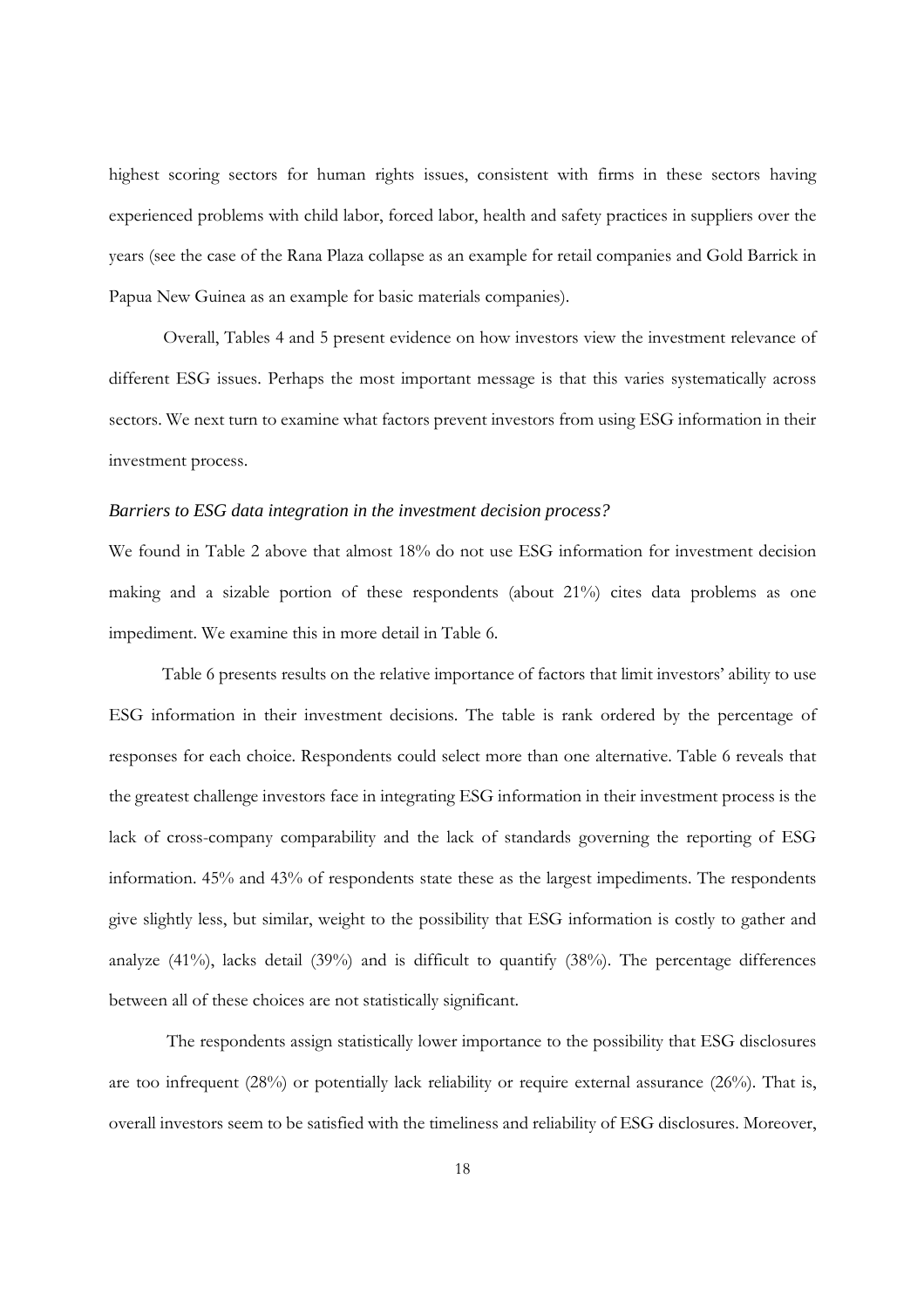highest scoring sectors for human rights issues, consistent with firms in these sectors having experienced problems with child labor, forced labor, health and safety practices in suppliers over the years (see the case of the Rana Plaza collapse as an example for retail companies and Gold Barrick in Papua New Guinea as an example for basic materials companies).

Overall, Tables 4 and 5 present evidence on how investors view the investment relevance of different ESG issues. Perhaps the most important message is that this varies systematically across sectors. We next turn to examine what factors prevent investors from using ESG information in their investment process.

### *Barriers to ESG data integration in the investment decision process?*

We found in Table 2 above that almost 18% do not use ESG information for investment decision making and a sizable portion of these respondents (about 21%) cites data problems as one impediment. We examine this in more detail in Table 6.

Table 6 presents results on the relative importance of factors that limit investors' ability to use ESG information in their investment decisions. The table is rank ordered by the percentage of responses for each choice. Respondents could select more than one alternative. Table 6 reveals that the greatest challenge investors face in integrating ESG information in their investment process is the lack of cross-company comparability and the lack of standards governing the reporting of ESG information. 45% and 43% of respondents state these as the largest impediments. The respondents give slightly less, but similar, weight to the possibility that ESG information is costly to gather and analyze (41%), lacks detail (39%) and is difficult to quantify (38%). The percentage differences between all of these choices are not statistically significant.

The respondents assign statistically lower importance to the possibility that ESG disclosures are too infrequent (28%) or potentially lack reliability or require external assurance (26%). That is, overall investors seem to be satisfied with the timeliness and reliability of ESG disclosures. Moreover,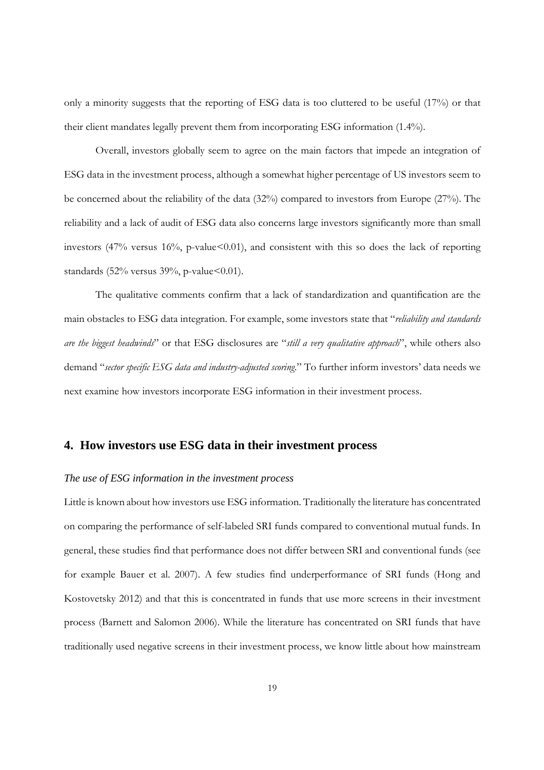only a minority suggests that the reporting of ESG data is too cluttered to be useful (17%) or that their client mandates legally prevent them from incorporating ESG information (1.4%).

Overall, investors globally seem to agree on the main factors that impede an integration of ESG data in the investment process, although a somewhat higher percentage of US investors seem to be concerned about the reliability of the data (32%) compared to investors from Europe (27%). The reliability and a lack of audit of ESG data also concerns large investors significantly more than small investors (47% versus 16%, p-value<0.01), and consistent with this so does the lack of reporting standards (52% versus 39%, p-value<0.01).

The qualitative comments confirm that a lack of standardization and quantification are the main obstacles to ESG data integration. For example, some investors state that "*reliability and standards are the biggest headwinds*" or that ESG disclosures are "*still a very qualitative approach*", while others also demand "*sector specific ESG data and industry-adjusted scoring*." To further inform investors' data needs we next examine how investors incorporate ESG information in their investment process.

## 4. How investors use ESG data in their investment process

### *The use of ESG information in the investment process*

Little is known about how investors use ESG information. Traditionally the literature has concentrated on comparing the performance of self-labeled SRI funds compared to conventional mutual funds. In general, these studies find that performance does not differ between SRI and conventional funds (see for example Bauer et al. 2007). A few studies find underperformance of SRI funds (Hong and Kostovetsky 2012) and that this is concentrated in funds that use more screens in their investment process (Barnett and Salomon 2006). While the literature has concentrated on SRI funds that have traditionally used negative screens in their investment process, we know little about how mainstream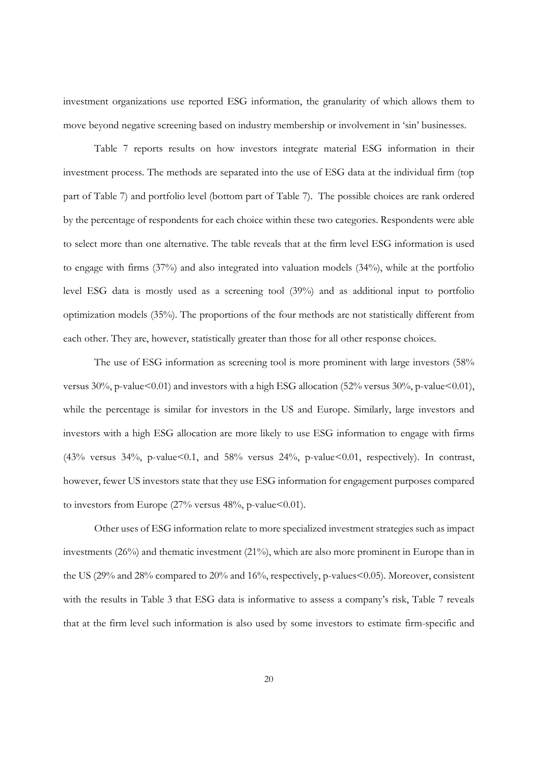investment organizations use reported ESG information, the granularity of which allows them to move beyond negative screening based on industry membership or involvement in 'sin' businesses.

Table 7 reports results on how investors integrate material ESG information in their investment process. The methods are separated into the use of ESG data at the individual firm (top part of Table 7) and portfolio level (bottom part of Table 7). The possible choices are rank ordered by the percentage of respondents for each choice within these two categories. Respondents were able to select more than one alternative. The table reveals that at the firm level ESG information is used to engage with firms (37%) and also integrated into valuation models (34%), while at the portfolio level ESG data is mostly used as a screening tool (39%) and as additional input to portfolio optimization models (35%). The proportions of the four methods are not statistically different from each other. They are, however, statistically greater than those for all other response choices.

The use of ESG information as screening tool is more prominent with large investors (58% versus 30%, p-value<0.01) and investors with a high ESG allocation (52% versus 30%, p-value<0.01), while the percentage is similar for investors in the US and Europe. Similarly, large investors and investors with a high ESG allocation are more likely to use ESG information to engage with firms (43% versus 34%, p-value<0.1, and 58% versus 24%, p-value<0.01, respectively). In contrast, however, fewer US investors state that they use ESG information for engagement purposes compared to investors from Europe (27% versus 48%, p-value<0.01).

Other uses of ESG information relate to more specialized investment strategies such as impact investments (26%) and thematic investment (21%), which are also more prominent in Europe than in the US (29% and 28% compared to 20% and 16%, respectively, p-values<0.05). Moreover, consistent with the results in Table 3 that ESG data is informative to assess a company's risk, Table 7 reveals that at the firm level such information is also used by some investors to estimate firm-specific and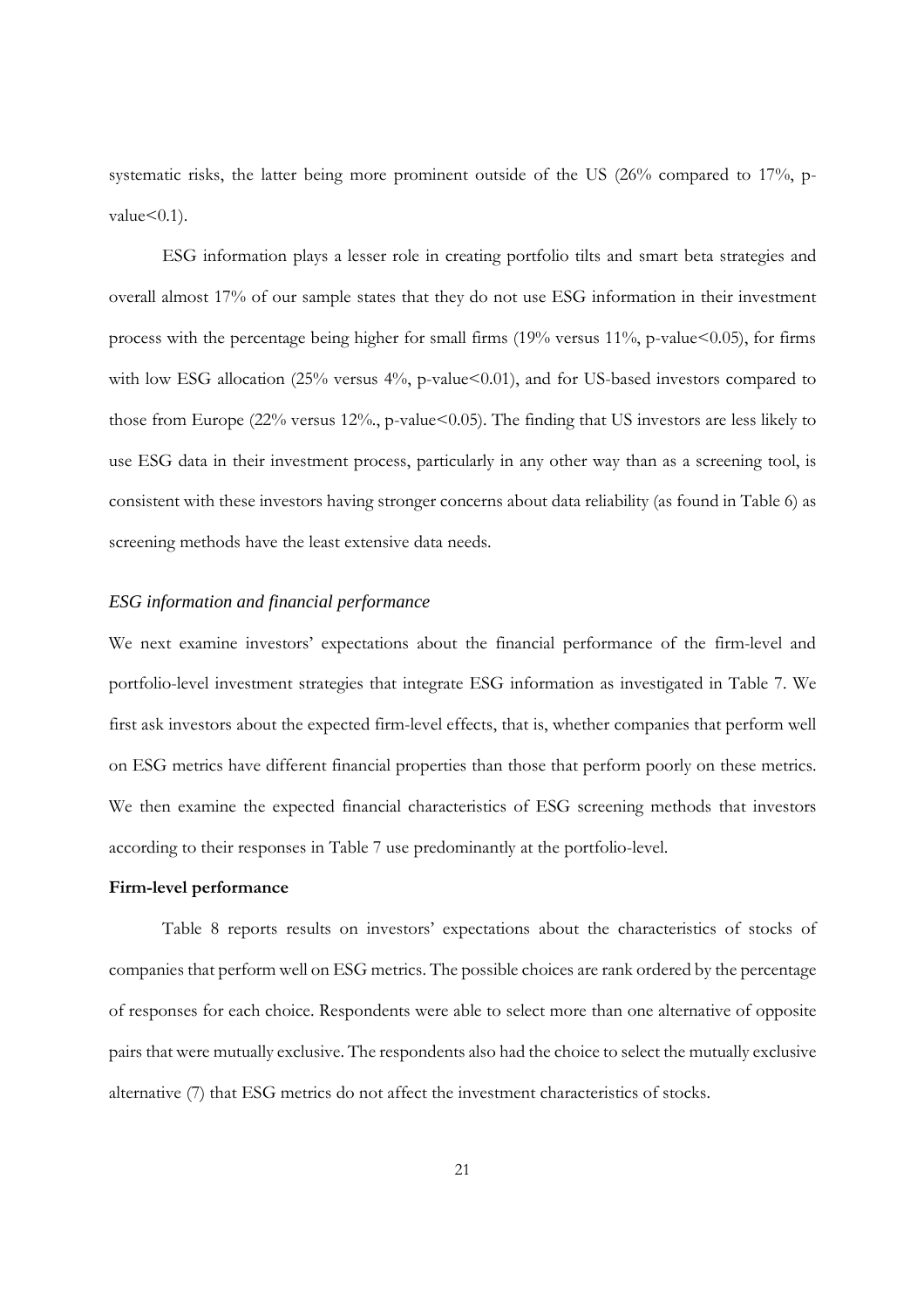systematic risks, the latter being more prominent outside of the US (26% compared to 17%, p-value<0.1).

ESG information plays a lesser role in creating portfolio tilts and smart beta strategies and overall almost 17% of our sample states that they do not use ESG information in their investment process with the percentage being higher for small firms (19% versus 11%, p-value<0.05), for firms with low ESG allocation (25% versus 4%, p-value<0.01), and for US-based investors compared to those from Europe (22% versus 12%., p-value<0.05). The finding that US investors are less likely to use ESG data in their investment process, particularly in any other way than as a screening tool, is consistent with these investors having stronger concerns about data reliability (as found in Table 6) as screening methods have the least extensive data needs.

### *ESG information and financial performance*

We next examine investors' expectations about the financial performance of the firm-level and portfolio-level investment strategies that integrate ESG information as investigated in Table 7. We first ask investors about the expected firm-level effects, that is, whether companies that perform well on ESG metrics have different financial properties than those that perform poorly on these metrics. We then examine the expected financial characteristics of ESG screening methods that investors according to their responses in Table 7 use predominantly at the portfolio-level.

**Firm-level performance**

Table 8 reports results on investors' expectations about the characteristics of stocks of companies that perform well on ESG metrics. The possible choices are rank ordered by the percentage of responses for each choice. Respondents were able to select more than one alternative of opposite pairs that were mutually exclusive. The respondents also had the choice to select the mutually exclusive alternative (7) that ESG metrics do not affect the investment characteristics of stocks.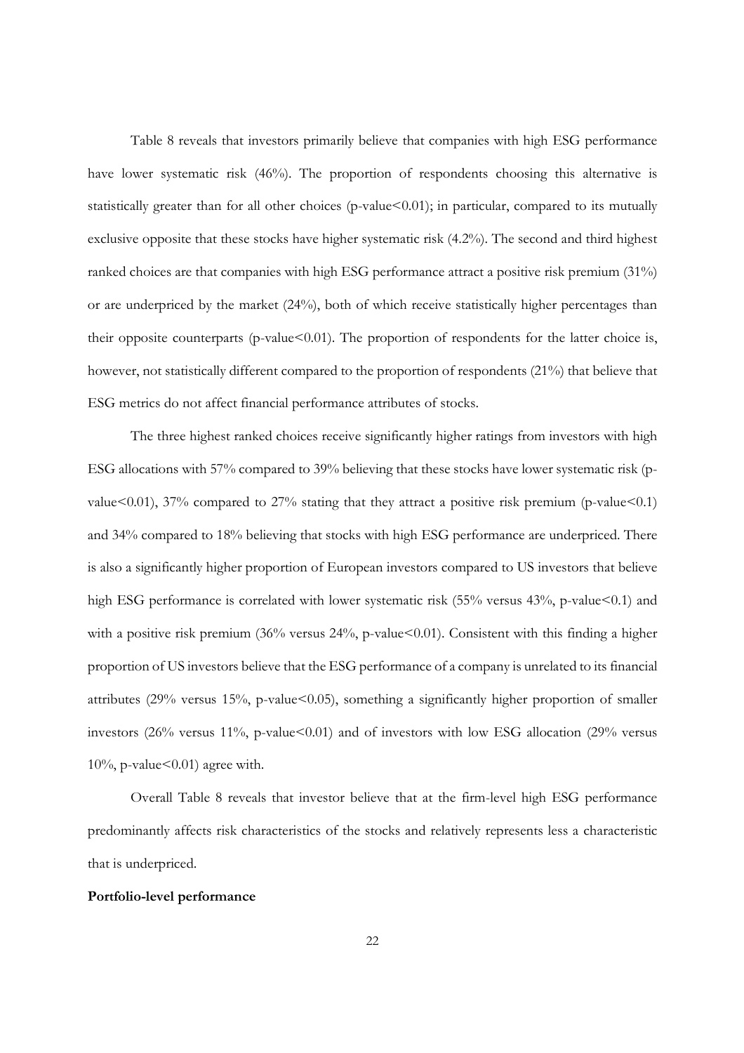Table 8 reveals that investors primarily believe that companies with high ESG performance have lower systematic risk (46%). The proportion of respondents choosing this alternative is statistically greater than for all other choices ($p$-value<0.01); in particular, compared to its mutually exclusive opposite that these stocks have higher systematic risk (4.2%). The second and third highest ranked choices are that companies with high ESG performance attract a positive risk premium (31%) or are underpriced by the market (24%), both of which receive statistically higher percentages than their opposite counterparts ($p$-value<0.01). The proportion of respondents for the latter choice is, however, not statistically different compared to the proportion of respondents (21%) that believe that ESG metrics do not affect financial performance attributes of stocks.

The three highest ranked choices receive significantly higher ratings from investors with high ESG allocations with 57% compared to 39% believing that these stocks have lower systematic risk ($p$-value<0.01), 37% compared to 27% stating that they attract a positive risk premium ($p$-value<0.1) and 34% compared to 18% believing that stocks with high ESG performance are underpriced. There is also a significantly higher proportion of European investors compared to US investors that believe high ESG performance is correlated with lower systematic risk (55% versus 43%, $p$-value<0.1) and with a positive risk premium (36% versus 24%, $p$-value<0.01). Consistent with this finding a higher proportion of US investors believe that the ESG performance of a company is unrelated to its financial attributes (29% versus 15%, $p$-value<0.05), something a significantly higher proportion of smaller investors (26% versus 11%, $p$-value<0.01) and of investors with low ESG allocation (29% versus 10%, $p$-value<0.01) agree with.

Overall Table 8 reveals that investor believe that at the firm-level high ESG performance predominantly affects risk characteristics of the stocks and relatively represents less a characteristic that is underpriced.

**Portfolio-level performance**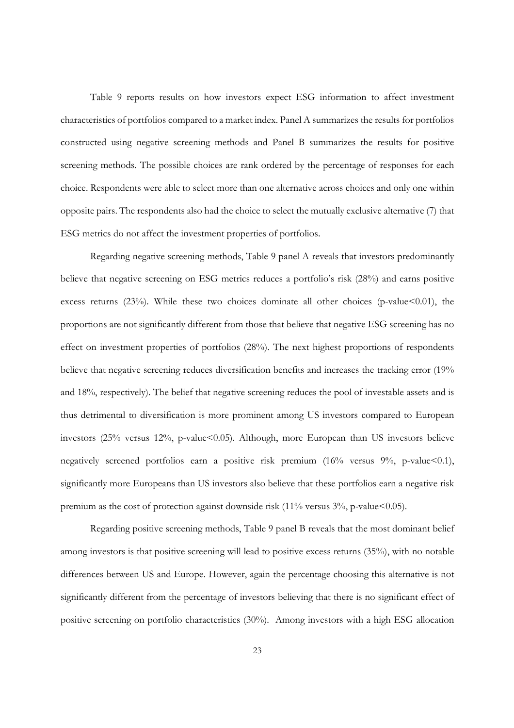Table 9 reports results on how investors expect ESG information to affect investment characteristics of portfolios compared to a market index. Panel A summarizes the results for portfolios constructed using negative screening methods and Panel B summarizes the results for positive screening methods. The possible choices are rank ordered by the percentage of responses for each choice. Respondents were able to select more than one alternative across choices and only one within opposite pairs. The respondents also had the choice to select the mutually exclusive alternative (7) that ESG metrics do not affect the investment properties of portfolios.

Regarding negative screening methods, Table 9 panel A reveals that investors predominantly believe that negative screening on ESG metrics reduces a portfolio's risk (28%) and earns positive excess returns (23%). While these two choices dominate all other choices (p-value<0.01), the proportions are not significantly different from those that believe that negative ESG screening has no effect on investment properties of portfolios (28%). The next highest proportions of respondents believe that negative screening reduces diversification benefits and increases the tracking error (19% and 18%, respectively). The belief that negative screening reduces the pool of investable assets and is thus detrimental to diversification is more prominent among US investors compared to European investors (25% versus 12%, p-value<0.05). Although, more European than US investors believe negatively screened portfolios earn a positive risk premium (16% versus 9%, p-value<0.1), significantly more Europeans than US investors also believe that these portfolios earn a negative risk premium as the cost of protection against downside risk (11% versus 3%, p-value<0.05).

Regarding positive screening methods, Table 9 panel B reveals that the most dominant belief among investors is that positive screening will lead to positive excess returns (35%), with no notable differences between US and Europe. However, again the percentage choosing this alternative is not significantly different from the percentage of investors believing that there is no significant effect of positive screening on portfolio characteristics (30%). Among investors with a high ESG allocation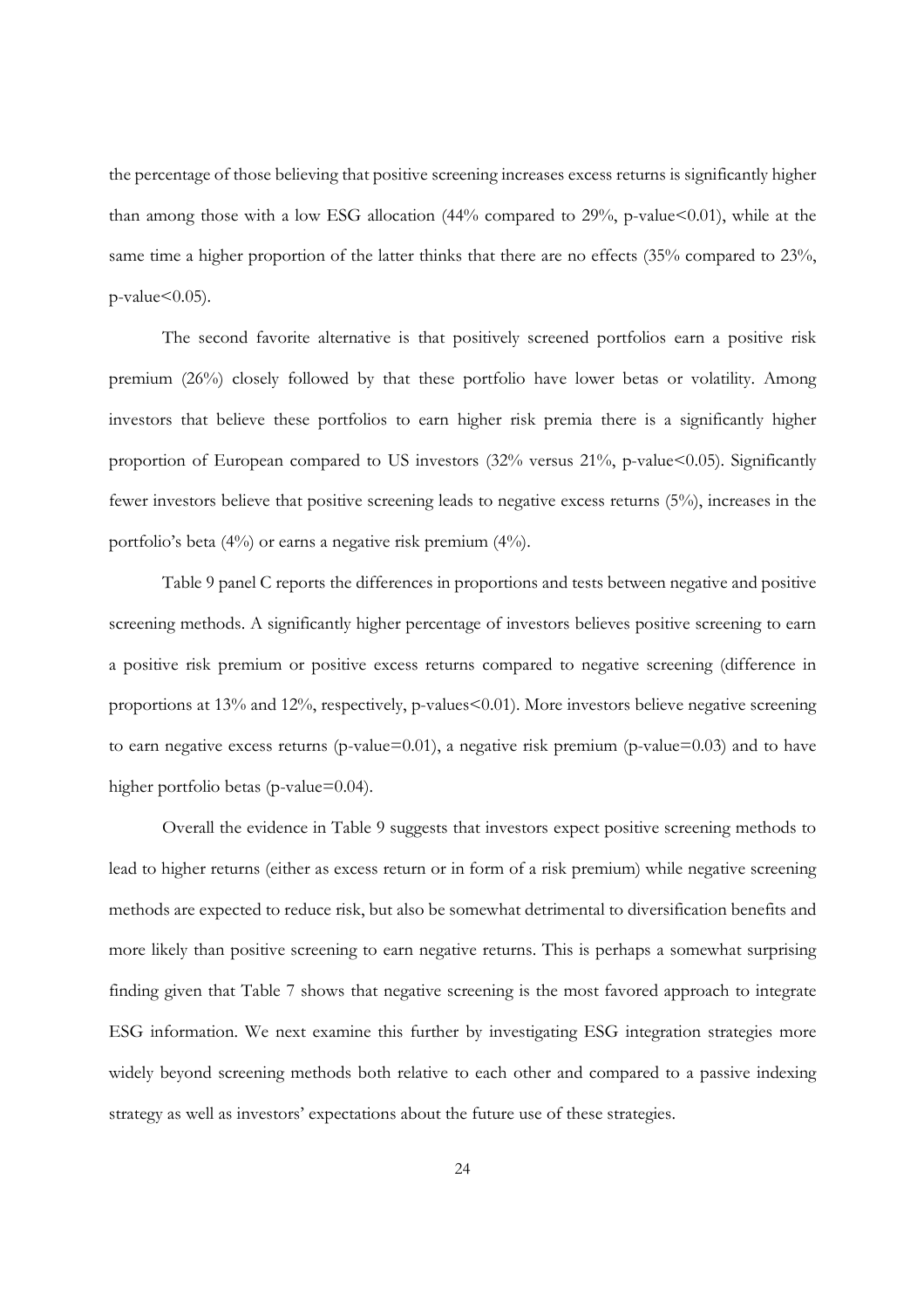the percentage of those believing that positive screening increases excess returns is significantly higher than among those with a low ESG allocation (44% compared to 29%, p-value<0.01), while at the same time a higher proportion of the latter thinks that there are no effects (35% compared to 23%, p-value<0.05).

The second favorite alternative is that positively screened portfolios earn a positive risk premium (26%) closely followed by that these portfolio have lower betas or volatility. Among investors that believe these portfolios to earn higher risk premia there is a significantly higher proportion of European compared to US investors (32% versus 21%, p-value<0.05). Significantly fewer investors believe that positive screening leads to negative excess returns (5%), increases in the portfolio's beta (4%) or earns a negative risk premium (4%).

Table 9 panel C reports the differences in proportions and tests between negative and positive screening methods. A significantly higher percentage of investors believes positive screening to earn a positive risk premium or positive excess returns compared to negative screening (difference in proportions at 13% and 12%, respectively, p-values<0.01). More investors believe negative screening to earn negative excess returns (p-value=0.01), a negative risk premium (p-value=0.03) and to have higher portfolio betas (p-value=0.04).

Overall the evidence in Table 9 suggests that investors expect positive screening methods to lead to higher returns (either as excess return or in form of a risk premium) while negative screening methods are expected to reduce risk, but also be somewhat detrimental to diversification benefits and more likely than positive screening to earn negative returns. This is perhaps a somewhat surprising finding given that Table 7 shows that negative screening is the most favored approach to integrate ESG information. We next examine this further by investigating ESG integration strategies more widely beyond screening methods both relative to each other and compared to a passive indexing strategy as well as investors' expectations about the future use of these strategies.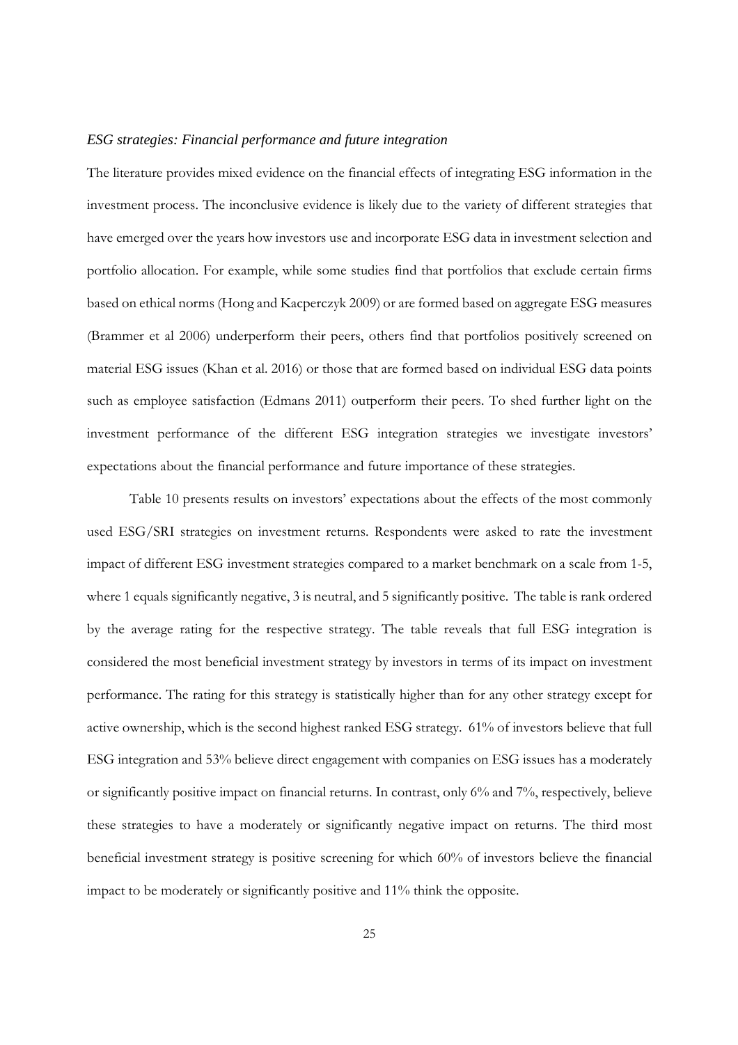### *ESG strategies: Financial performance and future integration*

The literature provides mixed evidence on the financial effects of integrating ESG information in the investment process. The inconclusive evidence is likely due to the variety of different strategies that have emerged over the years how investors use and incorporate ESG data in investment selection and portfolio allocation. For example, while some studies find that portfolios that exclude certain firms based on ethical norms (Hong and Kacperczyk 2009) or are formed based on aggregate ESG measures (Brammer et al 2006) underperform their peers, others find that portfolios positively screened on material ESG issues (Khan et al. 2016) or those that are formed based on individual ESG data points such as employee satisfaction (Edmans 2011) outperform their peers. To shed further light on the investment performance of the different ESG integration strategies we investigate investors' expectations about the financial performance and future importance of these strategies.

Table 10 presents results on investors' expectations about the effects of the most commonly used ESG/SRI strategies on investment returns. Respondents were asked to rate the investment impact of different ESG investment strategies compared to a market benchmark on a scale from 1-5, where 1 equals significantly negative, 3 is neutral, and 5 significantly positive. The table is rank ordered by the average rating for the respective strategy. The table reveals that full ESG integration is considered the most beneficial investment strategy by investors in terms of its impact on investment performance. The rating for this strategy is statistically higher than for any other strategy except for active ownership, which is the second highest ranked ESG strategy. 61% of investors believe that full ESG integration and 53% believe direct engagement with companies on ESG issues has a moderately or significantly positive impact on financial returns. In contrast, only 6% and 7%, respectively, believe these strategies to have a moderately or significantly negative impact on returns. The third most beneficial investment strategy is positive screening for which 60% of investors believe the financial impact to be moderately or significantly positive and 11% think the opposite.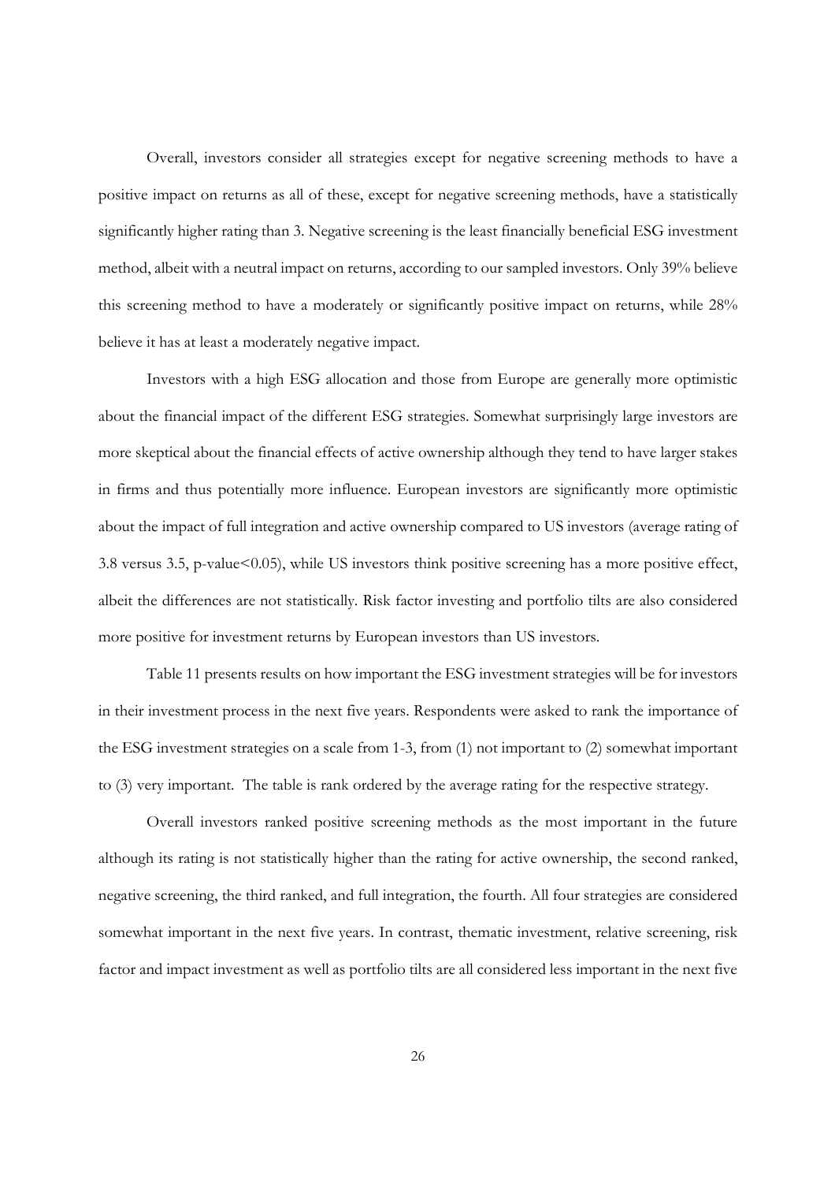Overall, investors consider all strategies except for negative screening methods to have a positive impact on returns as all of these, except for negative screening methods, have a statistically significantly higher rating than 3. Negative screening is the least financially beneficial ESG investment method, albeit with a neutral impact on returns, according to our sampled investors. Only 39% believe this screening method to have a moderately or significantly positive impact on returns, while 28% believe it has at least a moderately negative impact.

Investors with a high ESG allocation and those from Europe are generally more optimistic about the financial impact of the different ESG strategies. Somewhat surprisingly large investors are more skeptical about the financial effects of active ownership although they tend to have larger stakes in firms and thus potentially more influence. European investors are significantly more optimistic about the impact of full integration and active ownership compared to US investors (average rating of 3.8 versus 3.5, p-value<0.05), while US investors think positive screening has a more positive effect, albeit the differences are not statistically. Risk factor investing and portfolio tilts are also considered more positive for investment returns by European investors than US investors.

Table 11 presents results on how important the ESG investment strategies will be for investors in their investment process in the next five years. Respondents were asked to rank the importance of the ESG investment strategies on a scale from 1-3, from (1) not important to (2) somewhat important to (3) very important. The table is rank ordered by the average rating for the respective strategy.

Overall investors ranked positive screening methods as the most important in the future although its rating is not statistically higher than the rating for active ownership, the second ranked, negative screening, the third ranked, and full integration, the fourth. All four strategies are considered somewhat important in the next five years. In contrast, thematic investment, relative screening, risk factor and impact investment as well as portfolio tilts are all considered less important in the next five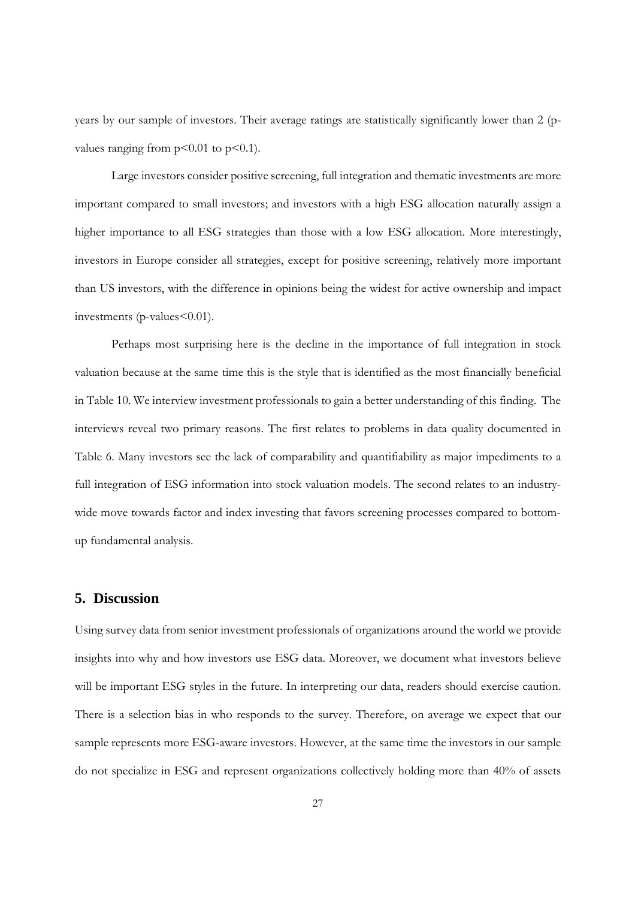years by our sample of investors. Their average ratings are statistically significantly lower than 2 (p-values ranging from $p<0.01$ to $p<0.1$).

Large investors consider positive screening, full integration and thematic investments are more important compared to small investors; and investors with a high ESG allocation naturally assign a higher importance to all ESG strategies than those with a low ESG allocation. More interestingly, investors in Europe consider all strategies, except for positive screening, relatively more important than US investors, with the difference in opinions being the widest for active ownership and impact investments (p-values<0.01).

Perhaps most surprising here is the decline in the importance of full integration in stock valuation because at the same time this is the style that is identified as the most financially beneficial in Table 10. We interview investment professionals to gain a better understanding of this finding. The interviews reveal two primary reasons. The first relates to problems in data quality documented in Table 6. Many investors see the lack of comparability and quantifiability as major impediments to a full integration of ESG information into stock valuation models. The second relates to an industry-wide move towards factor and index investing that favors screening processes compared to bottom-up fundamental analysis.

## 5. Discussion

Using survey data from senior investment professionals of organizations around the world we provide insights into why and how investors use ESG data. Moreover, we document what investors believe will be important ESG styles in the future. In interpreting our data, readers should exercise caution. There is a selection bias in who responds to the survey. Therefore, on average we expect that our sample represents more ESG-aware investors. However, at the same time the investors in our sample do not specialize in ESG and represent organizations collectively holding more than 40% of assets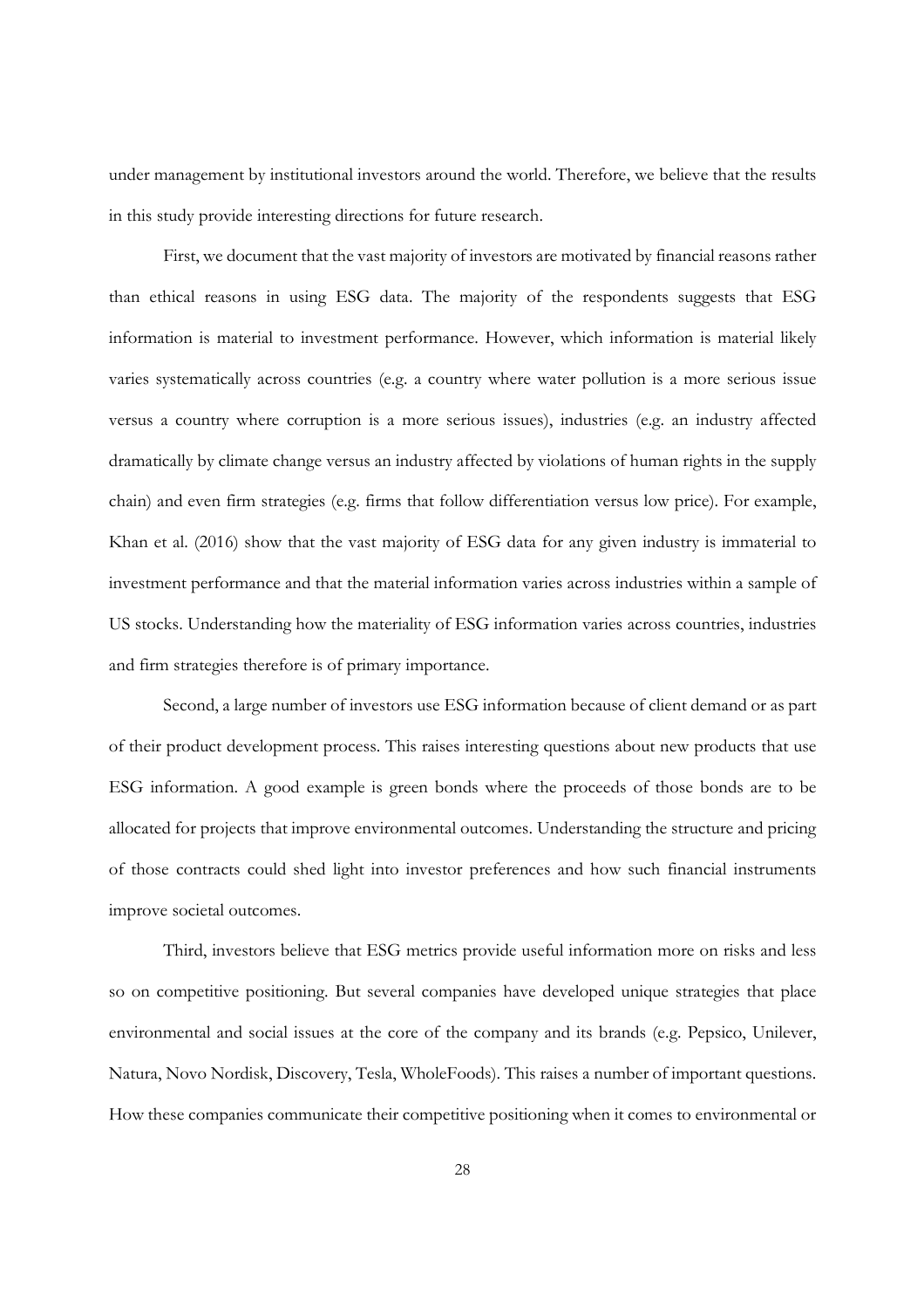under management by institutional investors around the world. Therefore, we believe that the results in this study provide interesting directions for future research.

First, we document that the vast majority of investors are motivated by financial reasons rather than ethical reasons in using ESG data. The majority of the respondents suggests that ESG information is material to investment performance. However, which information is material likely varies systematically across countries (e.g. a country where water pollution is a more serious issue versus a country where corruption is a more serious issues), industries (e.g. an industry affected dramatically by climate change versus an industry affected by violations of human rights in the supply chain) and even firm strategies (e.g. firms that follow differentiation versus low price). For example, Khan et al. (2016) show that the vast majority of ESG data for any given industry is immaterial to investment performance and that the material information varies across industries within a sample of US stocks. Understanding how the materiality of ESG information varies across countries, industries and firm strategies therefore is of primary importance.

Second, a large number of investors use ESG information because of client demand or as part of their product development process. This raises interesting questions about new products that use ESG information. A good example is green bonds where the proceeds of those bonds are to be allocated for projects that improve environmental outcomes. Understanding the structure and pricing of those contracts could shed light into investor preferences and how such financial instruments improve societal outcomes.

Third, investors believe that ESG metrics provide useful information more on risks and less so on competitive positioning. But several companies have developed unique strategies that place environmental and social issues at the core of the company and its brands (e.g. Pepsico, Unilever, Natura, Novo Nordisk, Discovery, Tesla, WholeFoods). This raises a number of important questions. How these companies communicate their competitive positioning when it comes to environmental or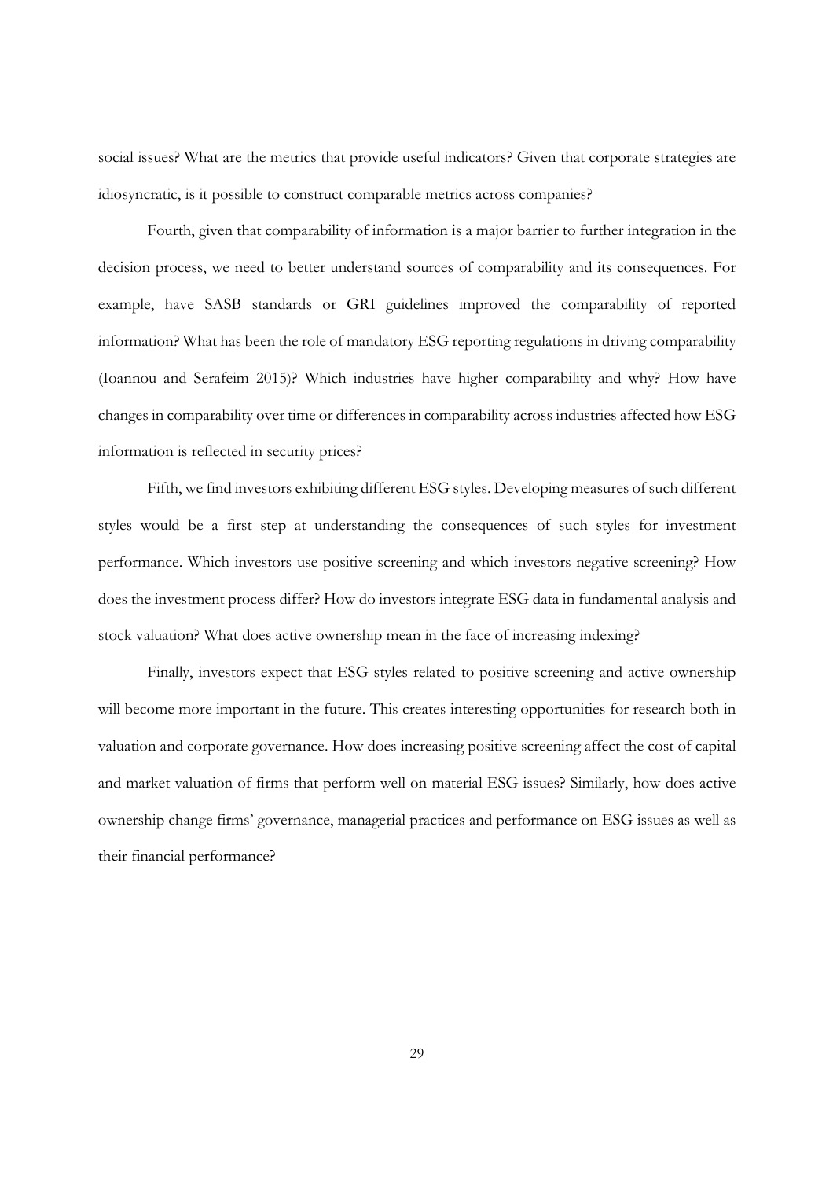social issues? What are the metrics that provide useful indicators? Given that corporate strategies are idiosyncratic, is it possible to construct comparable metrics across companies?

Fourth, given that comparability of information is a major barrier to further integration in the decision process, we need to better understand sources of comparability and its consequences. For example, have SASB standards or GRI guidelines improved the comparability of reported information? What has been the role of mandatory ESG reporting regulations in driving comparability (Ioannou and Serafeim 2015)? Which industries have higher comparability and why? How have changes in comparability over time or differences in comparability across industries affected how ESG information is reflected in security prices?

Fifth, we find investors exhibiting different ESG styles. Developing measures of such different styles would be a first step at understanding the consequences of such styles for investment performance. Which investors use positive screening and which investors negative screening? How does the investment process differ? How do investors integrate ESG data in fundamental analysis and stock valuation? What does active ownership mean in the face of increasing indexing?

Finally, investors expect that ESG styles related to positive screening and active ownership will become more important in the future. This creates interesting opportunities for research both in valuation and corporate governance. How does increasing positive screening affect the cost of capital and market valuation of firms that perform well on material ESG issues? Similarly, how does active ownership change firms' governance, managerial practices and performance on ESG issues as well as their financial performance?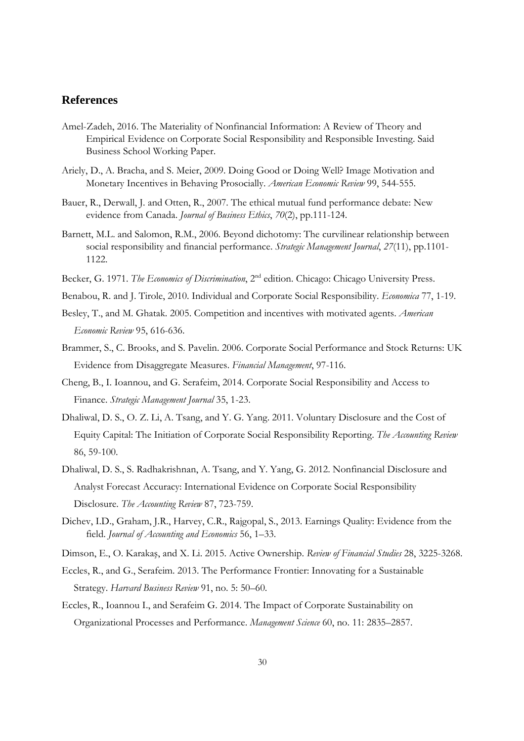## References

Amel-Zadeh, 2016. The Materiality of Nonfinancial Information: A Review of Theory and Empirical Evidence on Corporate Social Responsibility and Responsible Investing. Said Business School Working Paper.

Ariely, D., A. Bracha, and S. Meier, 2009. Doing Good or Doing Well? Image Motivation and Monetary Incentives in Behaving Prosocially. *American Economic Review* 99, 544-555.

Bauer, R., Derwall, J. and Otten, R., 2007. The ethical mutual fund performance debate: New evidence from Canada. *Journal of Business Ethics*, *70*(2), pp.111-124.

Barnett, M.L. and Salomon, R.M., 2006. Beyond dichotomy: The curvilinear relationship between social responsibility and financial performance. *Strategic Management Journal*, *27*(11), pp.1101-1122.

Becker, G. 1971. *The Economics of Discrimination*, 2nd edition. Chicago: Chicago University Press.

Benabou, R. and J. Tirole, 2010. Individual and Corporate Social Responsibility. *Economica* 77, 1-19.

Besley, T., and M. Ghatak. 2005. Competition and incentives with motivated agents. *American Economic Review* 95, 616-636.

Brammer, S., C. Brooks, and S. Pavelin. 2006. Corporate Social Performance and Stock Returns: UK Evidence from Disaggregate Measures. *Financial Management*, 97-116.

Cheng, B., I. Ioannou, and G. Serafeim, 2014. Corporate Social Responsibility and Access to Finance. *Strategic Management Journal* 35, 1-23.

Dhaliwal, D. S., O. Z. Li, A. Tsang, and Y. G. Yang. 2011. Voluntary Disclosure and the Cost of Equity Capital: The Initiation of Corporate Social Responsibility Reporting. *The Accounting Review* 86, 59-100.

Dhaliwal, D. S., S. Radhakrishnan, A. Tsang, and Y. Yang, G. 2012. Nonfinancial Disclosure and Analyst Forecast Accuracy: International Evidence on Corporate Social Responsibility Disclosure. *The Accounting Review* 87, 723-759.

Dichev, I.D., Graham, J.R., Harvey, C.R., Rajgopal, S., 2013. Earnings Quality: Evidence from the field. *Journal of Accounting and Economics* 56, 1–33.

Dimson, E., O. Karakaş, and X. Li. 2015. Active Ownership. *Review of Financial Studies* 28, 3225-3268.

Eccles, R., and G., Serafeim. 2013. The Performance Frontier: Innovating for a Sustainable Strategy. *Harvard Business Review* 91, no. 5: 50–60.

Eccles, R., Ioannou I., and Serafeim G. 2014. The Impact of Corporate Sustainability on Organizational Processes and Performance. *Management Science* 60, no. 11: 2835–2857.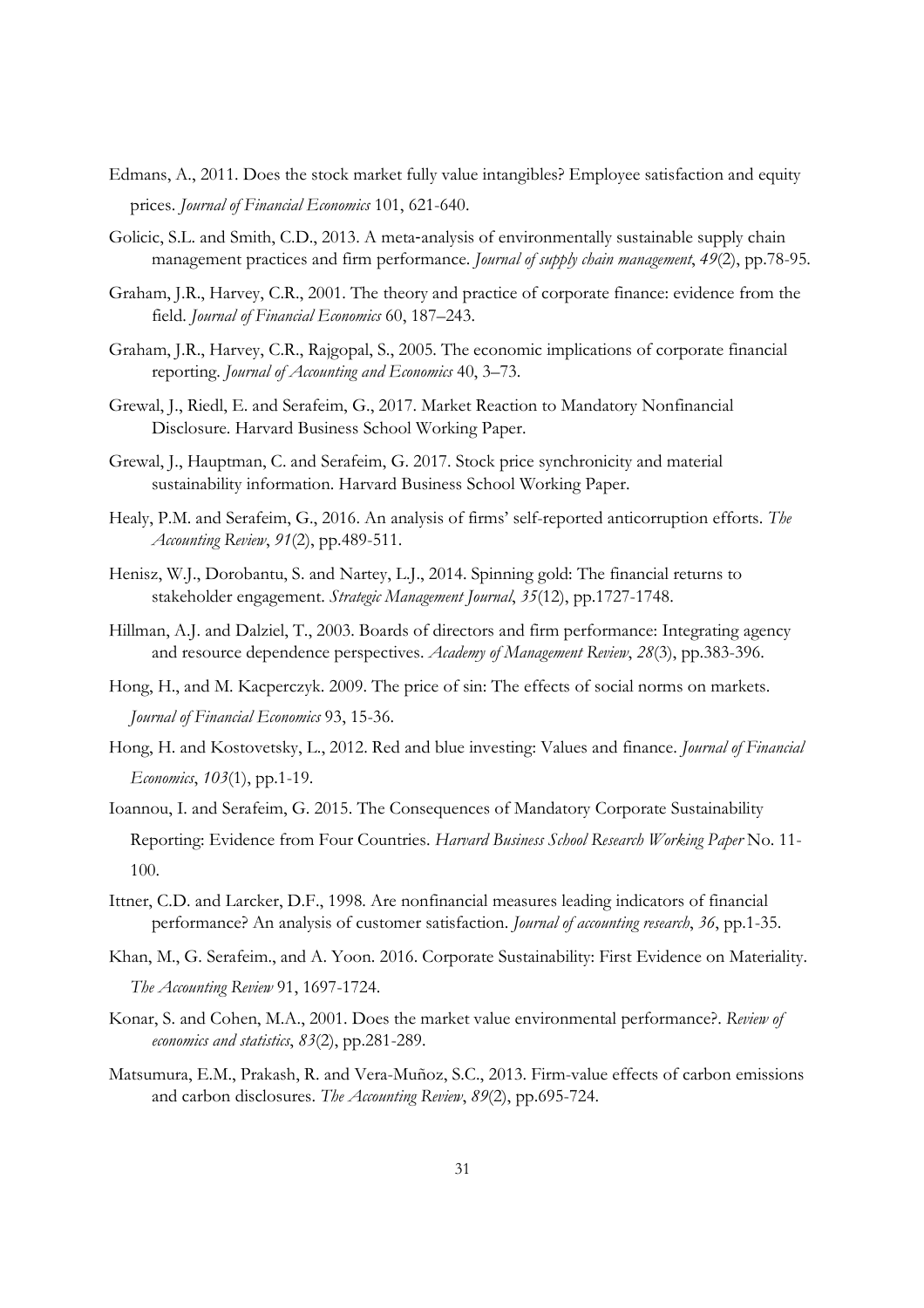Edmans, A., 2011. Does the stock market fully value intangibles? Employee satisfaction and equity prices. *Journal of Financial Economics* 101, 621-640.

Golicic, S.L. and Smith, C.D., 2013. A meta-analysis of environmentally sustainable supply chain management practices and firm performance. *Journal of supply chain management*, *49*(2), pp.78-95.

Graham, J.R., Harvey, C.R., 2001. The theory and practice of corporate finance: evidence from the field. *Journal of Financial Economics* 60, 187–243.

Graham, J.R., Harvey, C.R., Rajgopal, S., 2005. The economic implications of corporate financial reporting. *Journal of Accounting and Economics* 40, 3–73.

Grewal, J., Riedl, E. and Serafeim, G., 2017. Market Reaction to Mandatory Nonfinancial Disclosure. Harvard Business School Working Paper.

Grewal, J., Hauptman, C. and Serafeim, G. 2017. Stock price synchronicity and material sustainability information. Harvard Business School Working Paper.

Healy, P.M. and Serafeim, G., 2016. An analysis of firms' self-reported anticorruption efforts. *The Accounting Review*, *91*(2), pp.489-511.

Henisz, W.J., Dorobantu, S. and Nartey, L.J., 2014. Spinning gold: The financial returns to stakeholder engagement. *Strategic Management Journal*, *35*(12), pp.1727-1748.

Hillman, A.J. and Dalziel, T., 2003. Boards of directors and firm performance: Integrating agency and resource dependence perspectives. *Academy of Management Review*, *28*(3), pp.383-396.

Hong, H., and M. Kacperczyk. 2009. The price of sin: The effects of social norms on markets. *Journal of Financial Economics* 93, 15-36.

Hong, H. and Kostovetsky, L., 2012. Red and blue investing: Values and finance. *Journal of Financial Economics*, *103*(1), pp.1-19.

Ioannou, I. and Serafeim, G. 2015. The Consequences of Mandatory Corporate Sustainability Reporting: Evidence from Four Countries. *Harvard Business School Research Working Paper* No. 11-100.

Ittner, C.D. and Larcker, D.F., 1998. Are nonfinancial measures leading indicators of financial performance? An analysis of customer satisfaction. *Journal of accounting research*, *36*, pp.1-35.

Khan, M., G. Serafeim., and A. Yoon. 2016. Corporate Sustainability: First Evidence on Materiality. *The Accounting Review* 91, 1697-1724.

Konar, S. and Cohen, M.A., 2001. Does the market value environmental performance?. *Review of economics and statistics*, *83*(2), pp.281-289.

Matsumura, E.M., Prakash, R. and Vera-Muñoz, S.C., 2013. Firm-value effects of carbon emissions and carbon disclosures. *The Accounting Review*, *89*(2), pp.695-724.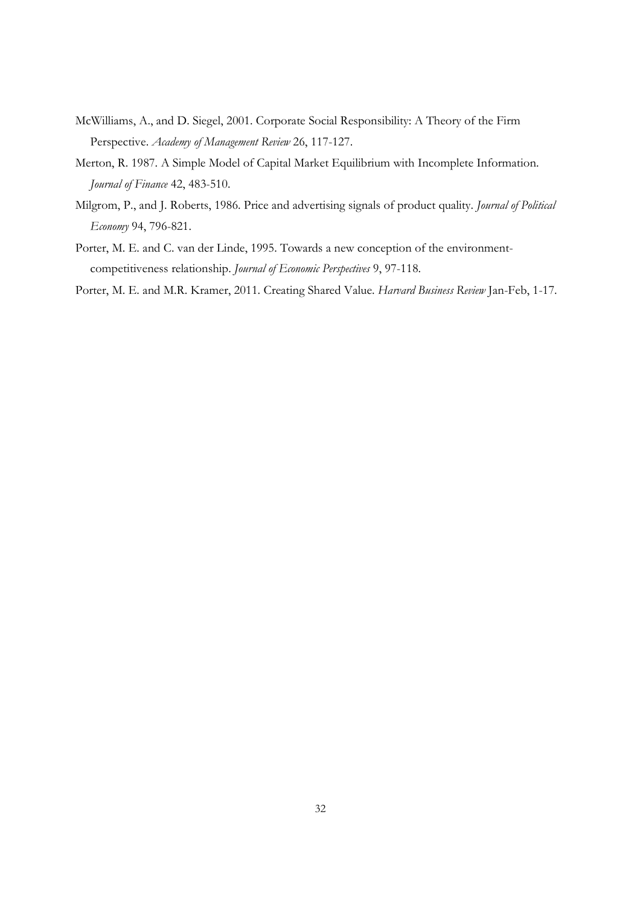McWilliams, A., and D. Siegel, 2001. Corporate Social Responsibility: A Theory of the Firm Perspective. *Academy of Management Review* 26, 117-127.

Merton, R. 1987. A Simple Model of Capital Market Equilibrium with Incomplete Information. *Journal of Finance* 42, 483-510.

Milgrom, P., and J. Roberts, 1986. Price and advertising signals of product quality. *Journal of Political Economy* 94, 796-821.

Porter, M. E. and C. van der Linde, 1995. Towards a new conception of the environment-competitiveness relationship. *Journal of Economic Perspectives* 9, 97-118.

Porter, M. E. and M.R. Kramer, 2011. Creating Shared Value. *Harvard Business Review* Jan-Feb, 1-17.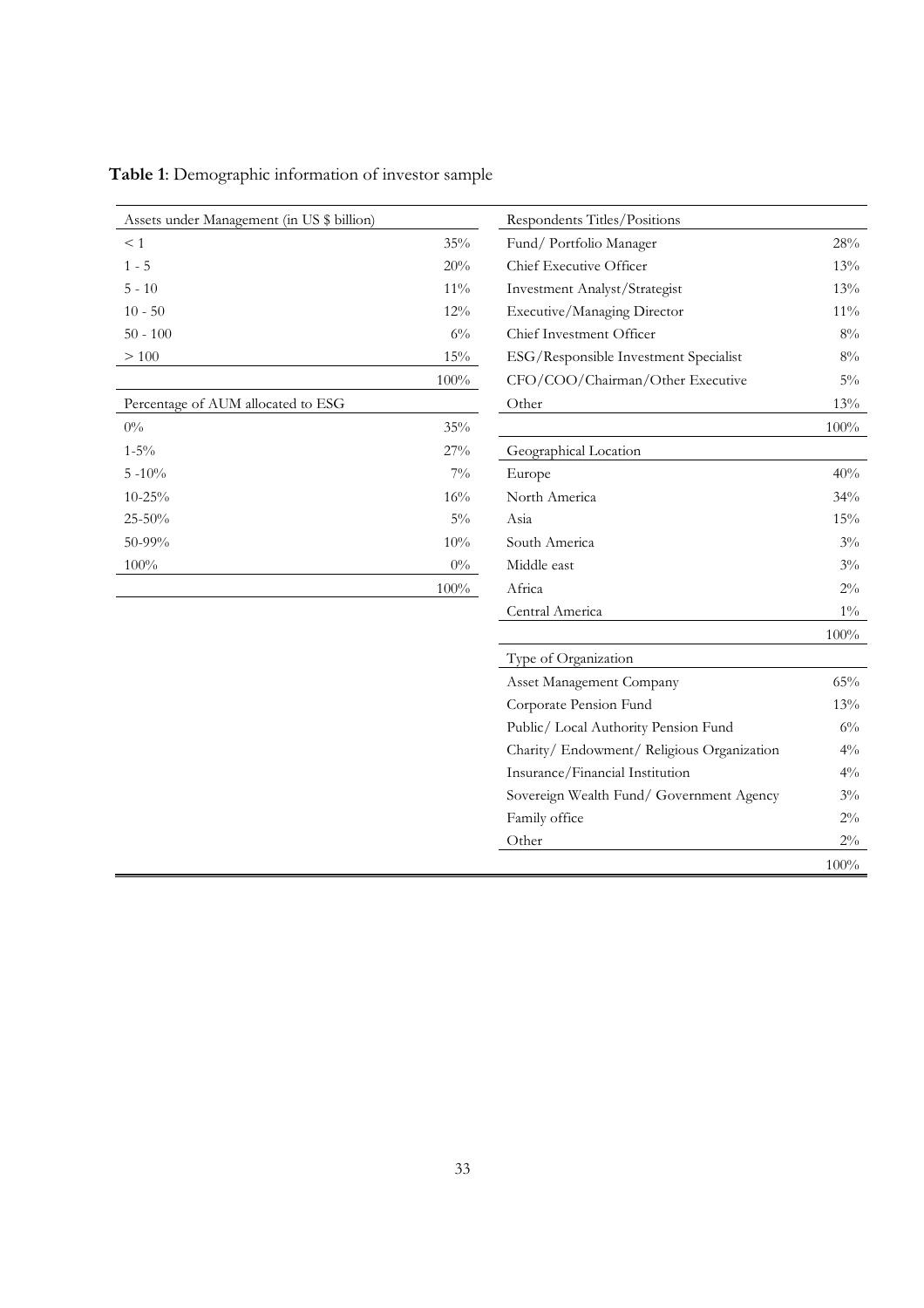**Table 1**: Demographic information of investor sample

| Assets under Management (in US $ billion) | |
|---|---|
| < 1 | 35% |
| 1 - 5 | 20% |
| 5 - 10 | 11% |
| 10 - 50 | 12% |
| 50 - 100 | 6% |
| > 100 | 15% |
| | 100% |

| Percentage of AUM allocated to ESG | |
|---|---|
| 0% | 35% |
| 1-5% | 27% |
| 5 -10% | 7% |
| 10-25% | 16% |
| 25-50% | 5% |
| 50-99% | 10% |
| 100% | 0% |
| | 100% |

| Respondents Titles/Positions | |
|---|---|
| Fund/ Portfolio Manager | 28% |
| Chief Executive Officer | 13% |
| Investment Analyst/Strategist | 13% |
| Executive/Managing Director | 11% |
| Chief Investment Officer | 8% |
| ESG/Responsible Investment Specialist | 8% |
| CFO/COO/Chairman/Other Executive | 5% |
| Other | 13% |
| | 100% |

| Geographical Location | |
|---|---|
| Europe | 40% |
| North America | 34% |
| Asia | 15% |
| South America | 3% |
| Middle east | 3% |
| Africa | 2% |
| Central America | 1% |
| | 100% |

| Type of Organization | |
|---|---|
| Asset Management Company | 65% |
| Corporate Pension Fund | 13% |
| Public/ Local Authority Pension Fund | 6% |
| Charity/ Endowment/ Religious Organization | 4% |
| Insurance/Financial Institution | 4% |
| Sovereign Wealth Fund/ Government Agency | 3% |
| Family office | 2% |
| Other | 2% |
| | 100% |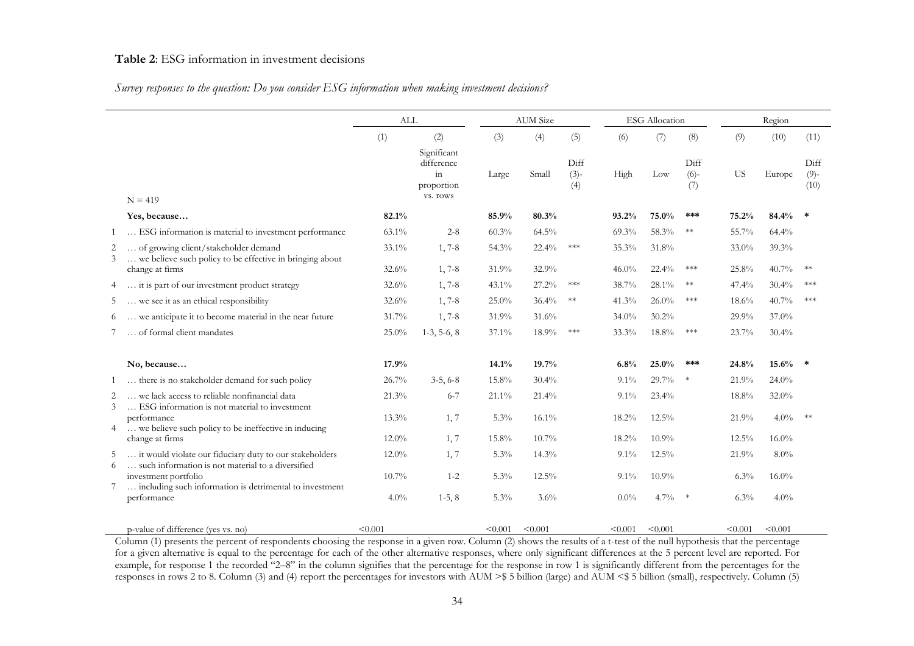**Table 2**: ESG information in investment decisions

*Survey responses to the question: Do you consider ESG information when making investment decisions?*

| | | ALL | | AUM Size | | | ESG Allocation | | | Region | | |
|---|---|---|---|---|---|---|---|---|---|---|---|---|
| | | (1) | (2) | (3) | (4) | (5) | (6) | (7) | (8) | (9) | (10) | (11) |
| | N = 419 | | Significant difference in proportion vs. rows | Large | Small | Diff (3)-(4) | High | Low | Diff (6)-(7) | US | Europe | Diff (9)-(10) |
| | **Yes, because…** | **82.1%** | | **85.9%** | **80.3%** | | **93.2%** | **75.0%** | **\*\*\*** | **75.2%** | **84.4%** | **\*** |
| 1 | … ESG information is material to investment performance | 63.1% | 2-8 | 60.3% | 64.5% | | 69.3% | 58.3% | \*\* | 55.7% | 64.4% | |
| 2 | … of growing client/stakeholder demand | 33.1% | 1, 7-8 | 54.3% | 22.4% | \*\*\* | 35.3% | 31.8% | | 33.0% | 39.3% | |
| 3 | … we believe such policy to be effective in bringing about change at firms | 32.6% | 1, 7-8 | 31.9% | 32.9% | | 46.0% | 22.4% | \*\*\* | 25.8% | 40.7% | \*\* |
| 4 | … it is part of our investment product strategy | 32.6% | 1, 7-8 | 43.1% | 27.2% | \*\*\* | 38.7% | 28.1% | \*\* | 47.4% | 30.4% | \*\*\* |
| 5 | … we see it as an ethical responsibility | 32.6% | 1, 7-8 | 25.0% | 36.4% | \*\* | 41.3% | 26.0% | \*\*\* | 18.6% | 40.7% | \*\*\* |
| 6 | … we anticipate it to become material in the near future | 31.7% | 1, 7-8 | 31.9% | 31.6% | | 34.0% | 30.2% | | 29.9% | 37.0% | |
| 7 | … of formal client mandates | 25.0% | 1-3, 5-6, 8 | 37.1% | 18.9% | \*\*\* | 33.3% | 18.8% | \*\*\* | 23.7% | 30.4% | |
| | **No, because…** | **17.9%** | | **14.1%** | **19.7%** | | **6.8%** | **25.0%** | **\*\*\*** | **24.8%** | **15.6%** | **\*** |
| 1 | … there is no stakeholder demand for such policy | 26.7% | 3-5, 6-8 | 15.8% | 30.4% | | 9.1% | 29.7% | \* | 21.9% | 24.0% | |
| 2 | … we lack access to reliable nonfinancial data | 21.3% | 6-7 | 21.1% | 21.4% | | 9.1% | 23.4% | | 18.8% | 32.0% | |
| 3 | … ESG information is not material to investment performance | 13.3% | 1, 7 | 5.3% | 16.1% | | 18.2% | 12.5% | | 21.9% | 4.0% | \*\* |
| 4 | … we believe such policy to be ineffective in inducing change at firms | 12.0% | 1, 7 | 15.8% | 10.7% | | 18.2% | 10.9% | | 12.5% | 16.0% | |
| 5 | … it would violate our fiduciary duty to our stakeholders | 12.0% | 1, 7 | 5.3% | 14.3% | | 9.1% | 12.5% | | 21.9% | 8.0% | |
| 6 | … such information is not material to a diversified investment portfolio | 10.7% | 1-2 | 5.3% | 12.5% | | 9.1% | 10.9% | | 6.3% | 16.0% | |
| 7 | … including such information is detrimental to investment performance | 4.0% | 1-5, 8 | 5.3% | 3.6% | | 0.0% | 4.7% | \* | 6.3% | 4.0% | |
| | p-value of difference (yes vs. no) | <0.001 | | <0.001 | <0.001 | | <0.001 | <0.001 | | <0.001 | <0.001 | |

Column (1) presents the percent of respondents choosing the response in a given row. Column (2) shows the results of a t-test of the null hypothesis that the percentage for a given alternative is equal to the percentage for each of the other alternative responses, where only significant differences at the 5 percent level are reported. For example, for response 1 the recorded "2–8" in the column signifies that the percentage for the response in row 1 is significantly different from the percentages for the responses in rows 2 to 8. Column (3) and (4) report the percentages for investors with AUM >\$ 5 billion (large) and AUM <\$ 5 billion (small), respectively. Column (5)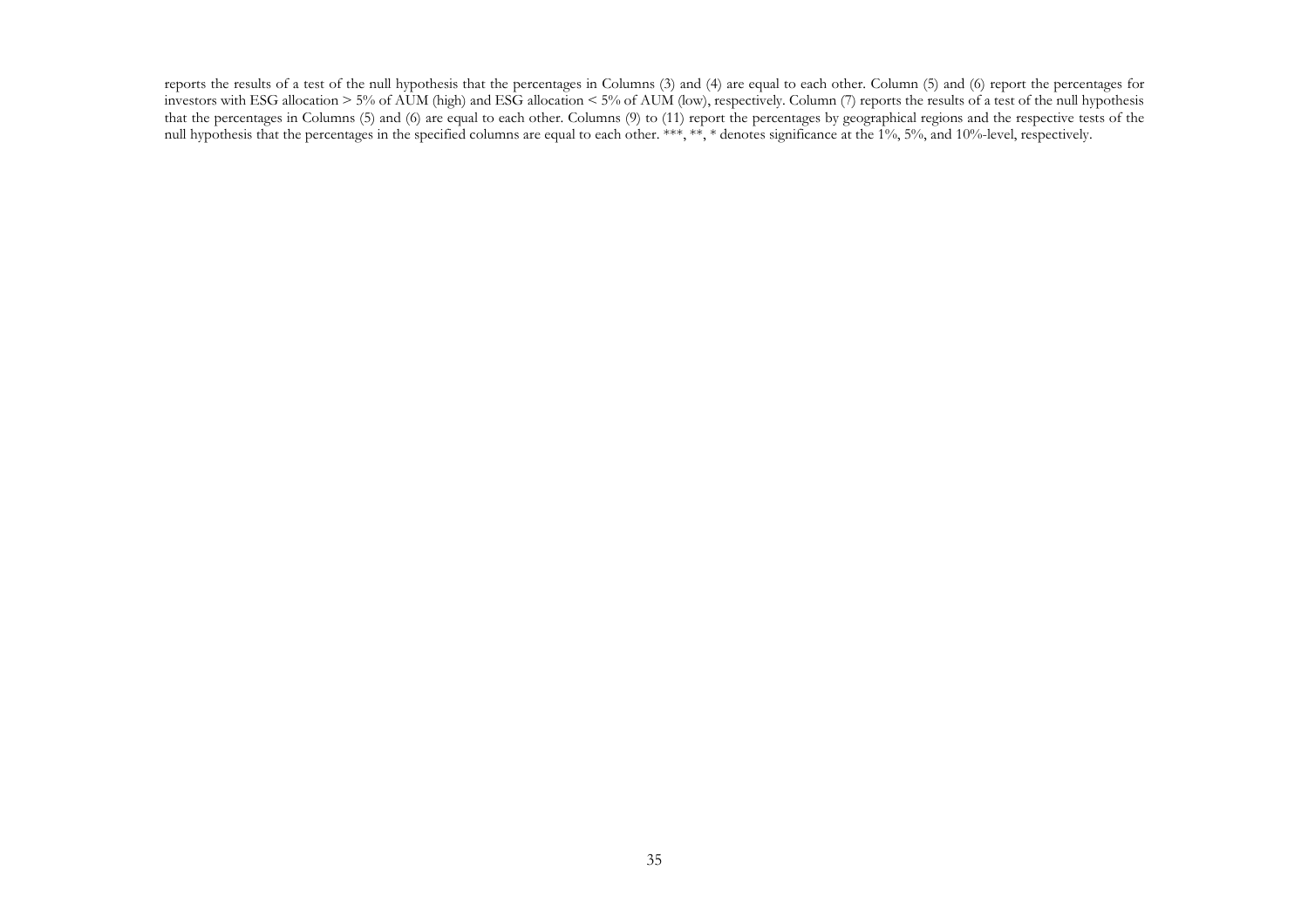reports the results of a test of the null hypothesis that the percentages in Columns (3) and (4) are equal to each other. Column (5) and (6) report the percentages for investors with ESG allocation > 5% of AUM (high) and ESG allocation < 5% of AUM (low), respectively. Column (7) reports the results of a test of the null hypothesis that the percentages in Columns (5) and (6) are equal to each other. Columns (9) to (11) report the percentages by geographical regions and the respective tests of the null hypothesis that the percentages in the specified columns are equal to each other. ***, **, * denotes significance at the 1%, 5%, and 10%-level, respectively.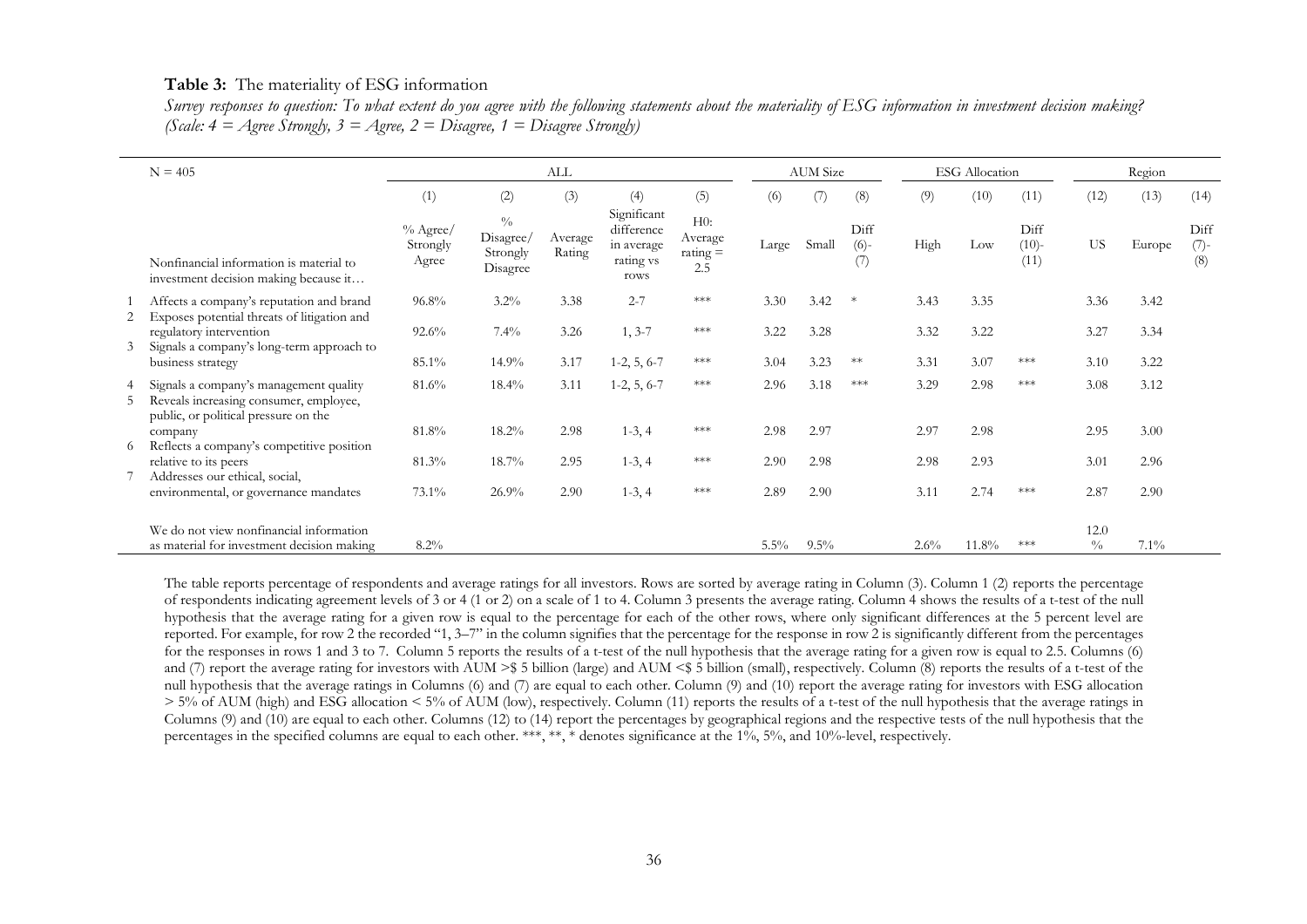**Table 3:** The materiality of ESG information

*Survey responses to question: To what extent do you agree with the following statements about the materiality of ESG information in investment decision making? (Scale: 4 = Agree Strongly, 3 = Agree, 2 = Disagree, 1 = Disagree Strongly)*

| | N = 405 | ALL | | | | | AUM Size | | | ESG Allocation | | | Region | | |
|---|---|---|---|---|---|---|---|---|---|---|---|---|---|---|---|
| | | (1) | (2) | (3) | (4) | (5) | (6) | (7) | (8) | (9) | (10) | (11) | (12) | (13) | (14) |
| | Nonfinancial information is material to investment decision making because it… | % Agree/ Strongly Agree | % Disagree/ Strongly Disagree | Average Rating | Significant difference in average rating vs rows | H0: Average rating = 2.5 | Large | Small | Diff (6)-(7) | High | Low | Diff (10)-(11) | US | Europe | Diff (7)-(8) |
| 1 | Affects a company's reputation and brand | 96.8% | 3.2% | 3.38 | 2-7 | *** | 3.30 | 3.42 | * | 3.43 | 3.35 | | 3.36 | 3.42 | |
| 2 | Exposes potential threats of litigation and regulatory intervention | 92.6% | 7.4% | 3.26 | 1, 3-7 | *** | 3.22 | 3.28 | | 3.32 | 3.22 | | 3.27 | 3.34 | |
| 3 | Signals a company's long-term approach to business strategy | 85.1% | 14.9% | 3.17 | 1-2, 5, 6-7 | *** | 3.04 | 3.23 | ** | 3.31 | 3.07 | *** | 3.10 | 3.22 | |
| 4 | Signals a company's management quality | 81.6% | 18.4% | 3.11 | 1-2, 5, 6-7 | *** | 2.96 | 3.18 | *** | 3.29 | 2.98 | *** | 3.08 | 3.12 | |
| 5 | Reveals increasing consumer, employee, public, or political pressure on the company | 81.8% | 18.2% | 2.98 | 1-3, 4 | *** | 2.98 | 2.97 | | 2.97 | 2.98 | | 2.95 | 3.00 | |
| 6 | Reflects a company's competitive position relative to its peers | 81.3% | 18.7% | 2.95 | 1-3, 4 | *** | 2.90 | 2.98 | | 2.98 | 2.93 | | 3.01 | 2.96 | |
| 7 | Addresses our ethical, social, environmental, or governance mandates | 73.1% | 26.9% | 2.90 | 1-3, 4 | *** | 2.89 | 2.90 | | 3.11 | 2.74 | *** | 2.87 | 2.90 | |
| | We do not view nonfinancial information as material for investment decision making | 8.2% | | | | | 5.5% | 9.5% | | 2.6% | 11.8% | *** | 12.0 % | 7.1% | |

The table reports percentage of respondents and average ratings for all investors. Rows are sorted by average rating in Column (3). Column 1 (2) reports the percentage of respondents indicating agreement levels of 3 or 4 (1 or 2) on a scale of 1 to 4. Column 3 presents the average rating. Column 4 shows the results of a t-test of the null hypothesis that the average rating for a given row is equal to the percentage for each of the other rows, where only significant differences at the 5 percent level are reported. For example, for row 2 the recorded "1, 3–7" in the column signifies that the percentage for the response in row 2 is significantly different from the percentages for the responses in rows 1 and 3 to 7. Column 5 reports the results of a t-test of the null hypothesis that the average rating for a given row is equal to 2.5. Columns (6) and (7) report the average rating for investors with AUM >$ 5 billion (large) and AUM <$ 5 billion (small), respectively. Column (8) reports the results of a t-test of the null hypothesis that the average ratings in Columns (6) and (7) are equal to each other. Column (9) and (10) report the average rating for investors with ESG allocation > 5% of AUM (high) and ESG allocation < 5% of AUM (low), respectively. Column (11) reports the results of a t-test of the null hypothesis that the average ratings in Columns (9) and (10) are equal to each other. Columns (12) to (14) report the percentages by geographical regions and the respective tests of the null hypothesis that the percentages in the specified columns are equal to each other. ***, **, * denotes significance at the 1%, 5%, and 10%-level, respectively.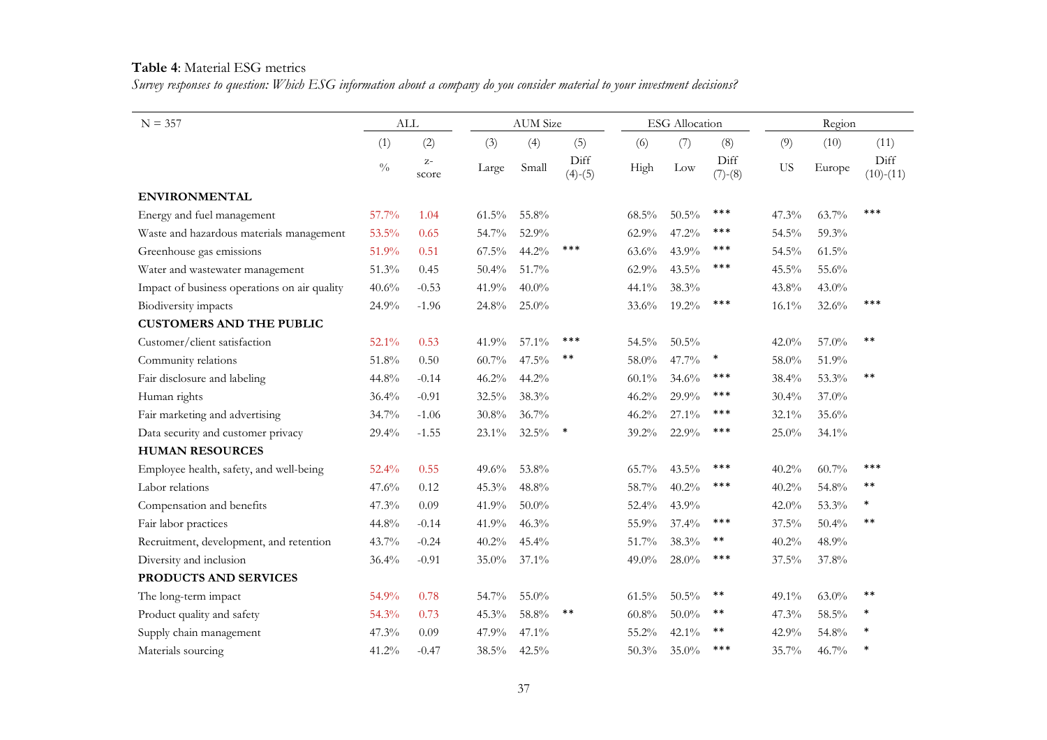**Table 4**: Material ESG metrics

*Survey responses to question: Which ESG information about a company do you consider material to your investment decisions?*

| N = 357 | ALL | | AUM Size | | | ESG Allocation | | | Region | | |
|---|---|---|---|---|---|---|---|---|---|---|---|
| | (1) | (2) | (3) | (4) | (5) | (6) | (7) | (8) | (9) | (10) | (11) |
| | % | z-score | Large | Small | Diff (4)-(5) | High | Low | Diff (7)-(8) | US | Europe | Diff (10)-(11) |
| **ENVIRONMENTAL** | | | | | | | | | | | |
| Energy and fuel management | 57.7% | 1.04 | 61.5% | 55.8% | | 68.5% | 50.5% | *** | 47.3% | 63.7% | *** |
| Waste and hazardous materials management | 53.5% | 0.65 | 54.7% | 52.9% | | 62.9% | 47.2% | *** | 54.5% | 59.3% | |
| Greenhouse gas emissions | 51.9% | 0.51 | 67.5% | 44.2% | *** | 63.6% | 43.9% | *** | 54.5% | 61.5% | |
| Water and wastewater management | 51.3% | 0.45 | 50.4% | 51.7% | | 62.9% | 43.5% | *** | 45.5% | 55.6% | |
| Impact of business operations on air quality | 40.6% | -0.53 | 41.9% | 40.0% | | 44.1% | 38.3% | | 43.8% | 43.0% | |
| Biodiversity impacts | 24.9% | -1.96 | 24.8% | 25.0% | | 33.6% | 19.2% | *** | 16.1% | 32.6% | *** |
| **CUSTOMERS AND THE PUBLIC** | | | | | | | | | | | |
| Customer/client satisfaction | 52.1% | 0.53 | 41.9% | 57.1% | *** | 54.5% | 50.5% | | 42.0% | 57.0% | ** |
| Community relations | 51.8% | 0.50 | 60.7% | 47.5% | ** | 58.0% | 47.7% | * | 58.0% | 51.9% | |
| Fair disclosure and labeling | 44.8% | -0.14 | 46.2% | 44.2% | | 60.1% | 34.6% | *** | 38.4% | 53.3% | ** |
| Human rights | 36.4% | -0.91 | 32.5% | 38.3% | | 46.2% | 29.9% | *** | 30.4% | 37.0% | |
| Fair marketing and advertising | 34.7% | -1.06 | 30.8% | 36.7% | | 46.2% | 27.1% | *** | 32.1% | 35.6% | |
| Data security and customer privacy | 29.4% | -1.55 | 23.1% | 32.5% | * | 39.2% | 22.9% | *** | 25.0% | 34.1% | |
| **HUMAN RESOURCES** | | | | | | | | | | | |
| Employee health, safety, and well-being | 52.4% | 0.55 | 49.6% | 53.8% | | 65.7% | 43.5% | *** | 40.2% | 60.7% | *** |
| Labor relations | 47.6% | 0.12 | 45.3% | 48.8% | | 58.7% | 40.2% | *** | 40.2% | 54.8% | ** |
| Compensation and benefits | 47.3% | 0.09 | 41.9% | 50.0% | | 52.4% | 43.9% | | 42.0% | 53.3% | * |
| Fair labor practices | 44.8% | -0.14 | 41.9% | 46.3% | | 55.9% | 37.4% | *** | 37.5% | 50.4% | ** |
| Recruitment, development, and retention | 43.7% | -0.24 | 40.2% | 45.4% | | 51.7% | 38.3% | ** | 40.2% | 48.9% | |
| Diversity and inclusion | 36.4% | -0.91 | 35.0% | 37.1% | | 49.0% | 28.0% | *** | 37.5% | 37.8% | |
| **PRODUCTS AND SERVICES** | | | | | | | | | | | |
| The long-term impact | 54.9% | 0.78 | 54.7% | 55.0% | | 61.5% | 50.5% | ** | 49.1% | 63.0% | ** |
| Product quality and safety | 54.3% | 0.73 | 45.3% | 58.8% | ** | 60.8% | 50.0% | ** | 47.3% | 58.5% | * |
| Supply chain management | 47.3% | 0.09 | 47.9% | 47.1% | | 55.2% | 42.1% | ** | 42.9% | 54.8% | * |
| Materials sourcing | 41.2% | -0.47 | 38.5% | 42.5% | | 50.3% | 35.0% | *** | 35.7% | 46.7% | * |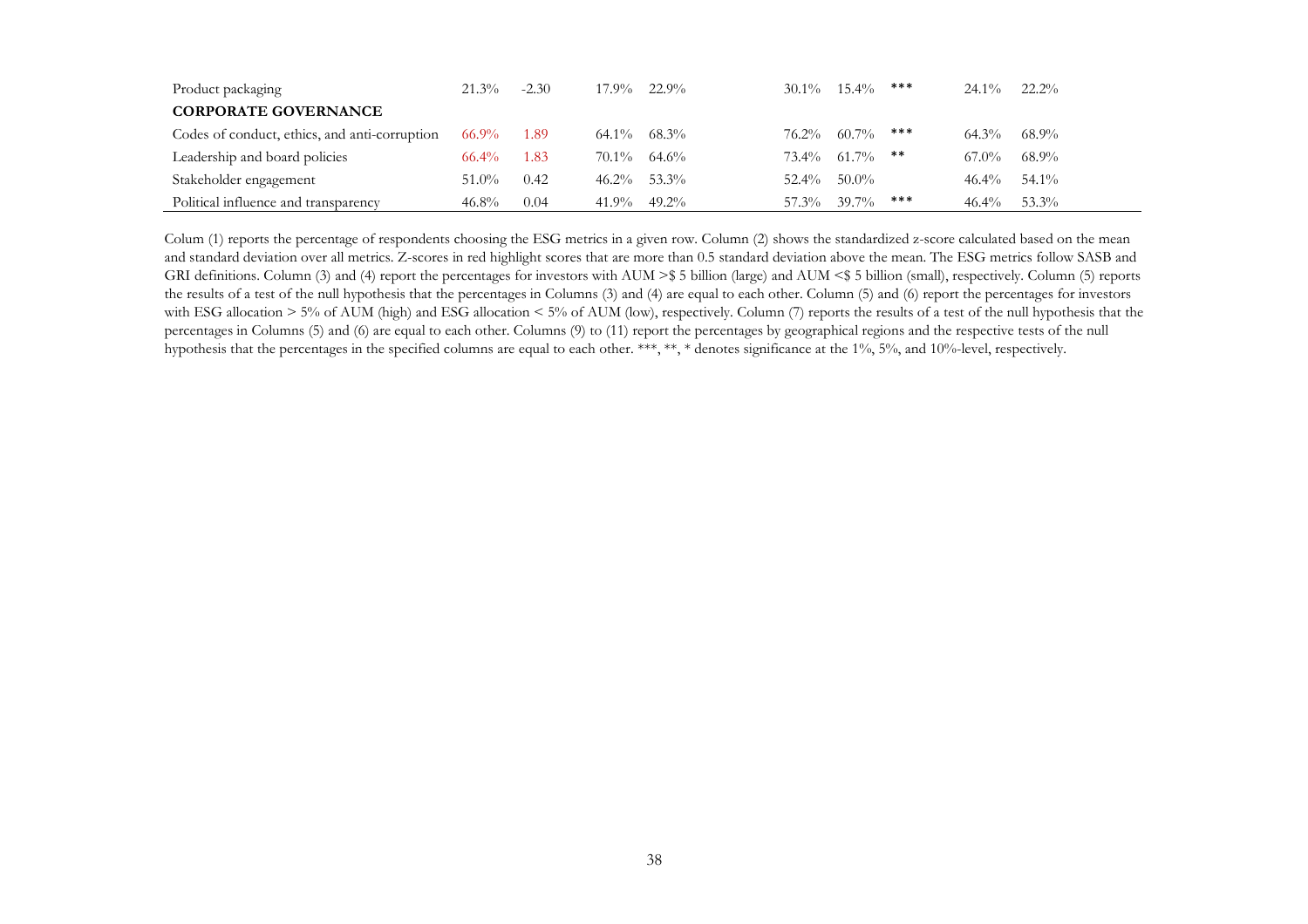| | | | | | | | | | |
|---|---|---|---|---|---|---|---|---|---|
| Product packaging | 21.3% | -2.30 | 17.9% | 22.9% | 30.1% | 15.4% | *** | 24.1% | 22.2% |
| **CORPORATE GOVERNANCE** | | | | | | | | | |
| Codes of conduct, ethics, and anti-corruption | 66.9% | 1.89 | 64.1% | 68.3% | 76.2% | 60.7% | *** | 64.3% | 68.9% |
| Leadership and board policies | 66.4% | 1.83 | 70.1% | 64.6% | 73.4% | 61.7% | ** | 67.0% | 68.9% |
| Stakeholder engagement | 51.0% | 0.42 | 46.2% | 53.3% | 52.4% | 50.0% | | 46.4% | 54.1% |
| Political influence and transparency | 46.8% | 0.04 | 41.9% | 49.2% | 57.3% | 39.7% | *** | 46.4% | 53.3% |

Colum (1) reports the percentage of respondents choosing the ESG metrics in a given row. Column (2) shows the standardized z-score calculated based on the mean and standard deviation over all metrics. Z-scores in red highlight scores that are more than 0.5 standard deviation above the mean. The ESG metrics follow SASB and GRI definitions. Column (3) and (4) report the percentages for investors with AUM >$ 5 billion (large) and AUM <$ 5 billion (small), respectively. Column (5) reports the results of a test of the null hypothesis that the percentages in Columns (3) and (4) are equal to each other. Column (5) and (6) report the percentages for investors with ESG allocation > 5% of AUM (high) and ESG allocation < 5% of AUM (low), respectively. Column (7) reports the results of a test of the null hypothesis that the percentages in Columns (5) and (6) are equal to each other. Columns (9) to (11) report the percentages by geographical regions and the respective tests of the null hypothesis that the percentages in the specified columns are equal to each other. ***, **, * denotes significance at the 1%, 5%, and 10%-level, respectively.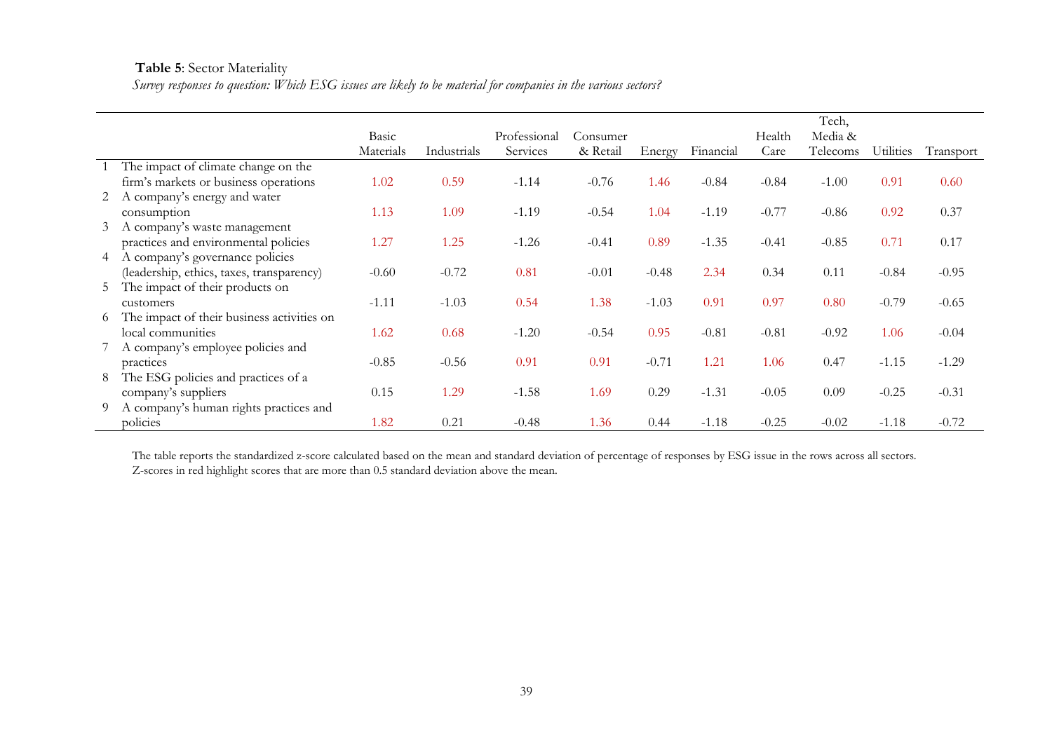**Table 5**: Sector Materiality

*Survey responses to question: Which ESG issues are likely to be material for companies in the various sectors?*

| | | Basic Materials | Industrials | Professional Services | Consumer & Retail | Energy | Financial | Health Care | Tech, Media & Telecoms | Utilities | Transport |
|---|---|---|---|---|---|---|---|---|---|---|---|
| 1 | The impact of climate change on the firm's markets or business operations | 1.02 | 0.59 | -1.14 | -0.76 | 1.46 | -0.84 | -0.84 | -1.00 | 0.91 | 0.60 |
| 2 | A company's energy and water consumption | 1.13 | 1.09 | -1.19 | -0.54 | 1.04 | -1.19 | -0.77 | -0.86 | 0.92 | 0.37 |
| 3 | A company's waste management practices and environmental policies | 1.27 | 1.25 | -1.26 | -0.41 | 0.89 | -1.35 | -0.41 | -0.85 | 0.71 | 0.17 |
| 4 | A company's governance policies (leadership, ethics, taxes, transparency) | -0.60 | -0.72 | 0.81 | -0.01 | -0.48 | 2.34 | 0.34 | 0.11 | -0.84 | -0.95 |
| 5 | The impact of their products on customers | -1.11 | -1.03 | 0.54 | 1.38 | -1.03 | 0.91 | 0.97 | 0.80 | -0.79 | -0.65 |
| 6 | The impact of their business activities on local communities | 1.62 | 0.68 | -1.20 | -0.54 | 0.95 | -0.81 | -0.81 | -0.92 | 1.06 | -0.04 |
| 7 | A company's employee policies and practices | -0.85 | -0.56 | 0.91 | 0.91 | -0.71 | 1.21 | 1.06 | 0.47 | -1.15 | -1.29 |
| 8 | The ESG policies and practices of a company's suppliers | 0.15 | 1.29 | -1.58 | 1.69 | 0.29 | -1.31 | -0.05 | 0.09 | -0.25 | -0.31 |
| 9 | A company's human rights practices and policies | 1.82 | 0.21 | -0.48 | 1.36 | 0.44 | -1.18 | -0.25 | -0.02 | -1.18 | -0.72 |

The table reports the standardized z-score calculated based on the mean and standard deviation of percentage of responses by ESG issue in the rows across all sectors. Z-scores in red highlight scores that are more than 0.5 standard deviation above the mean.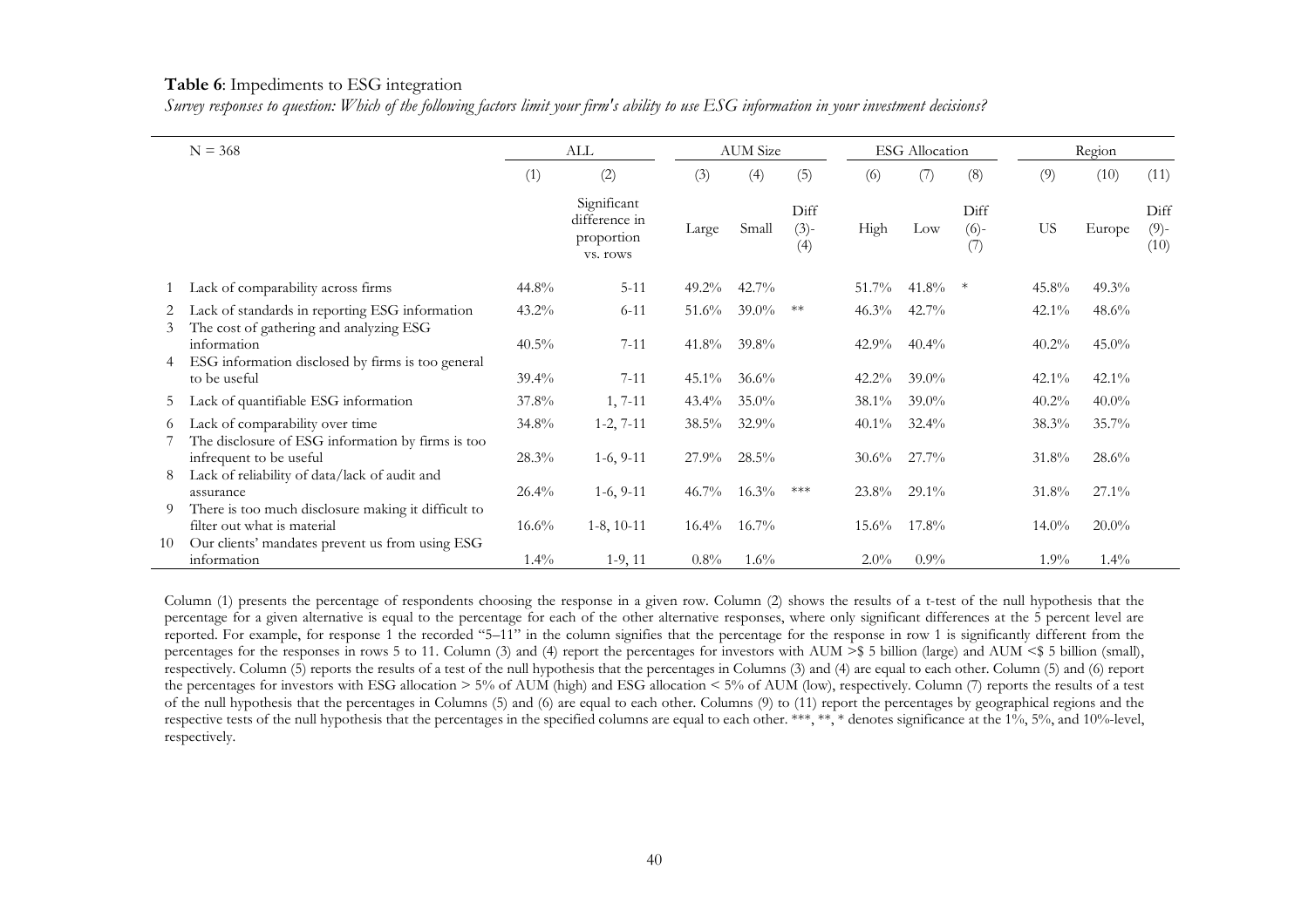**Table 6**: Impediments to ESG integration

*Survey responses to question: Which of the following factors limit your firm's ability to use ESG information in your investment decisions?*

| | N = 368 | ALL | | AUM Size | | | ESG Allocation | | | Region | | |
|---|---|---|---|---|---|---|---|---|---|---|---|---|
| | | (1) | (2) | (3) | (4) | (5) | (6) | (7) | (8) | (9) | (10) | (11) |
| | | | Significant difference in proportion vs. rows | Large | Small | Diff (3)-(4) | High | Low | Diff (6)-(7) | US | Europe | Diff (9)-(10) |
| 1 | Lack of comparability across firms | 44.8% | 5-11 | 49.2% | 42.7% | | 51.7% | 41.8% | * | 45.8% | 49.3% | |
| 2 | Lack of standards in reporting ESG information | 43.2% | 6-11 | 51.6% | 39.0% | ** | 46.3% | 42.7% | | 42.1% | 48.6% | |
| 3 | The cost of gathering and analyzing ESG information | 40.5% | 7-11 | 41.8% | 39.8% | | 42.9% | 40.4% | | 40.2% | 45.0% | |
| 4 | ESG information disclosed by firms is too general to be useful | 39.4% | 7-11 | 45.1% | 36.6% | | 42.2% | 39.0% | | 42.1% | 42.1% | |
| 5 | Lack of quantifiable ESG information | 37.8% | 1, 7-11 | 43.4% | 35.0% | | 38.1% | 39.0% | | 40.2% | 40.0% | |
| 6 | Lack of comparability over time | 34.8% | 1-2, 7-11 | 38.5% | 32.9% | | 40.1% | 32.4% | | 38.3% | 35.7% | |
| 7 | The disclosure of ESG information by firms is too infrequent to be useful | 28.3% | 1-6, 9-11 | 27.9% | 28.5% | | 30.6% | 27.7% | | 31.8% | 28.6% | |
| 8 | Lack of reliability of data/lack of audit and assurance | 26.4% | 1-6, 9-11 | 46.7% | 16.3% | *** | 23.8% | 29.1% | | 31.8% | 27.1% | |
| 9 | There is too much disclosure making it difficult to filter out what is material | 16.6% | 1-8, 10-11 | 16.4% | 16.7% | | 15.6% | 17.8% | | 14.0% | 20.0% | |
| 10 | Our clients' mandates prevent us from using ESG information | 1.4% | 1-9, 11 | 0.8% | 1.6% | | 2.0% | 0.9% | | 1.9% | 1.4% | |

Column (1) presents the percentage of respondents choosing the response in a given row. Column (2) shows the results of a t-test of the null hypothesis that the percentage for a given alternative is equal to the percentage for each of the other alternative responses, where only significant differences at the 5 percent level are reported. For example, for response 1 the recorded "5–11" in the column signifies that the percentage for the response in row 1 is significantly different from the percentages for the responses in rows 5 to 11. Column (3) and (4) report the percentages for investors with AUM >$ 5 billion (large) and AUM <$ 5 billion (small), respectively. Column (5) reports the results of a test of the null hypothesis that the percentages in Columns (3) and (4) are equal to each other. Column (5) and (6) report the percentages for investors with ESG allocation > 5% of AUM (high) and ESG allocation < 5% of AUM (low), respectively. Column (7) reports the results of a test of the null hypothesis that the percentages in Columns (5) and (6) are equal to each other. Columns (9) to (11) report the percentages by geographical regions and the respective tests of the null hypothesis that the percentages in the specified columns are equal to each other. ***, **, * denotes significance at the 1%, 5%, and 10%-level, respectively.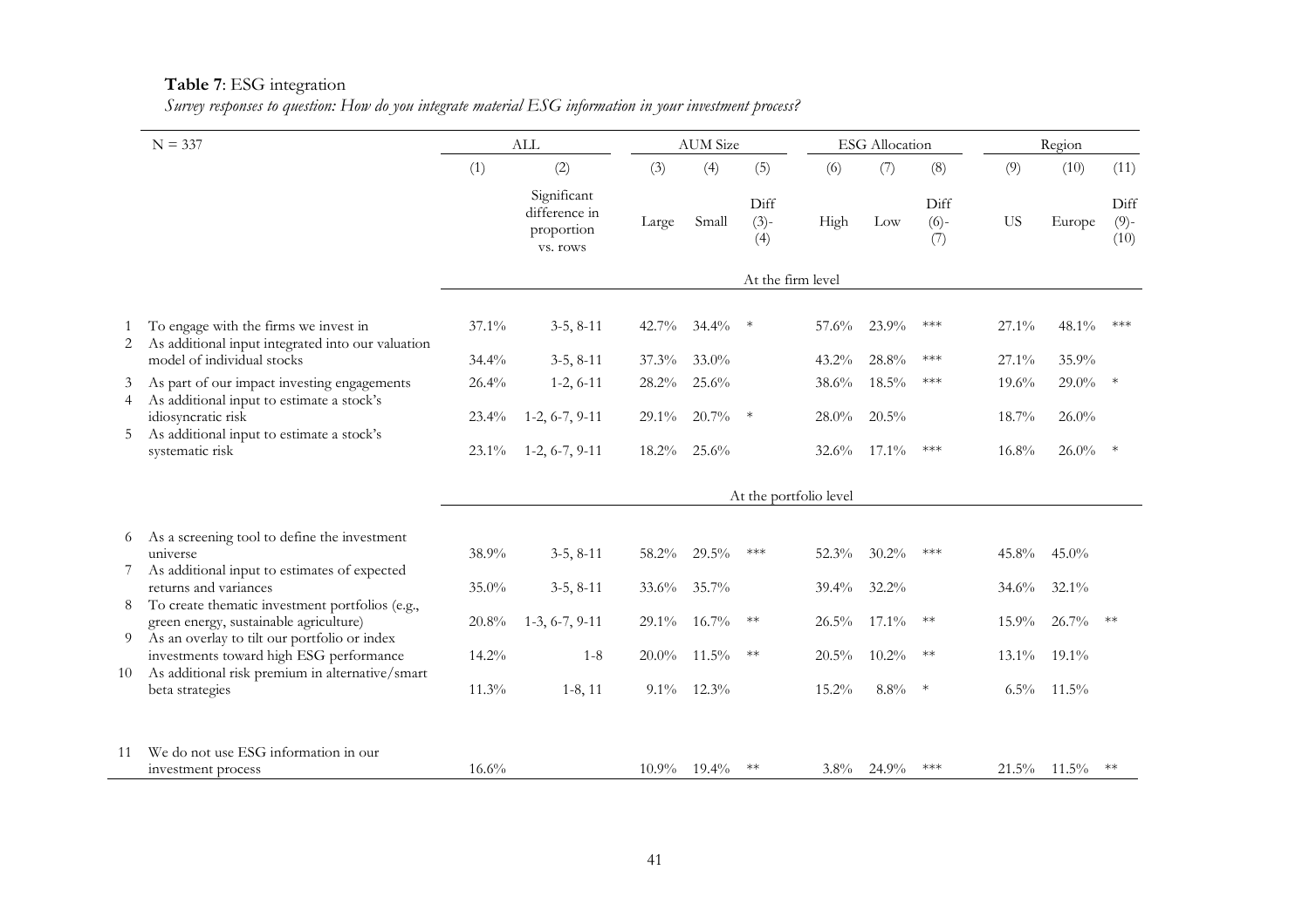**Table 7**: ESG integration

*Survey responses to question: How do you integrate material ESG information in your investment process?*

| | N = 337 | ALL | | AUM Size | | | ESG Allocation | | | Region | | |
|---|---|---|---|---|---|---|---|---|---|---|---|---|
| | | (1) | (2) | (3) | (4) | (5) | (6) | (7) | (8) | (9) | (10) | (11) |
| | | | Significant difference in proportion vs. rows | Large | Small | Diff (3)-(4) | High | Low | Diff (6)-(7) | US | Europe | Diff (9)-(10) |
| | | | | | | At the firm level | | | | | | |
| 1 | To engage with the firms we invest in | 37.1% | 3-5, 8-11 | 42.7% | 34.4% | * | 57.6% | 23.9% | *** | 27.1% | 48.1% | *** |
| 2 | As additional input integrated into our valuation model of individual stocks | 34.4% | 3-5, 8-11 | 37.3% | 33.0% | | 43.2% | 28.8% | *** | 27.1% | 35.9% | |
| 3 | As part of our impact investing engagements | 26.4% | 1-2, 6-11 | 28.2% | 25.6% | | 38.6% | 18.5% | *** | 19.6% | 29.0% | * |
| 4 | As additional input to estimate a stock's idiosyncratic risk | 23.4% | 1-2, 6-7, 9-11 | 29.1% | 20.7% | * | 28.0% | 20.5% | | 18.7% | 26.0% | |
| 5 | As additional input to estimate a stock's systematic risk | 23.1% | 1-2, 6-7, 9-11 | 18.2% | 25.6% | | 32.6% | 17.1% | *** | 16.8% | 26.0% | * |
| | | | | | | At the portfolio level | | | | | | |
| 6 | As a screening tool to define the investment universe | 38.9% | 3-5, 8-11 | 58.2% | 29.5% | *** | 52.3% | 30.2% | *** | 45.8% | 45.0% | |
| 7 | As additional input to estimates of expected returns and variances | 35.0% | 3-5, 8-11 | 33.6% | 35.7% | | 39.4% | 32.2% | | 34.6% | 32.1% | |
| 8 | To create thematic investment portfolios (e.g., green energy, sustainable agriculture) | 20.8% | 1-3, 6-7, 9-11 | 29.1% | 16.7% | ** | 26.5% | 17.1% | ** | 15.9% | 26.7% | ** |
| 9 | As an overlay to tilt our portfolio or index investments toward high ESG performance | 14.2% | 1-8 | 20.0% | 11.5% | ** | 20.5% | 10.2% | ** | 13.1% | 19.1% | |
| 10 | As additional risk premium in alternative/smart beta strategies | 11.3% | 1-8, 11 | 9.1% | 12.3% | | 15.2% | 8.8% | * | 6.5% | 11.5% | |
| 11 | We do not use ESG information in our investment process | 16.6% | | 10.9% | 19.4% | ** | 3.8% | 24.9% | *** | 21.5% | 11.5% | ** |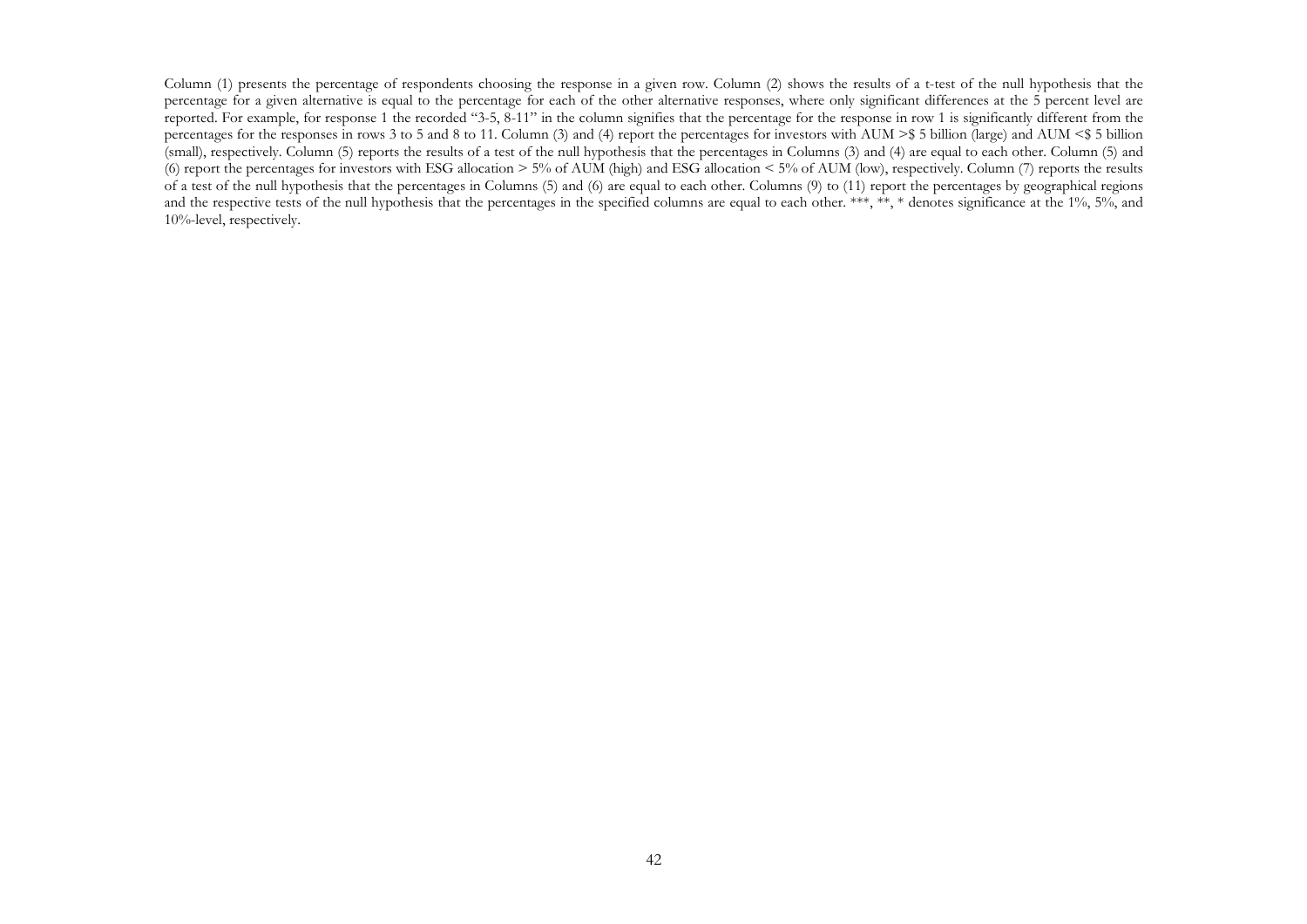Column (1) presents the percentage of respondents choosing the response in a given row. Column (2) shows the results of a t-test of the null hypothesis that the percentage for a given alternative is equal to the percentage for each of the other alternative responses, where only significant differences at the 5 percent level are reported. For example, for response 1 the recorded "3-5, 8-11" in the column signifies that the percentage for the response in row 1 is significantly different from the percentages for the responses in rows 3 to 5 and 8 to 11. Column (3) and (4) report the percentages for investors with AUM >$ 5 billion (large) and AUM <$ 5 billion (small), respectively. Column (5) reports the results of a test of the null hypothesis that the percentages in Columns (3) and (4) are equal to each other. Column (5) and (6) report the percentages for investors with ESG allocation > 5% of AUM (high) and ESG allocation < 5% of AUM (low), respectively. Column (7) reports the results of a test of the null hypothesis that the percentages in Columns (5) and (6) are equal to each other. Columns (9) to (11) report the percentages by geographical regions and the respective tests of the null hypothesis that the percentages in the specified columns are equal to each other. ***, **, * denotes significance at the 1%, 5%, and 10%-level, respectively.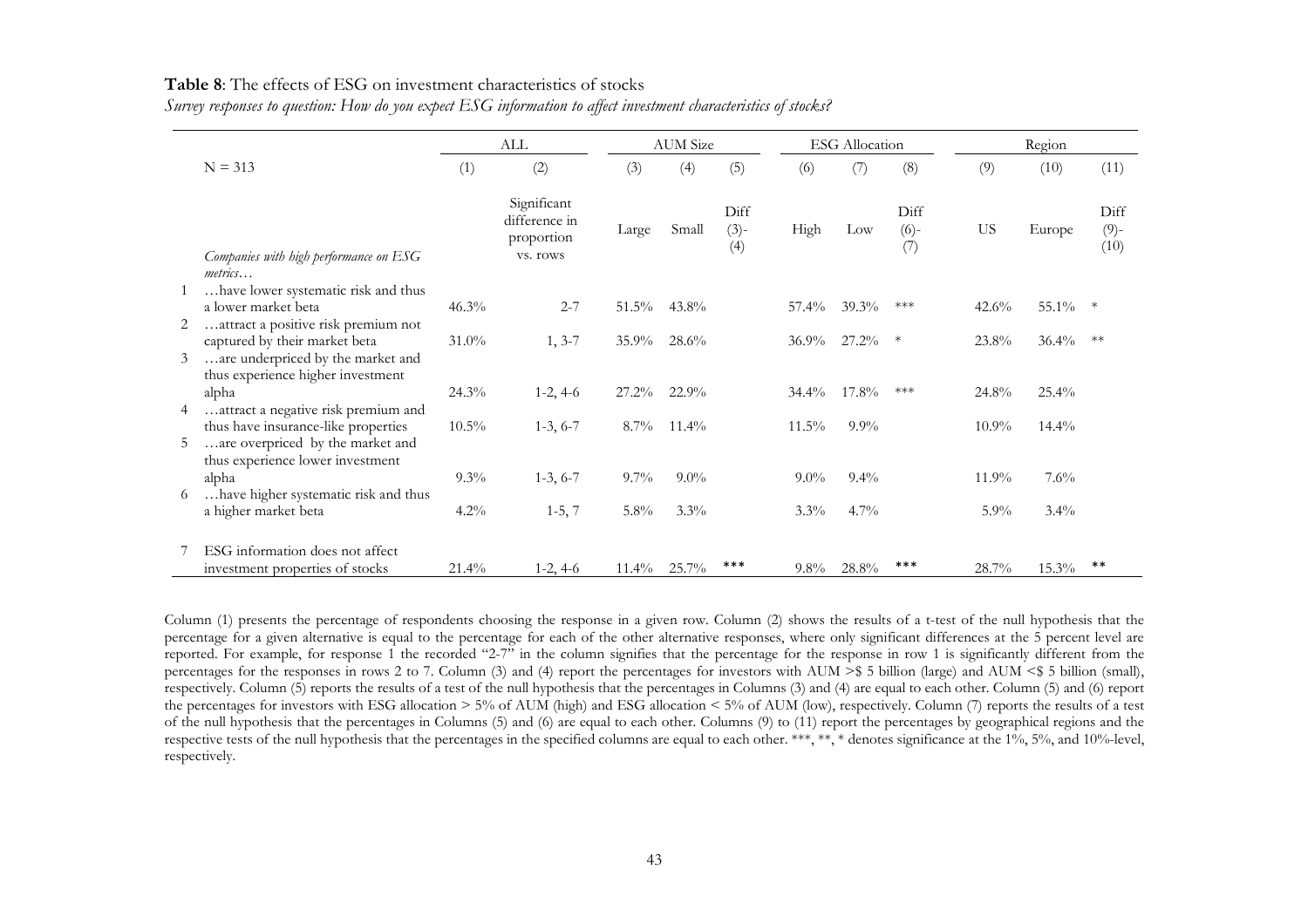**Table 8**: The effects of ESG on investment characteristics of stocks

*Survey responses to question: How do you expect ESG information to affect investment characteristics of stocks?*

| | | ALL | | AUM Size | | | ESG Allocation | | | Region | | |
|---|---|---|---|---|---|---|---|---|---|---|---|---|
| | N = 313 | (1) | (2) | (3) | (4) | (5) | (6) | (7) | (8) | (9) | (10) | (11) |
| | *Companies with high performance on ESG metrics…* | | Significant difference in proportion vs. rows | Large | Small | Diff (3)-(4) | High | Low | Diff (6)-(7) | US | Europe | Diff (9)-(10) |
| 1 | …have lower systematic risk and thus a lower market beta | 46.3% | 2-7 | 51.5% | 43.8% | | 57.4% | 39.3% | *** | 42.6% | 55.1% | * |
| 2 | …attract a positive risk premium not captured by their market beta | 31.0% | 1, 3-7 | 35.9% | 28.6% | | 36.9% | 27.2% | * | 23.8% | 36.4% | ** |
| 3 | …are underpriced by the market and thus experience higher investment alpha | 24.3% | 1-2, 4-6 | 27.2% | 22.9% | | 34.4% | 17.8% | *** | 24.8% | 25.4% | |
| 4 | …attract a negative risk premium and thus have insurance-like properties | 10.5% | 1-3, 6-7 | 8.7% | 11.4% | | 11.5% | 9.9% | | 10.9% | 14.4% | |
| 5 | …are overpriced by the market and thus experience lower investment alpha | 9.3% | 1-3, 6-7 | 9.7% | 9.0% | | 9.0% | 9.4% | | 11.9% | 7.6% | |
| 6 | …have higher systematic risk and thus a higher market beta | 4.2% | 1-5, 7 | 5.8% | 3.3% | | 3.3% | 4.7% | | 5.9% | 3.4% | |
| 7 | ESG information does not affect investment properties of stocks | 21.4% | 1-2, 4-6 | 11.4% | 25.7% | *** | 9.8% | 28.8% | *** | 28.7% | 15.3% | ** |

Column (1) presents the percentage of respondents choosing the response in a given row. Column (2) shows the results of a t-test of the null hypothesis that the percentage for a given alternative is equal to the percentage for each of the other alternative responses, where only significant differences at the 5 percent level are reported. For example, for response 1 the recorded "2-7" in the column signifies that the percentage for the response in row 1 is significantly different from the percentages for the responses in rows 2 to 7. Column (3) and (4) report the percentages for investors with AUM >$ 5 billion (large) and AUM <$ 5 billion (small), respectively. Column (5) reports the results of a test of the null hypothesis that the percentages in Columns (3) and (4) are equal to each other. Column (5) and (6) report the percentages for investors with ESG allocation > 5% of AUM (high) and ESG allocation < 5% of AUM (low), respectively. Column (7) reports the results of a test of the null hypothesis that the percentages in Columns (5) and (6) are equal to each other. Columns (9) to (11) report the percentages by geographical regions and the respective tests of the null hypothesis that the percentages in the specified columns are equal to each other. ***, **, * denotes significance at the 1%, 5%, and 10%-level, respectively.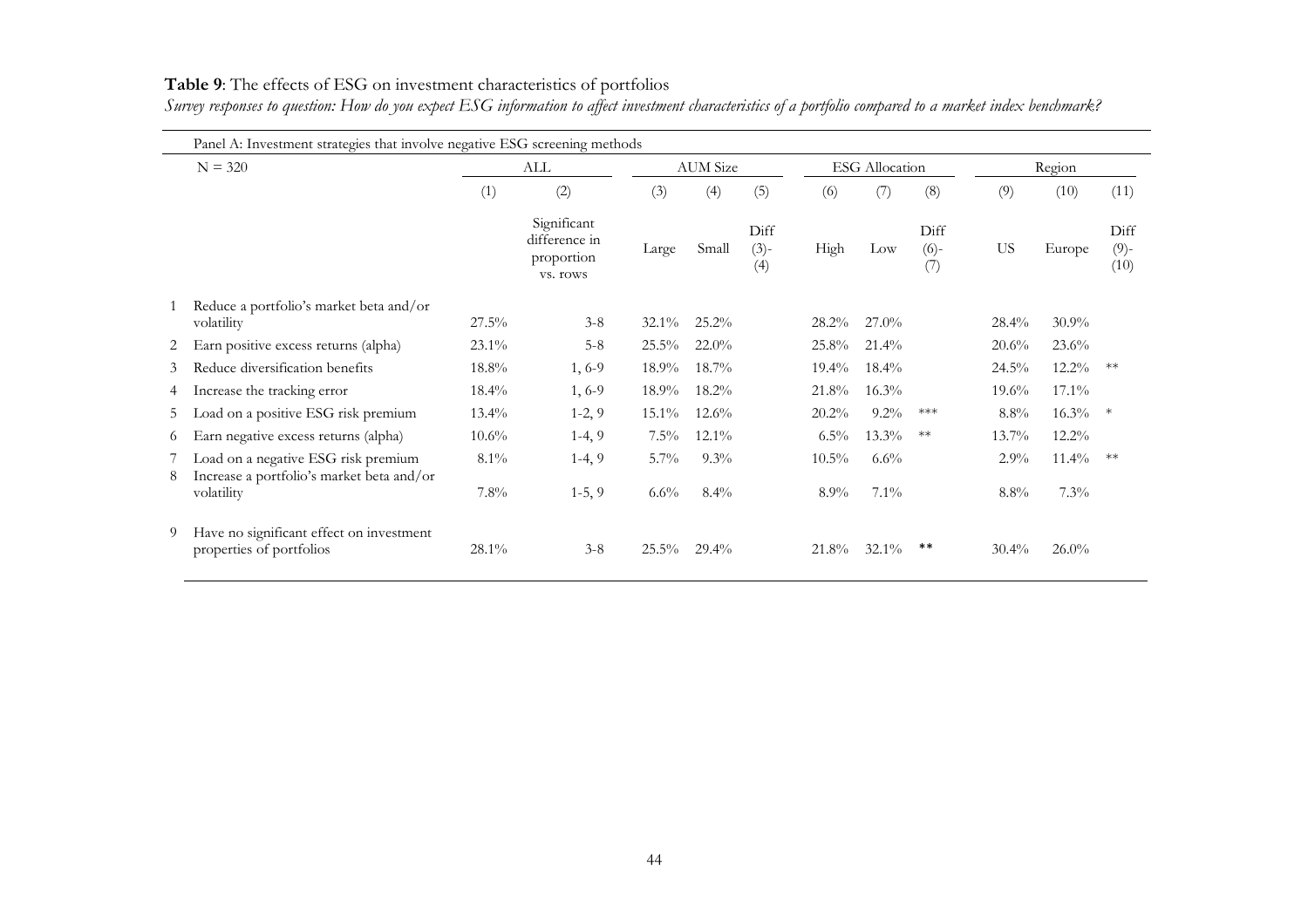**Table 9**: The effects of ESG on investment characteristics of portfolios

*Survey responses to question: How do you expect ESG information to affect investment characteristics of a portfolio compared to a market index benchmark?*

Panel A: Investment strategies that involve negative ESG screening methods

| | N = 320 | ALL | | AUM Size | | | ESG Allocation | | | Region | | |
|---|---|---|---|---|---|---|---|---|---|---|---|---|
| | | (1) | (2) | (3) | (4) | (5) | (6) | (7) | (8) | (9) | (10) | (11) |
| | | | Significant difference in proportion vs. rows | Large | Small | Diff (3)-(4) | High | Low | Diff (6)-(7) | US | Europe | Diff (9)-(10) |
| 1 | Reduce a portfolio's market beta and/or volatility | 27.5% | 3-8 | 32.1% | 25.2% | | 28.2% | 27.0% | | 28.4% | 30.9% | |
| 2 | Earn positive excess returns (alpha) | 23.1% | 5-8 | 25.5% | 22.0% | | 25.8% | 21.4% | | 20.6% | 23.6% | |
| 3 | Reduce diversification benefits | 18.8% | 1, 6-9 | 18.9% | 18.7% | | 19.4% | 18.4% | | 24.5% | 12.2% | ** |
| 4 | Increase the tracking error | 18.4% | 1, 6-9 | 18.9% | 18.2% | | 21.8% | 16.3% | | 19.6% | 17.1% | |
| 5 | Load on a positive ESG risk premium | 13.4% | 1-2, 9 | 15.1% | 12.6% | | 20.2% | 9.2% | *** | 8.8% | 16.3% | * |
| 6 | Earn negative excess returns (alpha) | 10.6% | 1-4, 9 | 7.5% | 12.1% | | 6.5% | 13.3% | ** | 13.7% | 12.2% | |
| 7 | Load on a negative ESG risk premium | 8.1% | 1-4, 9 | 5.7% | 9.3% | | 10.5% | 6.6% | | 2.9% | 11.4% | ** |
| 8 | Increase a portfolio's market beta and/or volatility | 7.8% | 1-5, 9 | 6.6% | 8.4% | | 8.9% | 7.1% | | 8.8% | 7.3% | |
| 9 | Have no significant effect on investment properties of portfolios | 28.1% | 3-8 | 25.5% | 29.4% | | 21.8% | 32.1% | ** | 30.4% | 26.0% | |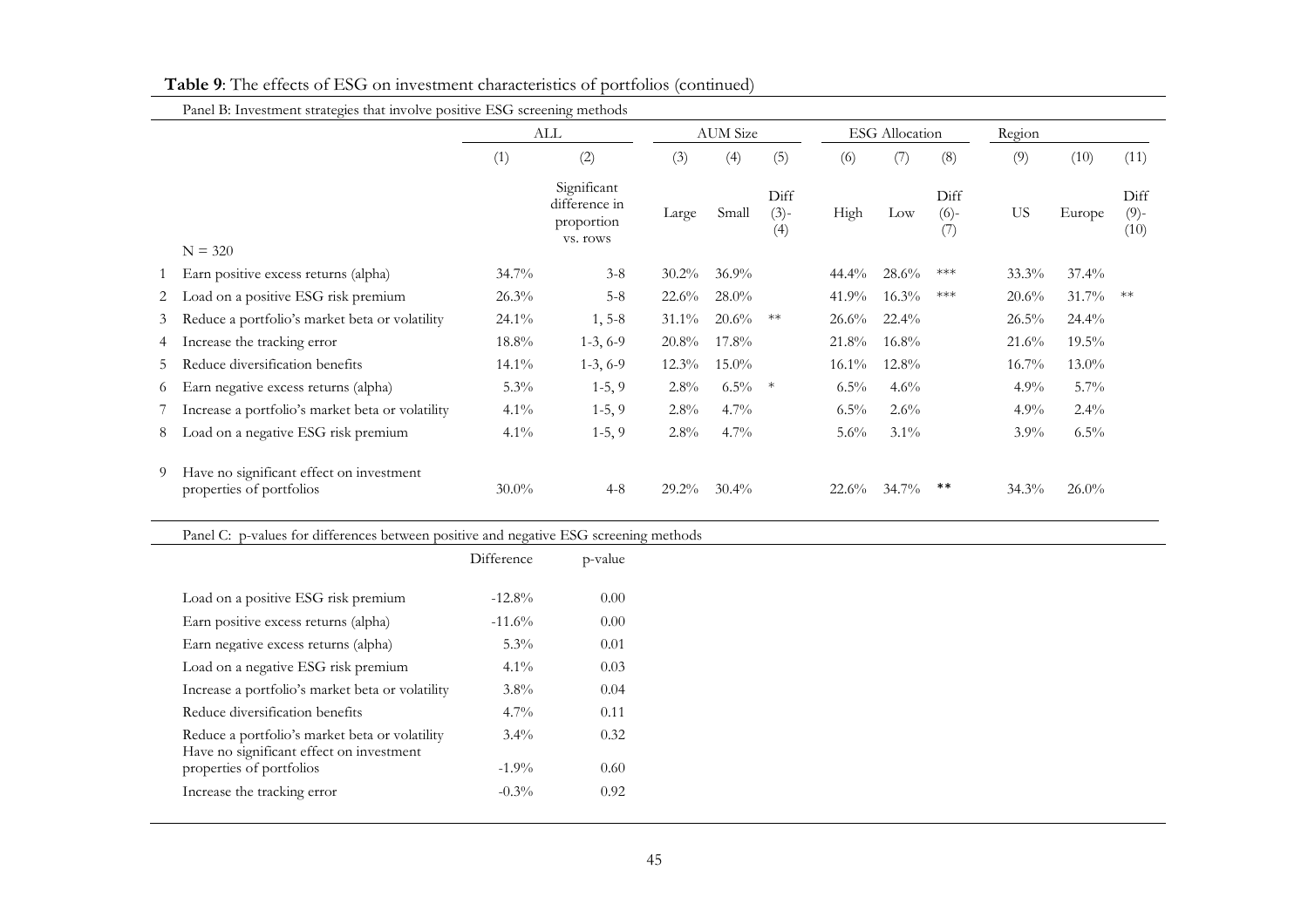**Table 9**: The effects of ESG on investment characteristics of portfolios (continued)

Panel B: Investment strategies that involve positive ESG screening methods

| | | ALL | | AUM Size | | | ESG Allocation | | | Region | | |
|---|---|---|---|---|---|---|---|---|---|---|---|---|
| | | (1) | (2) | (3) | (4) | (5) | (6) | (7) | (8) | (9) | (10) | (11) |
| | N = 320 | | Significant difference in proportion vs. rows | Large | Small | Diff (3)-(4) | High | Low | Diff (6)-(7) | US | Europe | Diff (9)-(10) |
| 1 | Earn positive excess returns (alpha) | 34.7% | 3-8 | 30.2% | 36.9% | | 44.4% | 28.6% | *** | 33.3% | 37.4% | |
| 2 | Load on a positive ESG risk premium | 26.3% | 5-8 | 22.6% | 28.0% | | 41.9% | 16.3% | *** | 20.6% | 31.7% | ** |
| 3 | Reduce a portfolio's market beta or volatility | 24.1% | 1, 5-8 | 31.1% | 20.6% | ** | 26.6% | 22.4% | | 26.5% | 24.4% | |
| 4 | Increase the tracking error | 18.8% | 1-3, 6-9 | 20.8% | 17.8% | | 21.8% | 16.8% | | 21.6% | 19.5% | |
| 5 | Reduce diversification benefits | 14.1% | 1-3, 6-9 | 12.3% | 15.0% | | 16.1% | 12.8% | | 16.7% | 13.0% | |
| 6 | Earn negative excess returns (alpha) | 5.3% | 1-5, 9 | 2.8% | 6.5% | * | 6.5% | 4.6% | | 4.9% | 5.7% | |
| 7 | Increase a portfolio's market beta or volatility | 4.1% | 1-5, 9 | 2.8% | 4.7% | | 6.5% | 2.6% | | 4.9% | 2.4% | |
| 8 | Load on a negative ESG risk premium | 4.1% | 1-5, 9 | 2.8% | 4.7% | | 5.6% | 3.1% | | 3.9% | 6.5% | |
| 9 | Have no significant effect on investment properties of portfolios | 30.0% | 4-8 | 29.2% | 30.4% | | 22.6% | 34.7% | ** | 34.3% | 26.0% | |

Panel C: p-values for differences between positive and negative ESG screening methods

| | Difference | p-value |
|---|---|---|
| Load on a positive ESG risk premium | -12.8% | 0.00 |
| Earn positive excess returns (alpha) | -11.6% | 0.00 |
| Earn negative excess returns (alpha) | 5.3% | 0.01 |
| Load on a negative ESG risk premium | 4.1% | 0.03 |
| Increase a portfolio's market beta or volatility | 3.8% | 0.04 |
| Reduce diversification benefits | 4.7% | 0.11 |
| Reduce a portfolio's market beta or volatility | 3.4% | 0.32 |
| Have no significant effect on investment properties of portfolios | -1.9% | 0.60 |
| Increase the tracking error | -0.3% | 0.92 |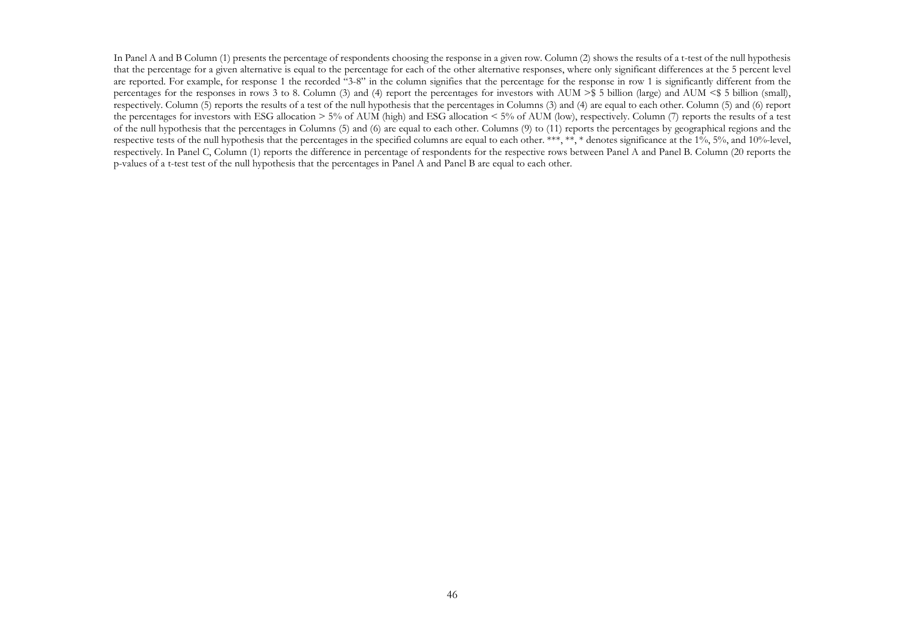In Panel A and B Column (1) presents the percentage of respondents choosing the response in a given row. Column (2) shows the results of a t-test of the null hypothesis that the percentage for a given alternative is equal to the percentage for each of the other alternative responses, where only significant differences at the 5 percent level are reported. For example, for response 1 the recorded "3-8" in the column signifies that the percentage for the response in row 1 is significantly different from the percentages for the responses in rows 3 to 8. Column (3) and (4) report the percentages for investors with AUM >$ 5 billion (large) and AUM <$ 5 billion (small), respectively. Column (5) reports the results of a test of the null hypothesis that the percentages in Columns (3) and (4) are equal to each other. Column (5) and (6) report the percentages for investors with ESG allocation > 5% of AUM (high) and ESG allocation < 5% of AUM (low), respectively. Column (7) reports the results of a test of the null hypothesis that the percentages in Columns (5) and (6) are equal to each other. Columns (9) to (11) reports the percentages by geographical regions and the respective tests of the null hypothesis that the percentages in the specified columns are equal to each other. ***, **, * denotes significance at the 1%, 5%, and 10%-level, respectively. In Panel C, Column (1) reports the difference in percentage of respondents for the respective rows between Panel A and Panel B. Column (20 reports the p-values of a t-test test of the null hypothesis that the percentages in Panel A and Panel B are equal to each other.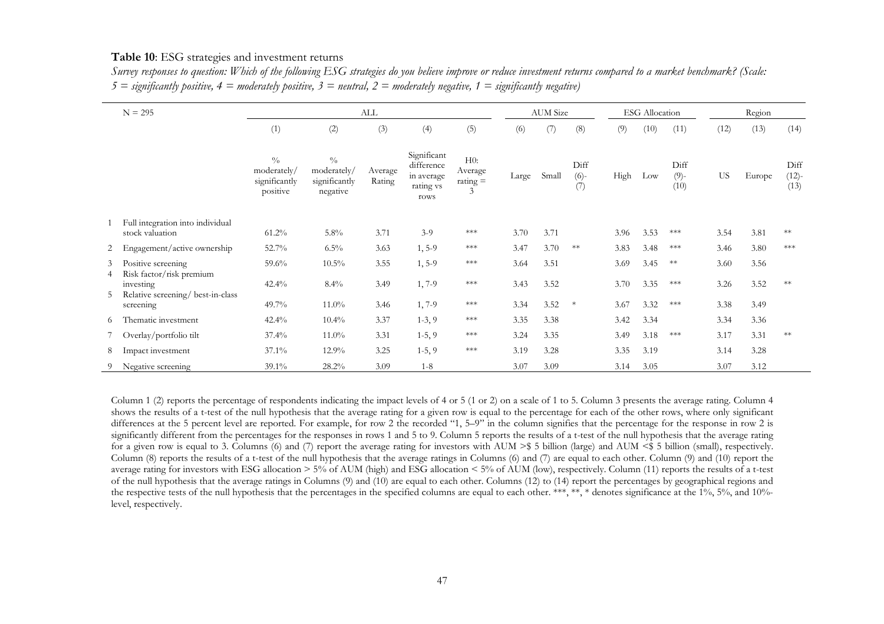**Table 10**: ESG strategies and investment returns

*Survey responses to question: Which of the following ESG strategies do you believe improve or reduce investment returns compared to a market benchmark? (Scale: 5 = significantly positive, 4 = moderately positive, 3 = neutral, 2 = moderately negative, 1 = significantly negative)*

| | N = 295 | ALL | | | | | AUM Size | | | ESG Allocation | | | Region | | |
|---|---|---|---|---|---|---|---|---|---|---|---|---|---|---|---|
| | | (1) | (2) | (3) | (4) | (5) | (6) | (7) | (8) | (9) | (10) | (11) | (12) | (13) | (14) |
| | | % moderately/ significantly positive | % moderately/ significantly negative | Average Rating | Significant difference in average rating vs rows | H0: Average rating = 3 | Large | Small | Diff (6)-(7) | High | Low | Diff (9)-(10) | US | Europe | Diff (12)-(13) |
| 1 | Full integration into individual stock valuation | 61.2% | 5.8% | 3.71 | 3-9 | *** | 3.70 | 3.71 | | 3.96 | 3.53 | *** | 3.54 | 3.81 | ** |
| 2 | Engagement/active ownership | 52.7% | 6.5% | 3.63 | 1, 5-9 | *** | 3.47 | 3.70 | ** | 3.83 | 3.48 | *** | 3.46 | 3.80 | *** |
| 3 | Positive screening | 59.6% | 10.5% | 3.55 | 1, 5-9 | *** | 3.64 | 3.51 | | 3.69 | 3.45 | ** | 3.60 | 3.56 | |
| 4 | Risk factor/risk premium investing | 42.4% | 8.4% | 3.49 | 1, 7-9 | *** | 3.43 | 3.52 | | 3.70 | 3.35 | *** | 3.26 | 3.52 | ** |
| 5 | Relative screening/ best-in-class screening | 49.7% | 11.0% | 3.46 | 1, 7-9 | *** | 3.34 | 3.52 | * | 3.67 | 3.32 | *** | 3.38 | 3.49 | |
| 6 | Thematic investment | 42.4% | 10.4% | 3.37 | 1-3, 9 | *** | 3.35 | 3.38 | | 3.42 | 3.34 | | 3.34 | 3.36 | |
| 7 | Overlay/portfolio tilt | 37.4% | 11.0% | 3.31 | 1-5, 9 | *** | 3.24 | 3.35 | | 3.49 | 3.18 | *** | 3.17 | 3.31 | ** |
| 8 | Impact investment | 37.1% | 12.9% | 3.25 | 1-5, 9 | *** | 3.19 | 3.28 | | 3.35 | 3.19 | | 3.14 | 3.28 | |
| 9 | Negative screening | 39.1% | 28.2% | 3.09 | 1-8 | | 3.07 | 3.09 | | 3.14 | 3.05 | | 3.07 | 3.12 | |

Column 1 (2) reports the percentage of respondents indicating the impact levels of 4 or 5 (1 or 2) on a scale of 1 to 5. Column 3 presents the average rating. Column 4 shows the results of a t-test of the null hypothesis that the average rating for a given row is equal to the percentage for each of the other rows, where only significant differences at the 5 percent level are reported. For example, for row 2 the recorded "1, 5–9" in the column signifies that the percentage for the response in row 2 is significantly different from the percentages for the responses in rows 1 and 5 to 9. Column 5 reports the results of a t-test of the null hypothesis that the average rating for a given row is equal to 3. Columns (6) and (7) report the average rating for investors with AUM >$ 5 billion (large) and AUM <$ 5 billion (small), respectively. Column (8) reports the results of a t-test of the null hypothesis that the average ratings in Columns (6) and (7) are equal to each other. Column (9) and (10) report the average rating for investors with ESG allocation > 5% of AUM (high) and ESG allocation < 5% of AUM (low), respectively. Column (11) reports the results of a t-test of the null hypothesis that the average ratings in Columns (9) and (10) are equal to each other. Columns (12) to (14) report the percentages by geographical regions and the respective tests of the null hypothesis that the percentages in the specified columns are equal to each other. ***, **, * denotes significance at the 1%, 5%, and 10%-level, respectively.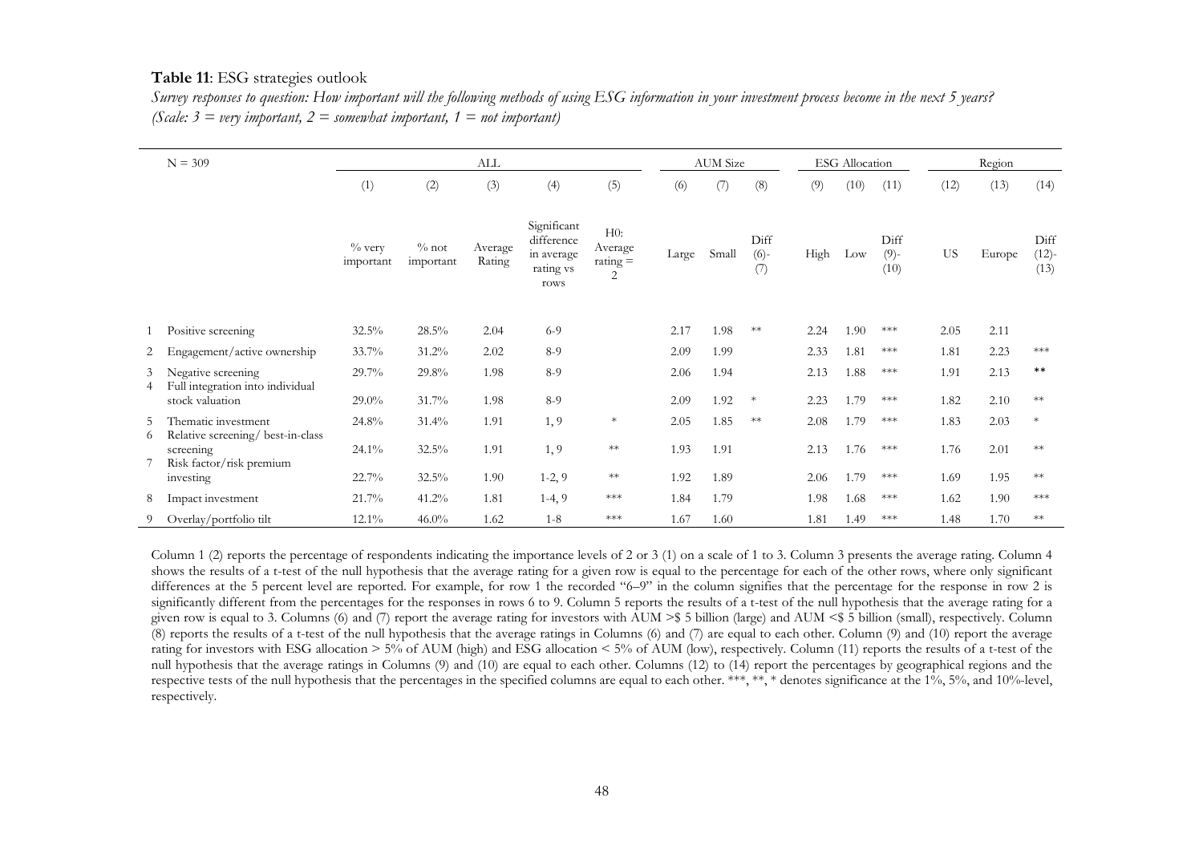**Table 11**: ESG strategies outlook

*Survey responses to question: How important will the following methods of using ESG information in your investment process become in the next 5 years? (Scale: 3 = very important, 2 = somewhat important, 1 = not important)*

| | N = 309 | ALL | | | | | AUM Size | | | ESG Allocation | | | Region | | |
|---|---|---|---|---|---|---|---|---|---|---|---|---|---|---|---|
| | | (1) | (2) | (3) | (4) | (5) | (6) | (7) | (8) | (9) | (10) | (11) | (12) | (13) | (14) |
| | | % very important | % not important | Average Rating | Significant difference in average rating vs rows | H0: Average rating = 2 | Large | Small | Diff (6)-(7) | High | Low | Diff (9)-(10) | US | Europe | Diff (12)-(13) |
| 1 | Positive screening | 32.5% | 28.5% | 2.04 | 6-9 | | 2.17 | 1.98 | ** | 2.24 | 1.90 | *** | 2.05 | 2.11 | |
| 2 | Engagement/active ownership | 33.7% | 31.2% | 2.02 | 8-9 | | 2.09 | 1.99 | | 2.33 | 1.81 | *** | 1.81 | 2.23 | *** |
| 3 | Negative screening | 29.7% | 29.8% | 1.98 | 8-9 | | 2.06 | 1.94 | | 2.13 | 1.88 | *** | 1.91 | 2.13 | ** |
| 4 | Full integration into individual stock valuation | 29.0% | 31.7% | 1.98 | 8-9 | | 2.09 | 1.92 | * | 2.23 | 1.79 | *** | 1.82 | 2.10 | ** |
| 5 | Thematic investment | 24.8% | 31.4% | 1.91 | 1, 9 | * | 2.05 | 1.85 | ** | 2.08 | 1.79 | *** | 1.83 | 2.03 | * |
| 6 | Relative screening/ best-in-class screening | 24.1% | 32.5% | 1.91 | 1, 9 | ** | 1.93 | 1.91 | | 2.13 | 1.76 | *** | 1.76 | 2.01 | ** |
| 7 | Risk factor/risk premium investing | 22.7% | 32.5% | 1.90 | 1-2, 9 | ** | 1.92 | 1.89 | | 2.06 | 1.79 | *** | 1.69 | 1.95 | ** |
| 8 | Impact investment | 21.7% | 41.2% | 1.81 | 1-4, 9 | *** | 1.84 | 1.79 | | 1.98 | 1.68 | *** | 1.62 | 1.90 | *** |
| 9 | Overlay/portfolio tilt | 12.1% | 46.0% | 1.62 | 1-8 | *** | 1.67 | 1.60 | | 1.81 | 1.49 | *** | 1.48 | 1.70 | ** |

Column 1 (2) reports the percentage of respondents indicating the importance levels of 2 or 3 (1) on a scale of 1 to 3. Column 3 presents the average rating. Column 4 shows the results of a t-test of the null hypothesis that the average rating for a given row is equal to the percentage for each of the other rows, where only significant differences at the 5 percent level are reported. For example, for row 1 the recorded "6–9" in the column signifies that the percentage for the response in row 2 is significantly different from the percentages for the responses in rows 6 to 9. Column 5 reports the results of a t-test of the null hypothesis that the average rating for a given row is equal to 3. Columns (6) and (7) report the average rating for investors with AUM >$ 5 billion (large) and AUM <$ 5 billion (small), respectively. Column (8) reports the results of a t-test of the null hypothesis that the average ratings in Columns (6) and (7) are equal to each other. Column (9) and (10) report the average rating for investors with ESG allocation > 5% of AUM (high) and ESG allocation < 5% of AUM (low), respectively. Column (11) reports the results of a t-test of the null hypothesis that the average ratings in Columns (9) and (10) are equal to each other. Columns (12) to (14) report the percentages by geographical regions and the respective tests of the null hypothesis that the percentages in the specified columns are equal to each other. ***, **, * denotes significance at the 1%, 5%, and 10%-level, respectively.